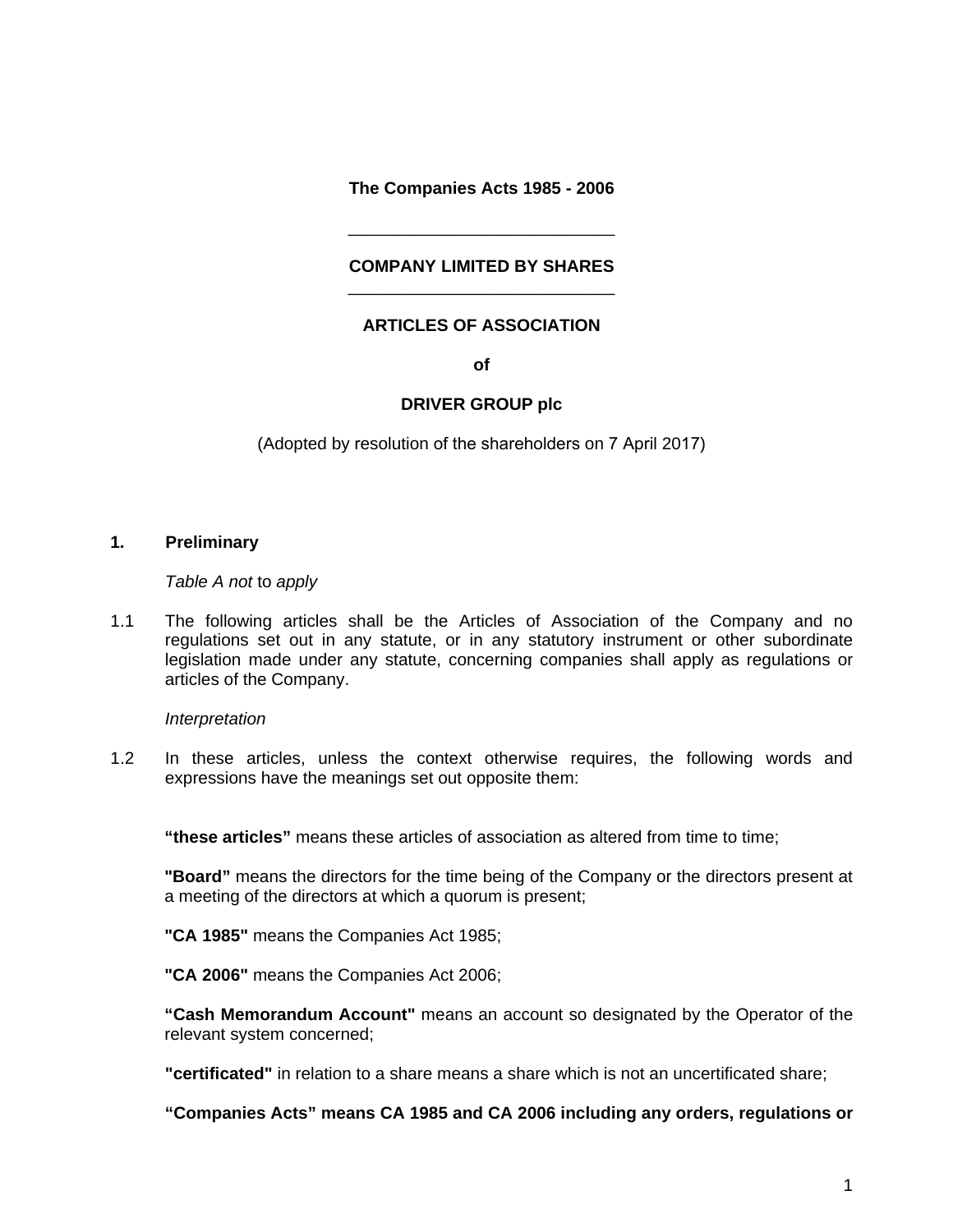**The Companies Acts 1985 - 2006**

---

**COMPANY LIMITED BY SHARES**

---

**ARTICLES OF ASSOCIATION**

**of**

**DRIVER GROUP plc**

(Adopted by resolution of the shareholders on 7 April 2017)

## 1. Preliminary

*Table A not* to *apply*

1.1 The following articles shall be the Articles of Association of the Company and no regulations set out in any statute, or in any statutory instrument or other subordinate legislation made under any statute, concerning companies shall apply as regulations or articles of the Company.

*Interpretation*

1.2 In these articles, unless the context otherwise requires, the following words and expressions have the meanings set out opposite them:

**"these articles"** means these articles of association as altered from time to time;

**"Board"** means the directors for the time being of the Company or the directors present at a meeting of the directors at which a quorum is present;

**"CA 1985"** means the Companies Act 1985;

**"CA 2006"** means the Companies Act 2006;

**"Cash Memorandum Account"** means an account so designated by the Operator of the relevant system concerned;

**"certificated"** in relation to a share means a share which is not an uncertificated share;

**"Companies Acts" means CA 1985 and CA 2006 including any orders, regulations or**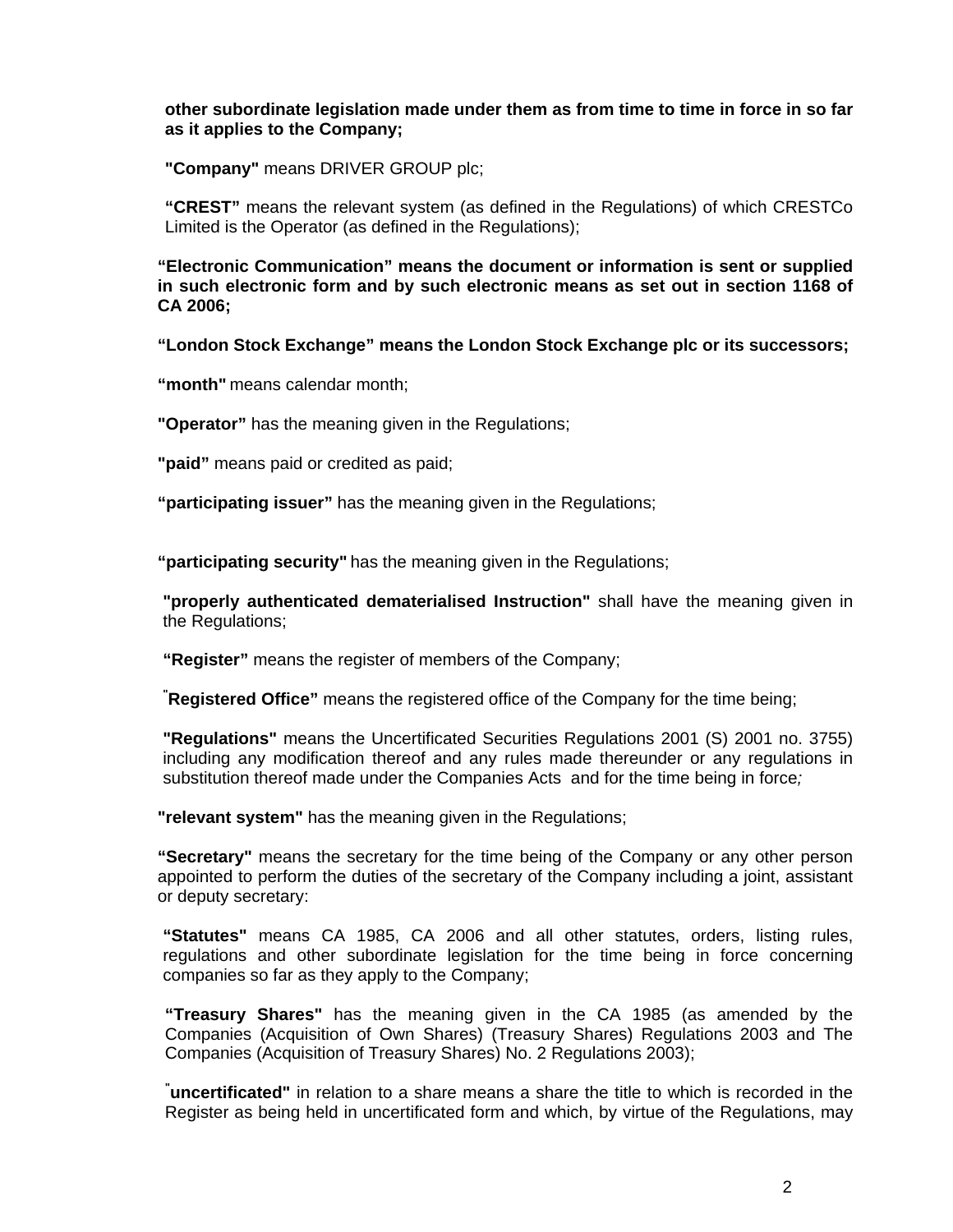**other subordinate legislation made under them as from time to time in force in so far as it applies to the Company;**

**"Company"** means DRIVER GROUP plc;

**"CREST"** means the relevant system (as defined in the Regulations) of which CRESTCo Limited is the Operator (as defined in the Regulations);

**"Electronic Communication" means the document or information is sent or supplied in such electronic form and by such electronic means as set out in section 1168 of CA 2006;**

**"London Stock Exchange" means the London Stock Exchange plc or its successors;**

**"month"** means calendar month;

**"Operator"** has the meaning given in the Regulations;

**"paid"** means paid or credited as paid;

**"participating issuer"** has the meaning given in the Regulations;

**"participating security"** has the meaning given in the Regulations;

**"properly authenticated dematerialised Instruction"** shall have the meaning given in the Regulations;

**"Register"** means the register of members of the Company;

**"Registered Office"** means the registered office of the Company for the time being;

**"Regulations"** means the Uncertificated Securities Regulations 2001 (S) 2001 no. 3755) including any modification thereof and any rules made thereunder or any regulations in substitution thereof made under the Companies Acts and for the time being in force*;*

**"relevant system"** has the meaning given in the Regulations;

**"Secretary"** means the secretary for the time being of the Company or any other person appointed to perform the duties of the secretary of the Company including a joint, assistant or deputy secretary:

**"Statutes"** means CA 1985, CA 2006 and all other statutes, orders, listing rules, regulations and other subordinate legislation for the time being in force concerning companies so far as they apply to the Company;

**"Treasury Shares"** has the meaning given in the CA 1985 (as amended by the Companies (Acquisition of Own Shares) (Treasury Shares) Regulations 2003 and The Companies (Acquisition of Treasury Shares) No. 2 Regulations 2003);

**"uncertificated"** in relation to a share means a share the title to which is recorded in the Register as being held in uncertificated form and which, by virtue of the Regulations, may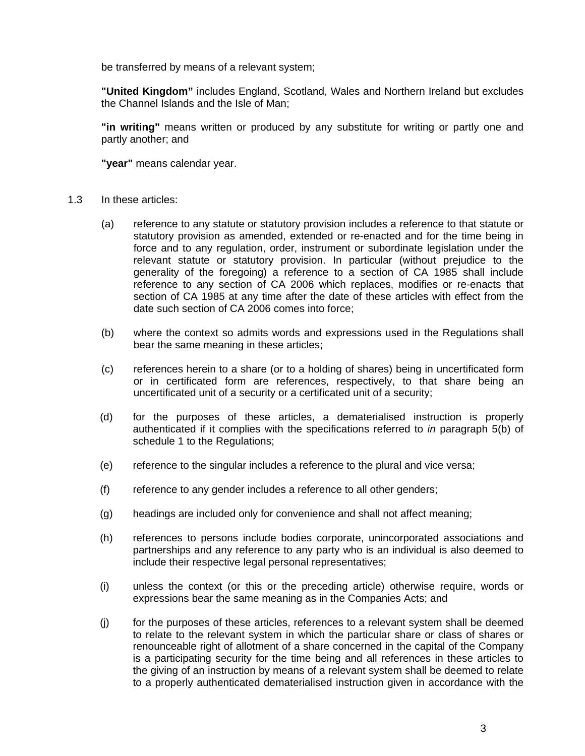be transferred by means of a relevant system;

**"United Kingdom"** includes England, Scotland, Wales and Northern Ireland but excludes the Channel Islands and the Isle of Man;

**"in writing"** means written or produced by any substitute for writing or partly one and partly another; and

**"year"** means calendar year.

1.3 In these articles:

(a) reference to any statute or statutory provision includes a reference to that statute or statutory provision as amended, extended or re-enacted and for the time being in force and to any regulation, order, instrument or subordinate legislation under the relevant statute or statutory provision. In particular (without prejudice to the generality of the foregoing) a reference to a section of CA 1985 shall include reference to any section of CA 2006 which replaces, modifies or re-enacts that section of CA 1985 at any time after the date of these articles with effect from the date such section of CA 2006 comes into force;

(b) where the context so admits words and expressions used in the Regulations shall bear the same meaning in these articles;

(c) references herein to a share (or to a holding of shares) being in uncertificated form or in certificated form are references, respectively, to that share being an uncertificated unit of a security or a certificated unit of a security;

(d) for the purposes of these articles, a dematerialised instruction is properly authenticated if it complies with the specifications referred to *in* paragraph 5(b) of schedule 1 to the Regulations;

(e) reference to the singular includes a reference to the plural and vice versa;

(f) reference to any gender includes a reference to all other genders;

(g) headings are included only for convenience and shall not affect meaning;

(h) references to persons include bodies corporate, unincorporated associations and partnerships and any reference to any party who is an individual is also deemed to include their respective legal personal representatives;

(i) unless the context (or this or the preceding article) otherwise require, words or expressions bear the same meaning as in the Companies Acts; and

(j) for the purposes of these articles, references to a relevant system shall be deemed to relate to the relevant system in which the particular share or class of shares or renounceable right of allotment of a share concerned in the capital of the Company is a participating security for the time being and all references in these articles to the giving of an instruction by means of a relevant system shall be deemed to relate to a properly authenticated dematerialised instruction given in accordance with the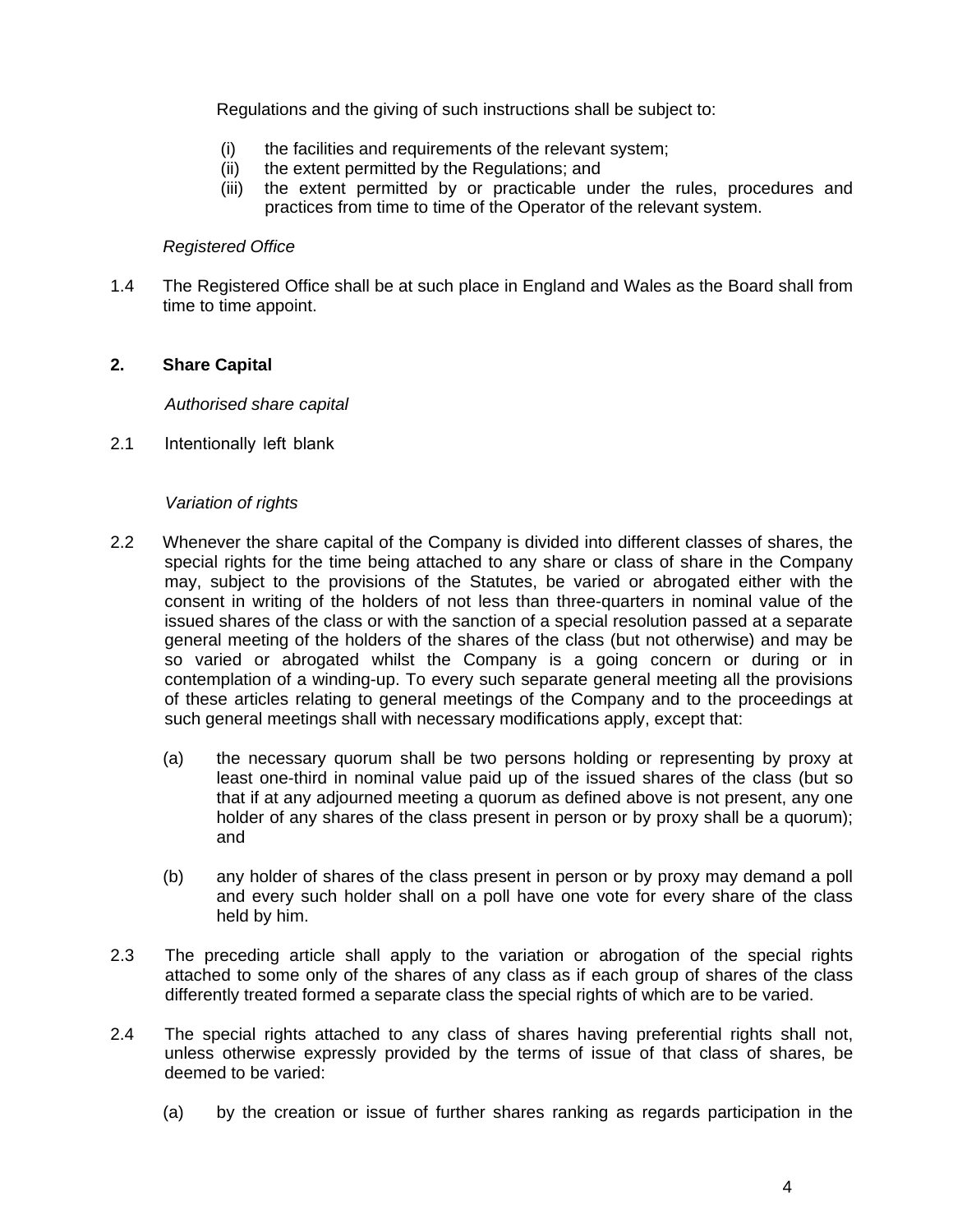Regulations and the giving of such instructions shall be subject to:

(i) the facilities and requirements of the relevant system;
(ii) the extent permitted by the Regulations; and
(iii) the extent permitted by or practicable under the rules, procedures and practices from time to time of the Operator of the relevant system.

*Registered Office*

1.4 The Registered Office shall be at such place in England and Wales as the Board shall from time to time appoint.

## 2. Share Capital

*Authorised share capital*

2.1 Intentionally left blank

*Variation of rights*

2.2 Whenever the share capital of the Company is divided into different classes of shares, the special rights for the time being attached to any share or class of share in the Company may, subject to the provisions of the Statutes, be varied or abrogated either with the consent in writing of the holders of not less than three-quarters in nominal value of the issued shares of the class or with the sanction of a special resolution passed at a separate general meeting of the holders of the shares of the class (but not otherwise) and may be so varied or abrogated whilst the Company is a going concern or during or in contemplation of a winding-up. To every such separate general meeting all the provisions of these articles relating to general meetings of the Company and to the proceedings at such general meetings shall with necessary modifications apply, except that:

(a) the necessary quorum shall be two persons holding or representing by proxy at least one-third in nominal value paid up of the issued shares of the class (but so that if at any adjourned meeting a quorum as defined above is not present, any one holder of any shares of the class present in person or by proxy shall be a quorum); and

(b) any holder of shares of the class present in person or by proxy may demand a poll and every such holder shall on a poll have one vote for every share of the class held by him.

2.3 The preceding article shall apply to the variation or abrogation of the special rights attached to some only of the shares of any class as if each group of shares of the class differently treated formed a separate class the special rights of which are to be varied.

2.4 The special rights attached to any class of shares having preferential rights shall not, unless otherwise expressly provided by the terms of issue of that class of shares, be deemed to be varied:

(a) by the creation or issue of further shares ranking as regards participation in the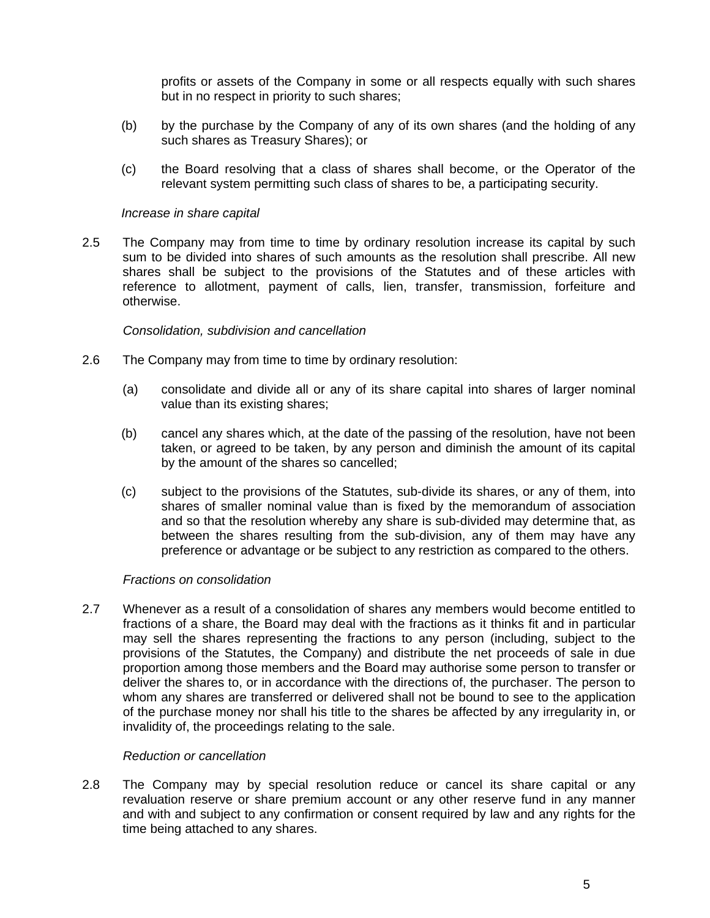profits or assets of the Company in some or all respects equally with such shares but in no respect in priority to such shares;

(b) by the purchase by the Company of any of its own shares (and the holding of any such shares as Treasury Shares); or

(c) the Board resolving that a class of shares shall become, or the Operator of the relevant system permitting such class of shares to be, a participating security.

*Increase in share capital*

2.5 The Company may from time to time by ordinary resolution increase its capital by such sum to be divided into shares of such amounts as the resolution shall prescribe. All new shares shall be subject to the provisions of the Statutes and of these articles with reference to allotment, payment of calls, lien, transfer, transmission, forfeiture and otherwise.

*Consolidation, subdivision and cancellation*

2.6 The Company may from time to time by ordinary resolution:

(a) consolidate and divide all or any of its share capital into shares of larger nominal value than its existing shares;

(b) cancel any shares which, at the date of the passing of the resolution, have not been taken, or agreed to be taken, by any person and diminish the amount of its capital by the amount of the shares so cancelled;

(c) subject to the provisions of the Statutes, sub-divide its shares, or any of them, into shares of smaller nominal value than is fixed by the memorandum of association and so that the resolution whereby any share is sub-divided may determine that, as between the shares resulting from the sub-division, any of them may have any preference or advantage or be subject to any restriction as compared to the others.

*Fractions on consolidation*

2.7 Whenever as a result of a consolidation of shares any members would become entitled to fractions of a share, the Board may deal with the fractions as it thinks fit and in particular may sell the shares representing the fractions to any person (including, subject to the provisions of the Statutes, the Company) and distribute the net proceeds of sale in due proportion among those members and the Board may authorise some person to transfer or deliver the shares to, or in accordance with the directions of, the purchaser. The person to whom any shares are transferred or delivered shall not be bound to see to the application of the purchase money nor shall his title to the shares be affected by any irregularity in, or invalidity of, the proceedings relating to the sale.

*Reduction or cancellation*

2.8 The Company may by special resolution reduce or cancel its share capital or any revaluation reserve or share premium account or any other reserve fund in any manner and with and subject to any confirmation or consent required by law and any rights for the time being attached to any shares.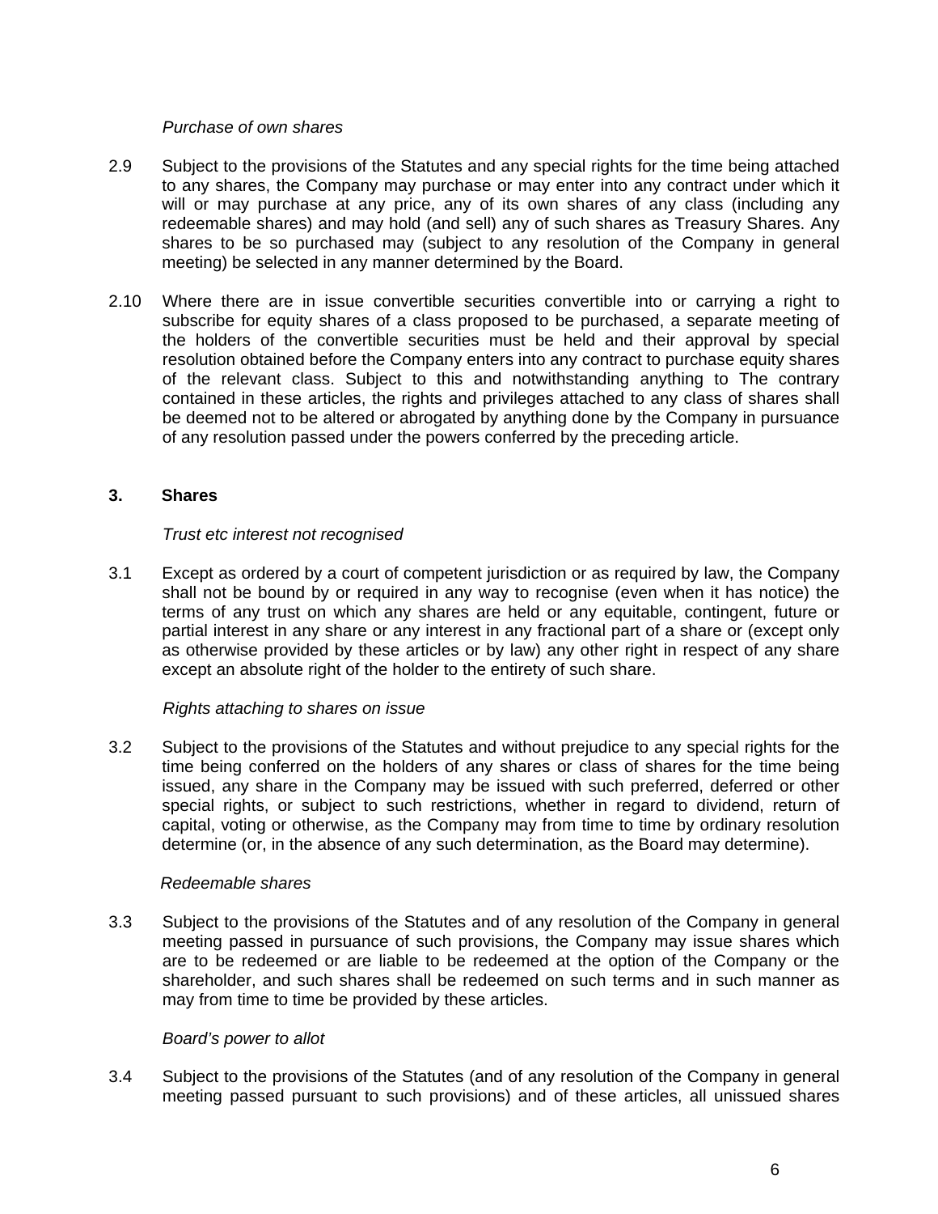*Purchase of own shares*

2.9 Subject to the provisions of the Statutes and any special rights for the time being attached to any shares, the Company may purchase or may enter into any contract under which it will or may purchase at any price, any of its own shares of any class (including any redeemable shares) and may hold (and sell) any of such shares as Treasury Shares. Any shares to be so purchased may (subject to any resolution of the Company in general meeting) be selected in any manner determined by the Board.

2.10 Where there are in issue convertible securities convertible into or carrying a right to subscribe for equity shares of a class proposed to be purchased, a separate meeting of the holders of the convertible securities must be held and their approval by special resolution obtained before the Company enters into any contract to purchase equity shares of the relevant class. Subject to this and notwithstanding anything to The contrary contained in these articles, the rights and privileges attached to any class of shares shall be deemed not to be altered or abrogated by anything done by the Company in pursuance of any resolution passed under the powers conferred by the preceding article.

## 3. Shares

*Trust etc interest not recognised*

3.1 Except as ordered by a court of competent jurisdiction or as required by law, the Company shall not be bound by or required in any way to recognise (even when it has notice) the terms of any trust on which any shares are held or any equitable, contingent, future or partial interest in any share or any interest in any fractional part of a share or (except only as otherwise provided by these articles or by law) any other right in respect of any share except an absolute right of the holder to the entirety of such share.

*Rights attaching to shares on issue*

3.2 Subject to the provisions of the Statutes and without prejudice to any special rights for the time being conferred on the holders of any shares or class of shares for the time being issued, any share in the Company may be issued with such preferred, deferred or other special rights, or subject to such restrictions, whether in regard to dividend, return of capital, voting or otherwise, as the Company may from time to time by ordinary resolution determine (or, in the absence of any such determination, as the Board may determine).

*Redeemable shares*

3.3 Subject to the provisions of the Statutes and of any resolution of the Company in general meeting passed in pursuance of such provisions, the Company may issue shares which are to be redeemed or are liable to be redeemed at the option of the Company or the shareholder, and such shares shall be redeemed on such terms and in such manner as may from time to time be provided by these articles.

*Board's power to allot*

3.4 Subject to the provisions of the Statutes (and of any resolution of the Company in general meeting passed pursuant to such provisions) and of these articles, all unissued shares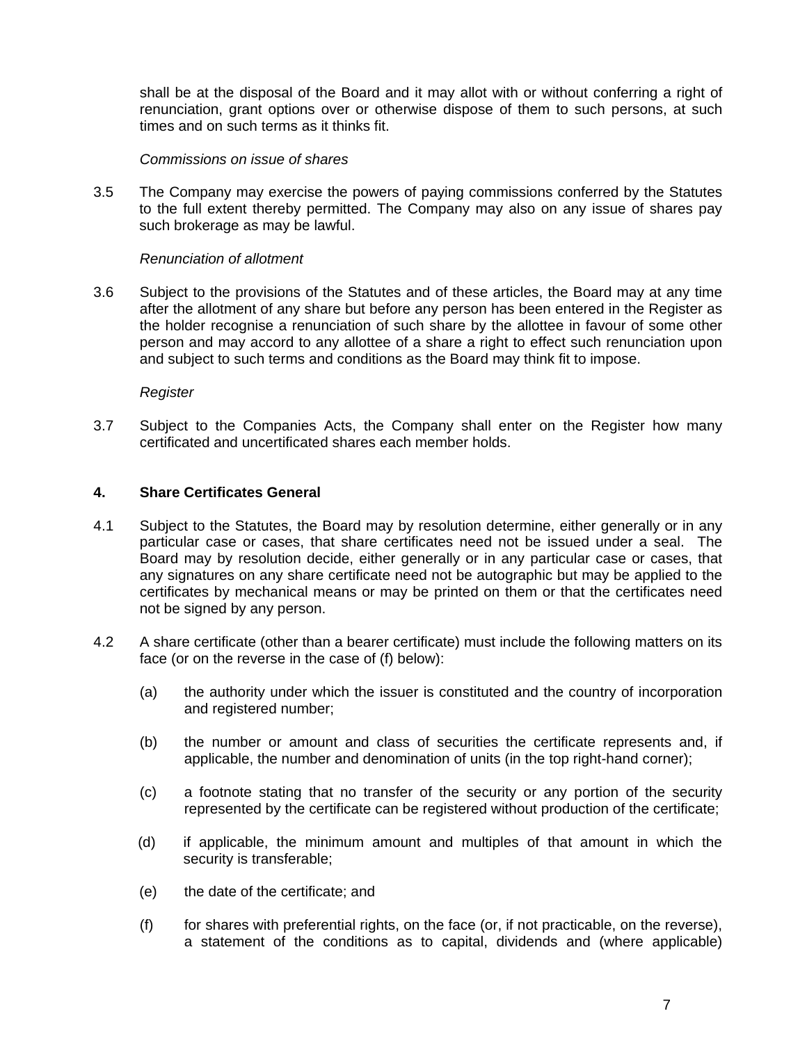shall be at the disposal of the Board and it may allot with or without conferring a right of renunciation, grant options over or otherwise dispose of them to such persons, at such times and on such terms as it thinks fit.

*Commissions on issue of shares*

3.5 The Company may exercise the powers of paying commissions conferred by the Statutes to the full extent thereby permitted. The Company may also on any issue of shares pay such brokerage as may be lawful.

*Renunciation of allotment*

3.6 Subject to the provisions of the Statutes and of these articles, the Board may at any time after the allotment of any share but before any person has been entered in the Register as the holder recognise a renunciation of such share by the allottee in favour of some other person and may accord to any allottee of a share a right to effect such renunciation upon and subject to such terms and conditions as the Board may think fit to impose.

*Register*

3.7 Subject to the Companies Acts, the Company shall enter on the Register how many certificated and uncertificated shares each member holds.

## 4. Share Certificates General

4.1 Subject to the Statutes, the Board may by resolution determine, either generally or in any particular case or cases, that share certificates need not be issued under a seal. The Board may by resolution decide, either generally or in any particular case or cases, that any signatures on any share certificate need not be autographic but may be applied to the certificates by mechanical means or may be printed on them or that the certificates need not be signed by any person.

4.2 A share certificate (other than a bearer certificate) must include the following matters on its face (or on the reverse in the case of (f) below):

(a) the authority under which the issuer is constituted and the country of incorporation and registered number;

(b) the number or amount and class of securities the certificate represents and, if applicable, the number and denomination of units (in the top right-hand corner);

(c) a footnote stating that no transfer of the security or any portion of the security represented by the certificate can be registered without production of the certificate;

(d) if applicable, the minimum amount and multiples of that amount in which the security is transferable;

(e) the date of the certificate; and

(f) for shares with preferential rights, on the face (or, if not practicable, on the reverse), a statement of the conditions as to capital, dividends and (where applicable)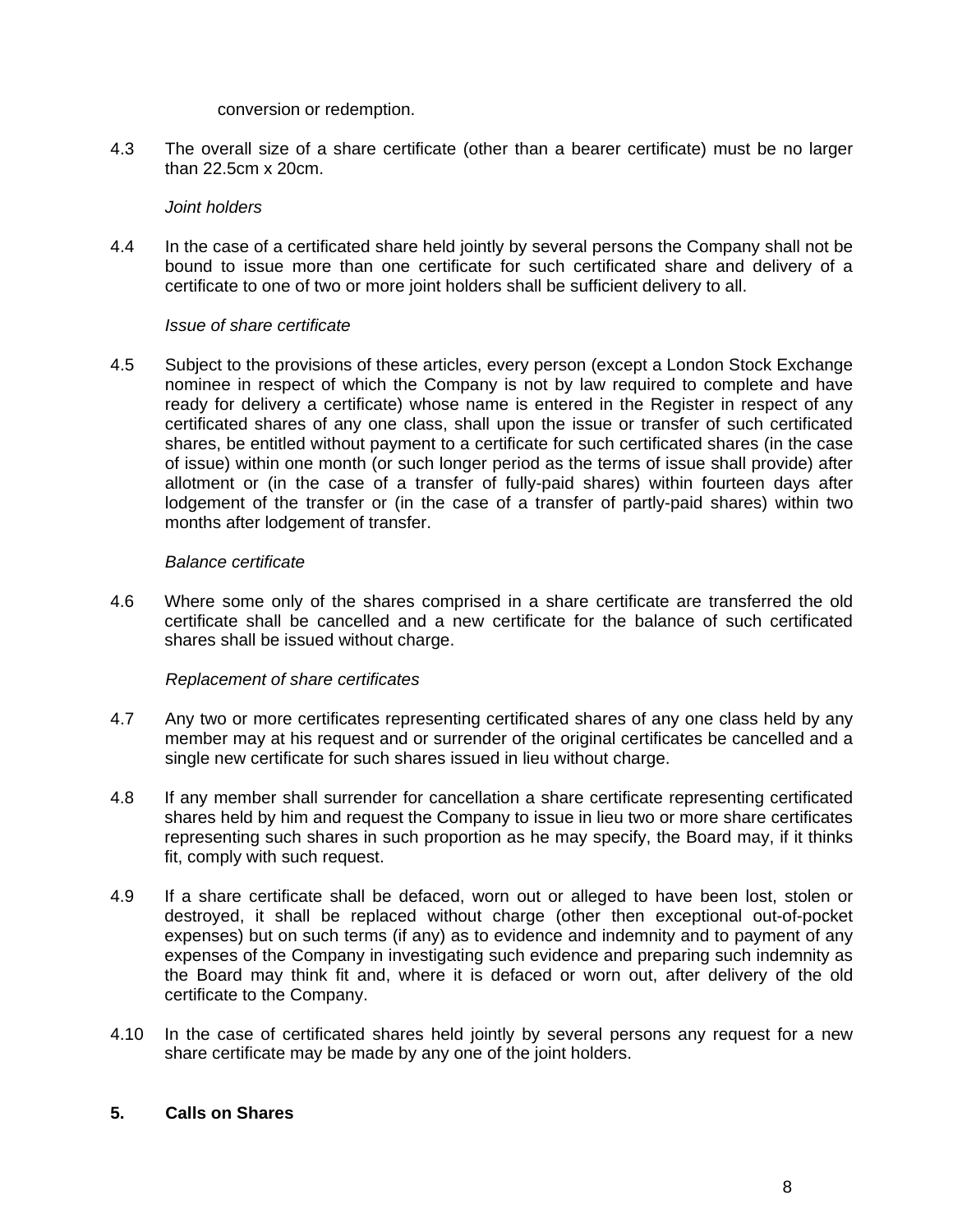conversion or redemption.

4.3 The overall size of a share certificate (other than a bearer certificate) must be no larger than 22.5cm x 20cm.

*Joint holders*

4.4 In the case of a certificated share held jointly by several persons the Company shall not be bound to issue more than one certificate for such certificated share and delivery of a certificate to one of two or more joint holders shall be sufficient delivery to all.

*Issue of share certificate*

4.5 Subject to the provisions of these articles, every person (except a London Stock Exchange nominee in respect of which the Company is not by law required to complete and have ready for delivery a certificate) whose name is entered in the Register in respect of any certificated shares of any one class, shall upon the issue or transfer of such certificated shares, be entitled without payment to a certificate for such certificated shares (in the case of issue) within one month (or such longer period as the terms of issue shall provide) after allotment or (in the case of a transfer of fully-paid shares) within fourteen days after lodgement of the transfer or (in the case of a transfer of partly-paid shares) within two months after lodgement of transfer.

*Balance certificate*

4.6 Where some only of the shares comprised in a share certificate are transferred the old certificate shall be cancelled and a new certificate for the balance of such certificated shares shall be issued without charge.

*Replacement of share certificates*

4.7 Any two or more certificates representing certificated shares of any one class held by any member may at his request and or surrender of the original certificates be cancelled and a single new certificate for such shares issued in lieu without charge.

4.8 If any member shall surrender for cancellation a share certificate representing certificated shares held by him and request the Company to issue in lieu two or more share certificates representing such shares in such proportion as he may specify, the Board may, if it thinks fit, comply with such request.

4.9 If a share certificate shall be defaced, worn out or alleged to have been lost, stolen or destroyed, it shall be replaced without charge (other then exceptional out-of-pocket expenses) but on such terms (if any) as to evidence and indemnity and to payment of any expenses of the Company in investigating such evidence and preparing such indemnity as the Board may think fit and, where it is defaced or worn out, after delivery of the old certificate to the Company.

4.10 In the case of certificated shares held jointly by several persons any request for a new share certificate may be made by any one of the joint holders.

## 5. Calls on Shares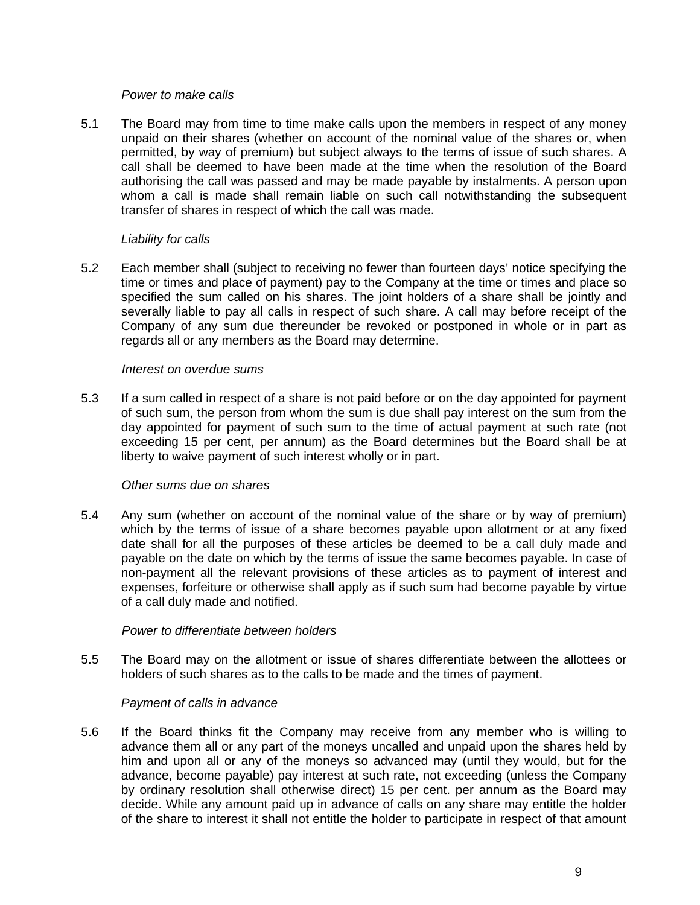*Power to make calls*

5.1 The Board may from time to time make calls upon the members in respect of any money unpaid on their shares (whether on account of the nominal value of the shares or, when permitted, by way of premium) but subject always to the terms of issue of such shares. A call shall be deemed to have been made at the time when the resolution of the Board authorising the call was passed and may be made payable by instalments. A person upon whom a call is made shall remain liable on such call notwithstanding the subsequent transfer of shares in respect of which the call was made.

*Liability for calls*

5.2 Each member shall (subject to receiving no fewer than fourteen days' notice specifying the time or times and place of payment) pay to the Company at the time or times and place so specified the sum called on his shares. The joint holders of a share shall be jointly and severally liable to pay all calls in respect of such share. A call may before receipt of the Company of any sum due thereunder be revoked or postponed in whole or in part as regards all or any members as the Board may determine.

*Interest on overdue sums*

5.3 If a sum called in respect of a share is not paid before or on the day appointed for payment of such sum, the person from whom the sum is due shall pay interest on the sum from the day appointed for payment of such sum to the time of actual payment at such rate (not exceeding 15 per cent, per annum) as the Board determines but the Board shall be at liberty to waive payment of such interest wholly or in part.

*Other sums due on shares*

5.4 Any sum (whether on account of the nominal value of the share or by way of premium) which by the terms of issue of a share becomes payable upon allotment or at any fixed date shall for all the purposes of these articles be deemed to be a call duly made and payable on the date on which by the terms of issue the same becomes payable. In case of non-payment all the relevant provisions of these articles as to payment of interest and expenses, forfeiture or otherwise shall apply as if such sum had become payable by virtue of a call duly made and notified.

*Power to differentiate between holders*

5.5 The Board may on the allotment or issue of shares differentiate between the allottees or holders of such shares as to the calls to be made and the times of payment.

*Payment of calls in advance*

5.6 If the Board thinks fit the Company may receive from any member who is willing to advance them all or any part of the moneys uncalled and unpaid upon the shares held by him and upon all or any of the moneys so advanced may (until they would, but for the advance, become payable) pay interest at such rate, not exceeding (unless the Company by ordinary resolution shall otherwise direct) 15 per cent. per annum as the Board may decide. While any amount paid up in advance of calls on any share may entitle the holder of the share to interest it shall not entitle the holder to participate in respect of that amount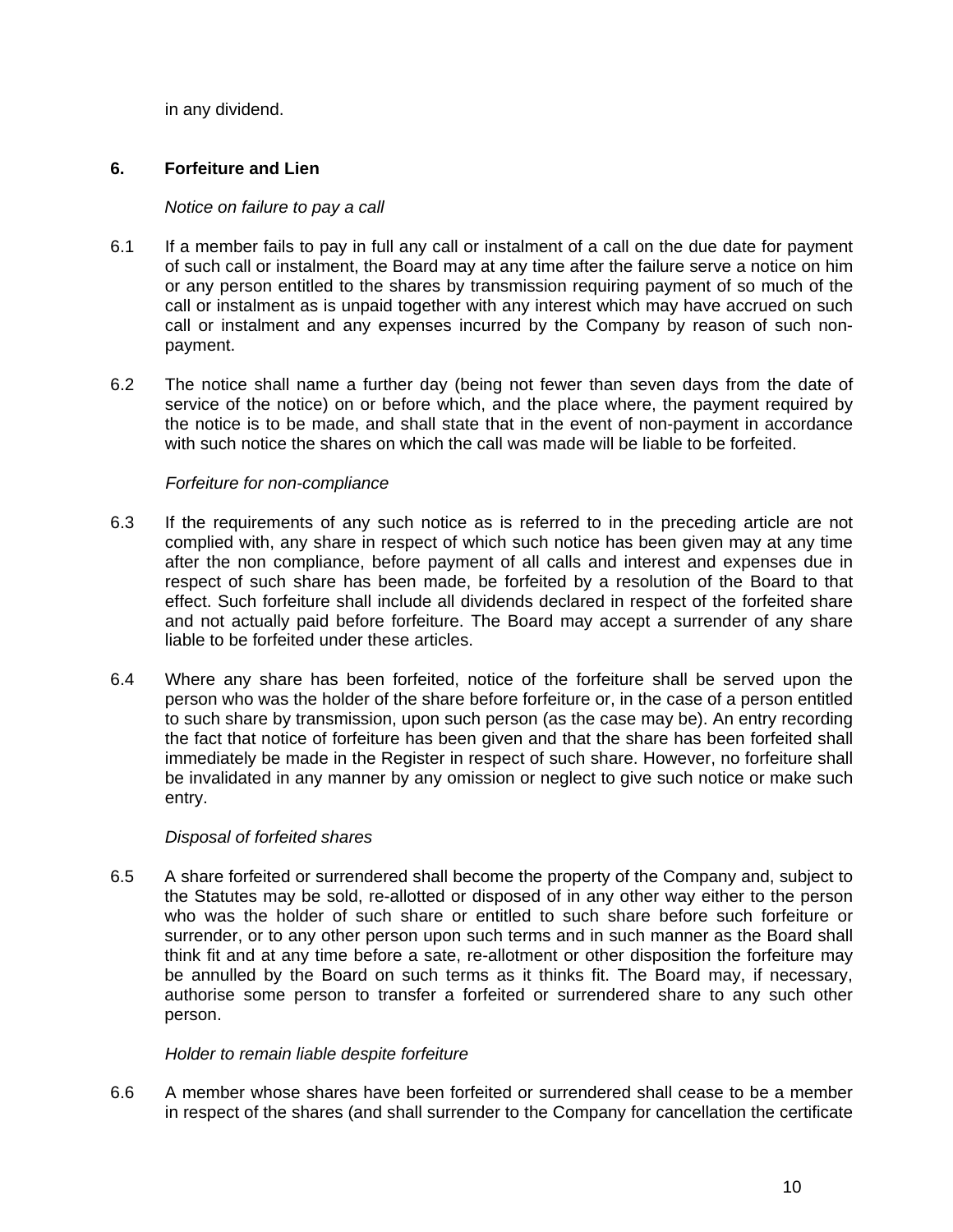in any dividend.

## 6. Forfeiture and Lien

*Notice on failure to pay a call*

6.1 If a member fails to pay in full any call or instalment of a call on the due date for payment of such call or instalment, the Board may at any time after the failure serve a notice on him or any person entitled to the shares by transmission requiring payment of so much of the call or instalment as is unpaid together with any interest which may have accrued on such call or instalment and any expenses incurred by the Company by reason of such non-payment.

6.2 The notice shall name a further day (being not fewer than seven days from the date of service of the notice) on or before which, and the place where, the payment required by the notice is to be made, and shall state that in the event of non-payment in accordance with such notice the shares on which the call was made will be liable to be forfeited.

*Forfeiture for non-compliance*

6.3 If the requirements of any such notice as is referred to in the preceding article are not complied with, any share in respect of which such notice has been given may at any time after the non compliance, before payment of all calls and interest and expenses due in respect of such share has been made, be forfeited by a resolution of the Board to that effect. Such forfeiture shall include all dividends declared in respect of the forfeited share and not actually paid before forfeiture. The Board may accept a surrender of any share liable to be forfeited under these articles.

6.4 Where any share has been forfeited, notice of the forfeiture shall be served upon the person who was the holder of the share before forfeiture or, in the case of a person entitled to such share by transmission, upon such person (as the case may be). An entry recording the fact that notice of forfeiture has been given and that the share has been forfeited shall immediately be made in the Register in respect of such share. However, no forfeiture shall be invalidated in any manner by any omission or neglect to give such notice or make such entry.

*Disposal of forfeited shares*

6.5 A share forfeited or surrendered shall become the property of the Company and, subject to the Statutes may be sold, re-allotted or disposed of in any other way either to the person who was the holder of such share or entitled to such share before such forfeiture or surrender, or to any other person upon such terms and in such manner as the Board shall think fit and at any time before a sate, re-allotment or other disposition the forfeiture may be annulled by the Board on such terms as it thinks fit. The Board may, if necessary, authorise some person to transfer a forfeited or surrendered share to any such other person.

*Holder to remain liable despite forfeiture*

6.6 A member whose shares have been forfeited or surrendered shall cease to be a member in respect of the shares (and shall surrender to the Company for cancellation the certificate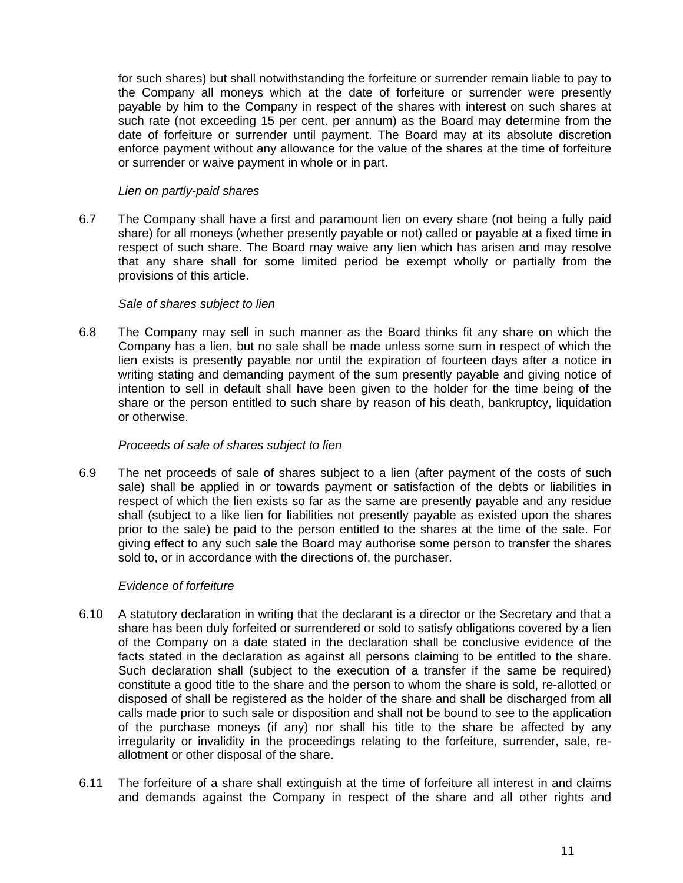for such shares) but shall notwithstanding the forfeiture or surrender remain liable to pay to the Company all moneys which at the date of forfeiture or surrender were presently payable by him to the Company in respect of the shares with interest on such shares at such rate (not exceeding 15 per cent. per annum) as the Board may determine from the date of forfeiture or surrender until payment. The Board may at its absolute discretion enforce payment without any allowance for the value of the shares at the time of forfeiture or surrender or waive payment in whole or in part.

*Lien on partly-paid shares*

6.7 The Company shall have a first and paramount lien on every share (not being a fully paid share) for all moneys (whether presently payable or not) called or payable at a fixed time in respect of such share. The Board may waive any lien which has arisen and may resolve that any share shall for some limited period be exempt wholly or partially from the provisions of this article.

*Sale of shares subject to lien*

6.8 The Company may sell in such manner as the Board thinks fit any share on which the Company has a lien, but no sale shall be made unless some sum in respect of which the lien exists is presently payable nor until the expiration of fourteen days after a notice in writing stating and demanding payment of the sum presently payable and giving notice of intention to sell in default shall have been given to the holder for the time being of the share or the person entitled to such share by reason of his death, bankruptcy, liquidation or otherwise.

*Proceeds of sale of shares subject to lien*

6.9 The net proceeds of sale of shares subject to a lien (after payment of the costs of such sale) shall be applied in or towards payment or satisfaction of the debts or liabilities in respect of which the lien exists so far as the same are presently payable and any residue shall (subject to a like lien for liabilities not presently payable as existed upon the shares prior to the sale) be paid to the person entitled to the shares at the time of the sale. For giving effect to any such sale the Board may authorise some person to transfer the shares sold to, or in accordance with the directions of, the purchaser.

*Evidence of forfeiture*

6.10 A statutory declaration in writing that the declarant is a director or the Secretary and that a share has been duly forfeited or surrendered or sold to satisfy obligations covered by a lien of the Company on a date stated in the declaration shall be conclusive evidence of the facts stated in the declaration as against all persons claiming to be entitled to the share. Such declaration shall (subject to the execution of a transfer if the same be required) constitute a good title to the share and the person to whom the share is sold, re-allotted or disposed of shall be registered as the holder of the share and shall be discharged from all calls made prior to such sale or disposition and shall not be bound to see to the application of the purchase moneys (if any) nor shall his title to the share be affected by any irregularity or invalidity in the proceedings relating to the forfeiture, surrender, sale, re-allotment or other disposal of the share.

6.11 The forfeiture of a share shall extinguish at the time of forfeiture all interest in and claims and demands against the Company in respect of the share and all other rights and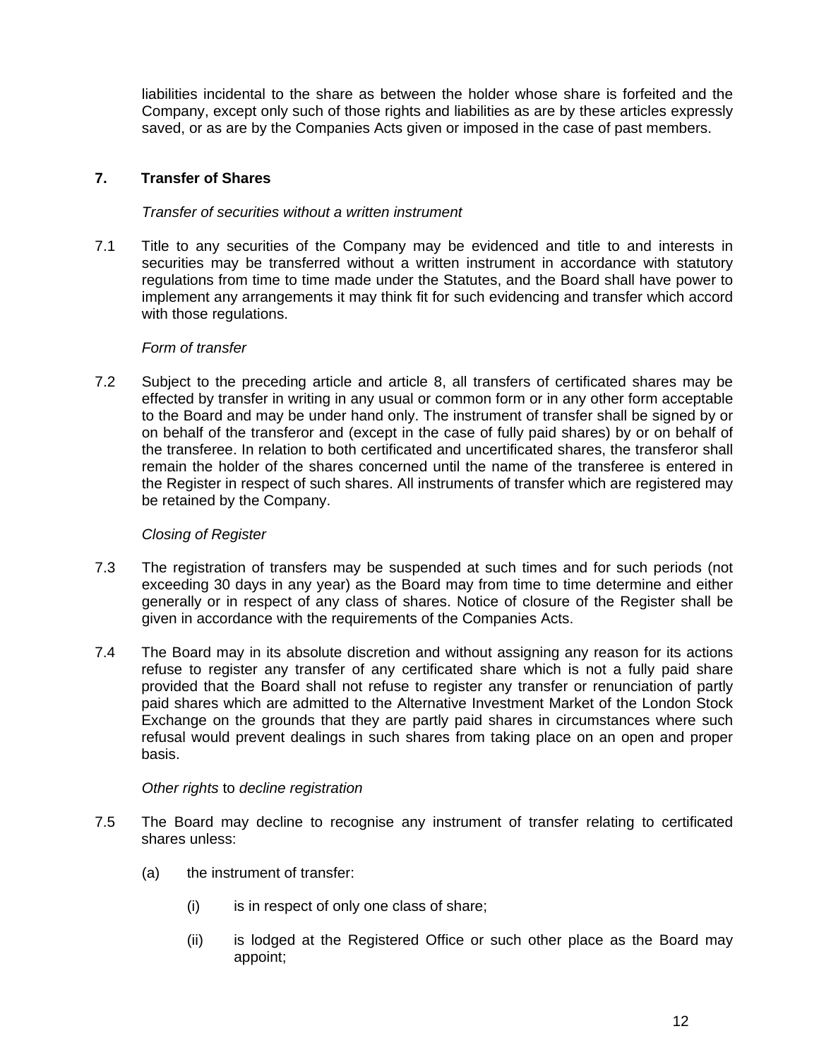liabilities incidental to the share as between the holder whose share is forfeited and the Company, except only such of those rights and liabilities as are by these articles expressly saved, or as are by the Companies Acts given or imposed in the case of past members.

## 7. Transfer of Shares

*Transfer of securities without a written instrument*

7.1 Title to any securities of the Company may be evidenced and title to and interests in securities may be transferred without a written instrument in accordance with statutory regulations from time to time made under the Statutes, and the Board shall have power to implement any arrangements it may think fit for such evidencing and transfer which accord with those regulations.

*Form of transfer*

7.2 Subject to the preceding article and article 8, all transfers of certificated shares may be effected by transfer in writing in any usual or common form or in any other form acceptable to the Board and may be under hand only. The instrument of transfer shall be signed by or on behalf of the transferor and (except in the case of fully paid shares) by or on behalf of the transferee. In relation to both certificated and uncertificated shares, the transferor shall remain the holder of the shares concerned until the name of the transferee is entered in the Register in respect of such shares. All instruments of transfer which are registered may be retained by the Company.

*Closing of Register*

7.3 The registration of transfers may be suspended at such times and for such periods (not exceeding 30 days in any year) as the Board may from time to time determine and either generally or in respect of any class of shares. Notice of closure of the Register shall be given in accordance with the requirements of the Companies Acts.

7.4 The Board may in its absolute discretion and without assigning any reason for its actions refuse to register any transfer of any certificated share which is not a fully paid share provided that the Board shall not refuse to register any transfer or renunciation of partly paid shares which are admitted to the Alternative Investment Market of the London Stock Exchange on the grounds that they are partly paid shares in circumstances where such refusal would prevent dealings in such shares from taking place on an open and proper basis.

*Other rights* to *decline registration*

7.5 The Board may decline to recognise any instrument of transfer relating to certificated shares unless:

(a) the instrument of transfer:

(i) is in respect of only one class of share;

(ii) is lodged at the Registered Office or such other place as the Board may appoint;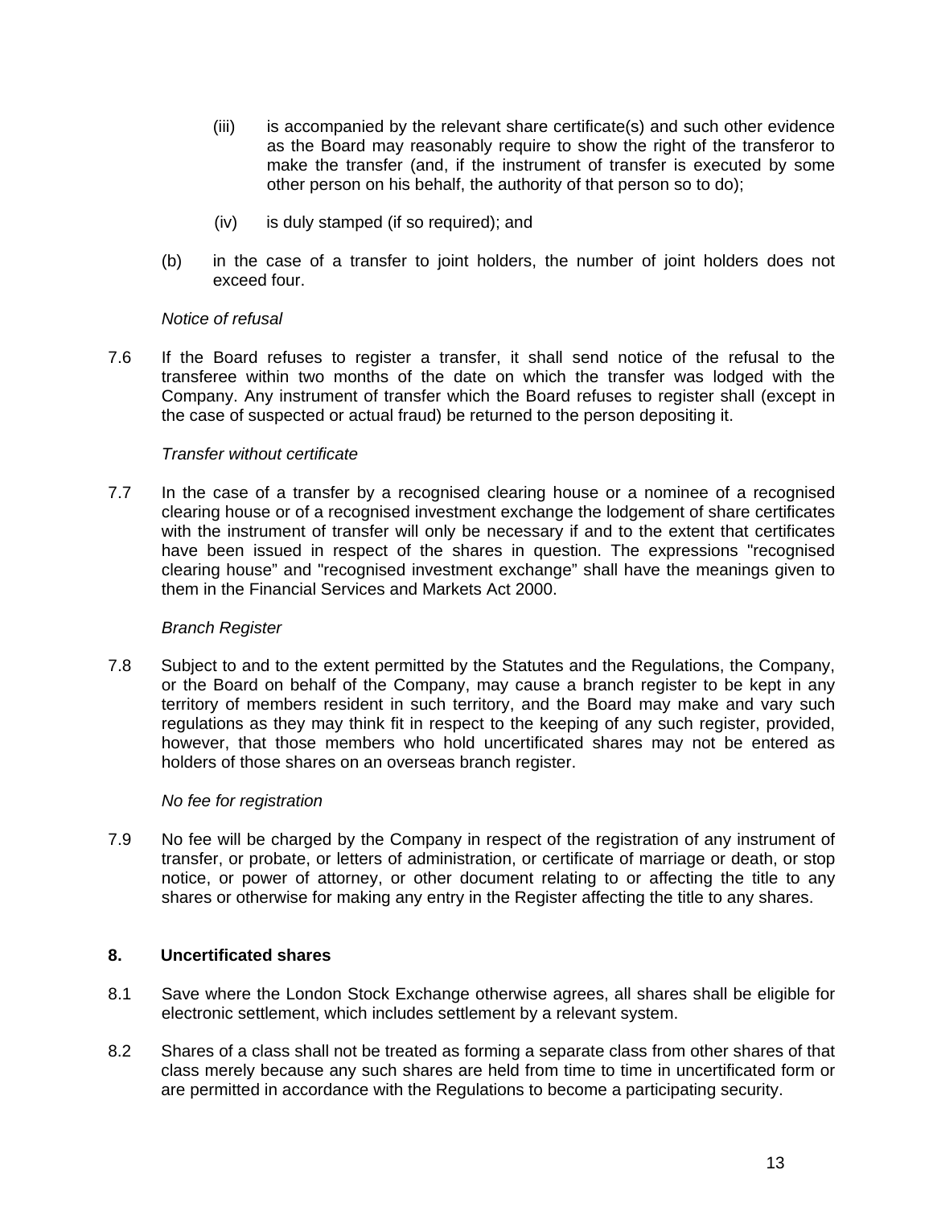(iii) is accompanied by the relevant share certificate(s) and such other evidence as the Board may reasonably require to show the right of the transferor to make the transfer (and, if the instrument of transfer is executed by some other person on his behalf, the authority of that person so to do);

(iv) is duly stamped (if so required); and

(b) in the case of a transfer to joint holders, the number of joint holders does not exceed four.

*Notice of refusal*

7.6 If the Board refuses to register a transfer, it shall send notice of the refusal to the transferee within two months of the date on which the transfer was lodged with the Company. Any instrument of transfer which the Board refuses to register shall (except in the case of suspected or actual fraud) be returned to the person depositing it.

*Transfer without certificate*

7.7 In the case of a transfer by a recognised clearing house or a nominee of a recognised clearing house or of a recognised investment exchange the lodgement of share certificates with the instrument of transfer will only be necessary if and to the extent that certificates have been issued in respect of the shares in question. The expressions "recognised clearing house" and "recognised investment exchange" shall have the meanings given to them in the Financial Services and Markets Act 2000.

*Branch Register*

7.8 Subject to and to the extent permitted by the Statutes and the Regulations, the Company, or the Board on behalf of the Company, may cause a branch register to be kept in any territory of members resident in such territory, and the Board may make and vary such regulations as they may think fit in respect to the keeping of any such register, provided, however, that those members who hold uncertificated shares may not be entered as holders of those shares on an overseas branch register.

*No fee for registration*

7.9 No fee will be charged by the Company in respect of the registration of any instrument of transfer, or probate, or letters of administration, or certificate of marriage or death, or stop notice, or power of attorney, or other document relating to or affecting the title to any shares or otherwise for making any entry in the Register affecting the title to any shares.

## 8. Uncertificated shares

8.1 Save where the London Stock Exchange otherwise agrees, all shares shall be eligible for electronic settlement, which includes settlement by a relevant system.

8.2 Shares of a class shall not be treated as forming a separate class from other shares of that class merely because any such shares are held from time to time in uncertificated form or are permitted in accordance with the Regulations to become a participating security.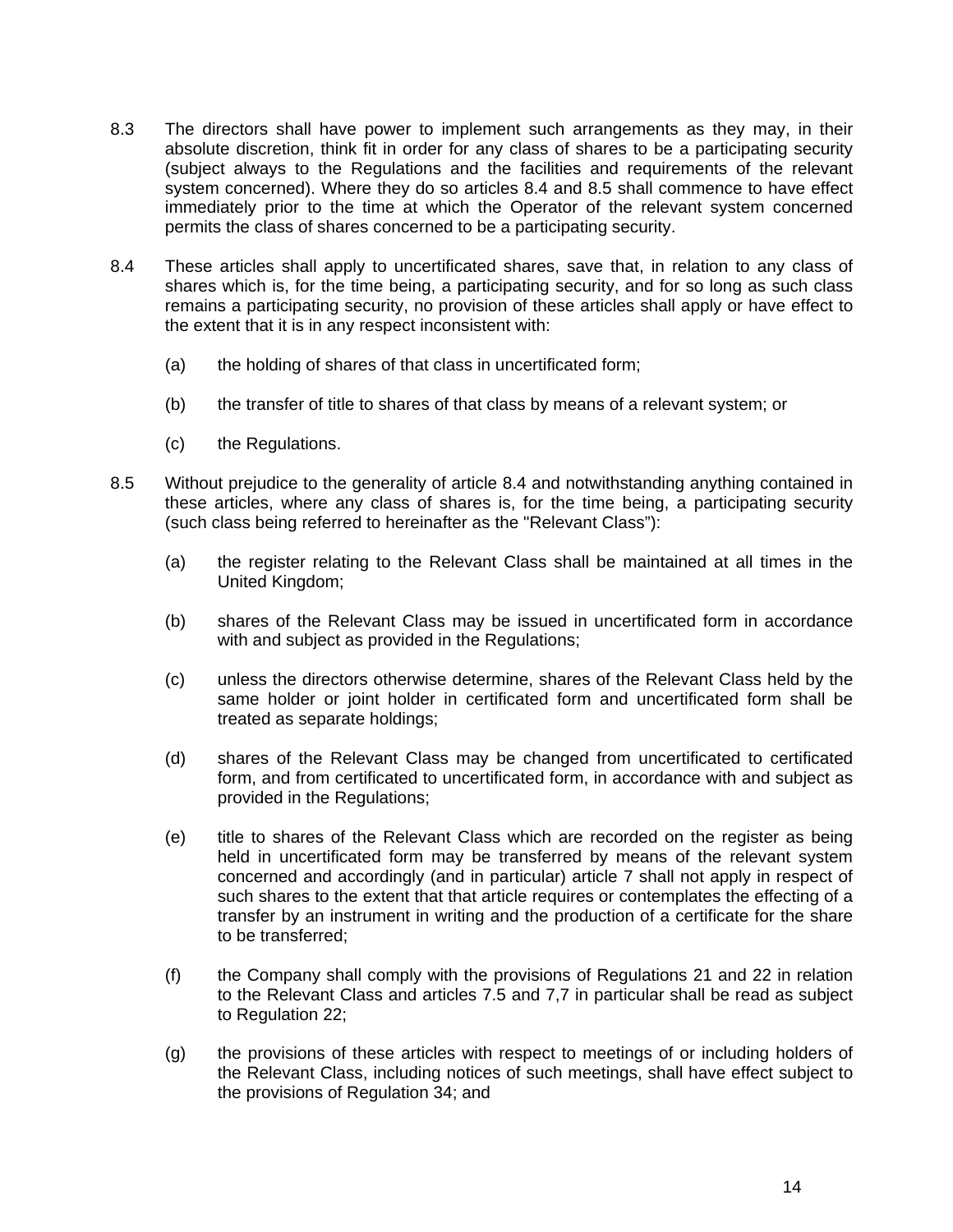8.3 The directors shall have power to implement such arrangements as they may, in their absolute discretion, think fit in order for any class of shares to be a participating security (subject always to the Regulations and the facilities and requirements of the relevant system concerned). Where they do so articles 8.4 and 8.5 shall commence to have effect immediately prior to the time at which the Operator of the relevant system concerned permits the class of shares concerned to be a participating security.

8.4 These articles shall apply to uncertificated shares, save that, in relation to any class of shares which is, for the time being, a participating security, and for so long as such class remains a participating security, no provision of these articles shall apply or have effect to the extent that it is in any respect inconsistent with:

(a) the holding of shares of that class in uncertificated form;

(b) the transfer of title to shares of that class by means of a relevant system; or

(c) the Regulations.

8.5 Without prejudice to the generality of article 8.4 and notwithstanding anything contained in these articles, where any class of shares is, for the time being, a participating security (such class being referred to hereinafter as the "Relevant Class"):

(a) the register relating to the Relevant Class shall be maintained at all times in the United Kingdom;

(b) shares of the Relevant Class may be issued in uncertificated form in accordance with and subject as provided in the Regulations;

(c) unless the directors otherwise determine, shares of the Relevant Class held by the same holder or joint holder in certificated form and uncertificated form shall be treated as separate holdings;

(d) shares of the Relevant Class may be changed from uncertificated to certificated form, and from certificated to uncertificated form, in accordance with and subject as provided in the Regulations;

(e) title to shares of the Relevant Class which are recorded on the register as being held in uncertificated form may be transferred by means of the relevant system concerned and accordingly (and in particular) article 7 shall not apply in respect of such shares to the extent that that article requires or contemplates the effecting of a transfer by an instrument in writing and the production of a certificate for the share to be transferred;

(f) the Company shall comply with the provisions of Regulations 21 and 22 in relation to the Relevant Class and articles 7.5 and 7,7 in particular shall be read as subject to Regulation 22;

(g) the provisions of these articles with respect to meetings of or including holders of the Relevant Class, including notices of such meetings, shall have effect subject to the provisions of Regulation 34; and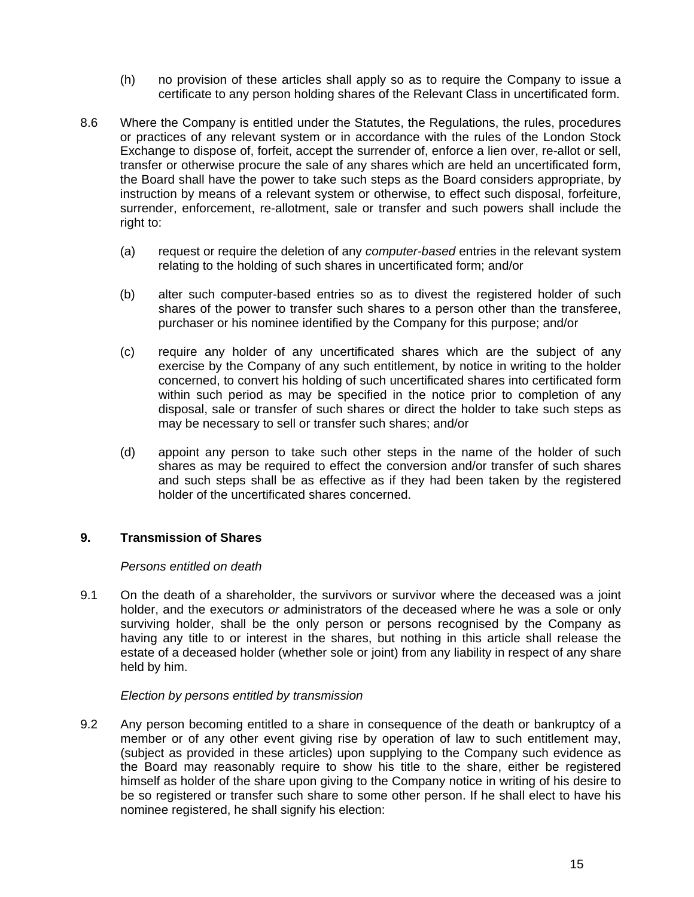(h) no provision of these articles shall apply so as to require the Company to issue a certificate to any person holding shares of the Relevant Class in uncertificated form.

8.6 Where the Company is entitled under the Statutes, the Regulations, the rules, procedures or practices of any relevant system or in accordance with the rules of the London Stock Exchange to dispose of, forfeit, accept the surrender of, enforce a lien over, re-allot or sell, transfer or otherwise procure the sale of any shares which are held an uncertificated form, the Board shall have the power to take such steps as the Board considers appropriate, by instruction by means of a relevant system or otherwise, to effect such disposal, forfeiture, surrender, enforcement, re-allotment, sale or transfer and such powers shall include the right to:

(a) request or require the deletion of any *computer-based* entries in the relevant system relating to the holding of such shares in uncertificated form; and/or

(b) alter such computer-based entries so as to divest the registered holder of such shares of the power to transfer such shares to a person other than the transferee, purchaser or his nominee identified by the Company for this purpose; and/or

(c) require any holder of any uncertificated shares which are the subject of any exercise by the Company of any such entitlement, by notice in writing to the holder concerned, to convert his holding of such uncertificated shares into certificated form within such period as may be specified in the notice prior to completion of any disposal, sale or transfer of such shares or direct the holder to take such steps as may be necessary to sell or transfer such shares; and/or

(d) appoint any person to take such other steps in the name of the holder of such shares as may be required to effect the conversion and/or transfer of such shares and such steps shall be as effective as if they had been taken by the registered holder of the uncertificated shares concerned.

## 9. Transmission of Shares

*Persons entitled on death*

9.1 On the death of a shareholder, the survivors or survivor where the deceased was a joint holder, and the executors *or* administrators of the deceased where he was a sole or only surviving holder, shall be the only person or persons recognised by the Company as having any title to or interest in the shares, but nothing in this article shall release the estate of a deceased holder (whether sole or joint) from any liability in respect of any share held by him.

*Election by persons entitled by transmission*

9.2 Any person becoming entitled to a share in consequence of the death or bankruptcy of a member or of any other event giving rise by operation of law to such entitlement may, (subject as provided in these articles) upon supplying to the Company such evidence as the Board may reasonably require to show his title to the share, either be registered himself as holder of the share upon giving to the Company notice in writing of his desire to be so registered or transfer such share to some other person. If he shall elect to have his nominee registered, he shall signify his election: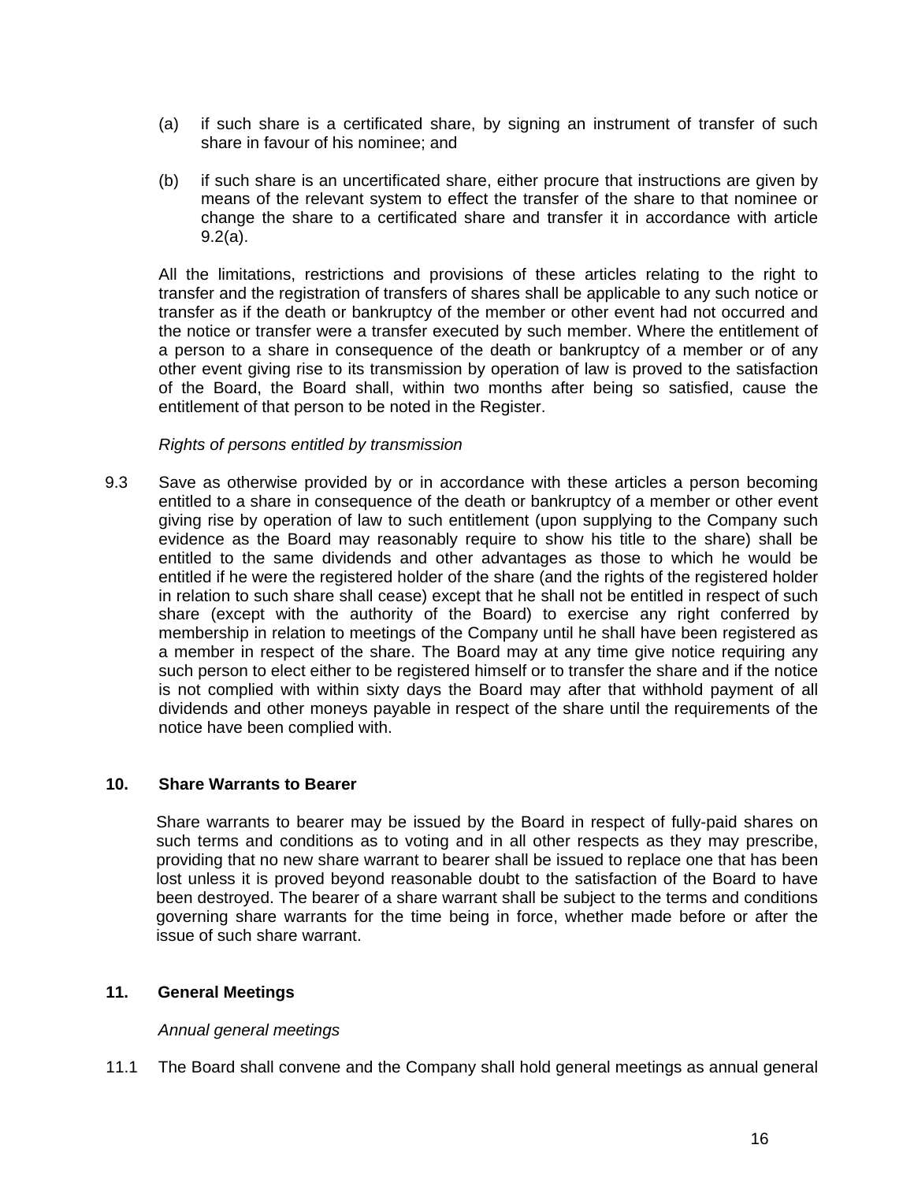(a) if such share is a certificated share, by signing an instrument of transfer of such share in favour of his nominee; and

(b) if such share is an uncertificated share, either procure that instructions are given by means of the relevant system to effect the transfer of the share to that nominee or change the share to a certificated share and transfer it in accordance with article 9.2(a).

All the limitations, restrictions and provisions of these articles relating to the right to transfer and the registration of transfers of shares shall be applicable to any such notice or transfer as if the death or bankruptcy of the member or other event had not occurred and the notice or transfer were a transfer executed by such member. Where the entitlement of a person to a share in consequence of the death or bankruptcy of a member or of any other event giving rise to its transmission by operation of law is proved to the satisfaction of the Board, the Board shall, within two months after being so satisfied, cause the entitlement of that person to be noted in the Register.

*Rights of persons entitled by transmission*

9.3 Save as otherwise provided by or in accordance with these articles a person becoming entitled to a share in consequence of the death or bankruptcy of a member or other event giving rise by operation of law to such entitlement (upon supplying to the Company such evidence as the Board may reasonably require to show his title to the share) shall be entitled to the same dividends and other advantages as those to which he would be entitled if he were the registered holder of the share (and the rights of the registered holder in relation to such share shall cease) except that he shall not be entitled in respect of such share (except with the authority of the Board) to exercise any right conferred by membership in relation to meetings of the Company until he shall have been registered as a member in respect of the share. The Board may at any time give notice requiring any such person to elect either to be registered himself or to transfer the share and if the notice is not complied with within sixty days the Board may after that withhold payment of all dividends and other moneys payable in respect of the share until the requirements of the notice have been complied with.

## 10. Share Warrants to Bearer

Share warrants to bearer may be issued by the Board in respect of fully-paid shares on such terms and conditions as to voting and in all other respects as they may prescribe, providing that no new share warrant to bearer shall be issued to replace one that has been lost unless it is proved beyond reasonable doubt to the satisfaction of the Board to have been destroyed. The bearer of a share warrant shall be subject to the terms and conditions governing share warrants for the time being in force, whether made before or after the issue of such share warrant.

## 11. General Meetings

*Annual general meetings*

11.1 The Board shall convene and the Company shall hold general meetings as annual general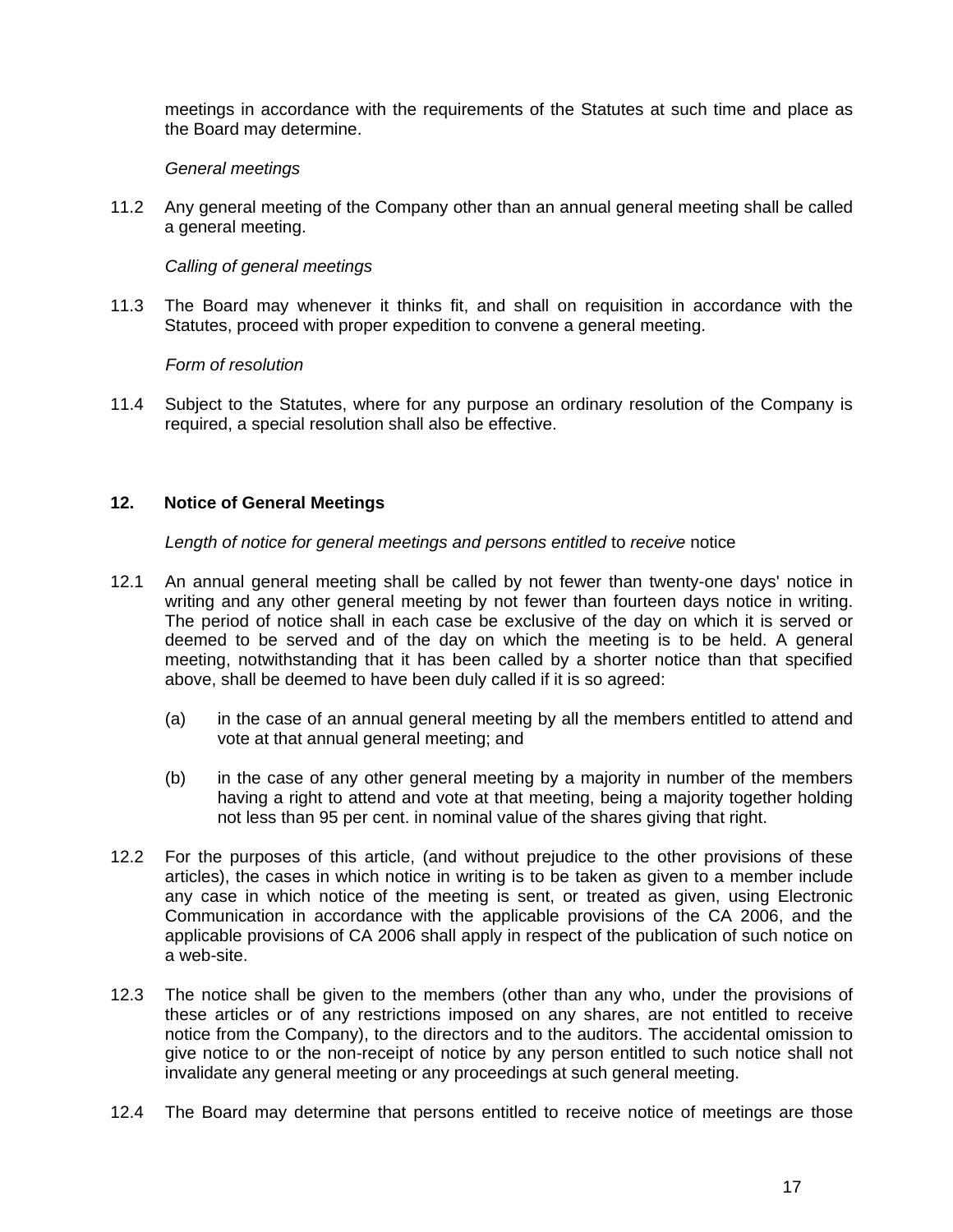meetings in accordance with the requirements of the Statutes at such time and place as the Board may determine.

*General meetings*

11.2 Any general meeting of the Company other than an annual general meeting shall be called a general meeting.

*Calling of general meetings*

11.3 The Board may whenever it thinks fit, and shall on requisition in accordance with the Statutes, proceed with proper expedition to convene a general meeting.

*Form of resolution*

11.4 Subject to the Statutes, where for any purpose an ordinary resolution of the Company is required, a special resolution shall also be effective.

## 12. Notice of General Meetings

*Length of notice for general meetings and persons entitled* to *receive* notice

12.1 An annual general meeting shall be called by not fewer than twenty-one days' notice in writing and any other general meeting by not fewer than fourteen days notice in writing. The period of notice shall in each case be exclusive of the day on which it is served or deemed to be served and of the day on which the meeting is to be held. A general meeting, notwithstanding that it has been called by a shorter notice than that specified above, shall be deemed to have been duly called if it is so agreed:

(a) in the case of an annual general meeting by all the members entitled to attend and vote at that annual general meeting; and

(b) in the case of any other general meeting by a majority in number of the members having a right to attend and vote at that meeting, being a majority together holding not less than 95 per cent. in nominal value of the shares giving that right.

12.2 For the purposes of this article, (and without prejudice to the other provisions of these articles), the cases in which notice in writing is to be taken as given to a member include any case in which notice of the meeting is sent, or treated as given, using Electronic Communication in accordance with the applicable provisions of the CA 2006, and the applicable provisions of CA 2006 shall apply in respect of the publication of such notice on a web-site.

12.3 The notice shall be given to the members (other than any who, under the provisions of these articles or of any restrictions imposed on any shares, are not entitled to receive notice from the Company), to the directors and to the auditors. The accidental omission to give notice to or the non-receipt of notice by any person entitled to such notice shall not invalidate any general meeting or any proceedings at such general meeting.

12.4 The Board may determine that persons entitled to receive notice of meetings are those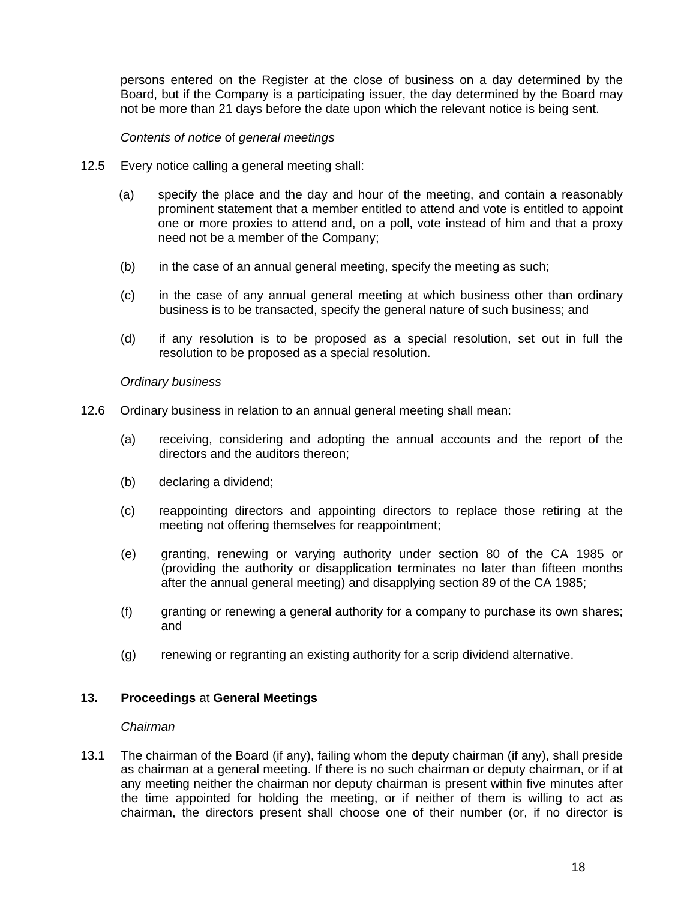persons entered on the Register at the close of business on a day determined by the Board, but if the Company is a participating issuer, the day determined by the Board may not be more than 21 days before the date upon which the relevant notice is being sent.

*Contents of notice* of *general meetings*

12.5 Every notice calling a general meeting shall:

(a) specify the place and the day and hour of the meeting, and contain a reasonably prominent statement that a member entitled to attend and vote is entitled to appoint one or more proxies to attend and, on a poll, vote instead of him and that a proxy need not be a member of the Company;

(b) in the case of an annual general meeting, specify the meeting as such;

(c) in the case of any annual general meeting at which business other than ordinary business is to be transacted, specify the general nature of such business; and

(d) if any resolution is to be proposed as a special resolution, set out in full the resolution to be proposed as a special resolution.

*Ordinary business*

12.6 Ordinary business in relation to an annual general meeting shall mean:

(a) receiving, considering and adopting the annual accounts and the report of the directors and the auditors thereon;

(b) declaring a dividend;

(c) reappointing directors and appointing directors to replace those retiring at the meeting not offering themselves for reappointment;

(e) granting, renewing or varying authority under section 80 of the CA 1985 or (providing the authority or disapplication terminates no later than fifteen months after the annual general meeting) and disapplying section 89 of the CA 1985;

(f) granting or renewing a general authority for a company to purchase its own shares; and

(g) renewing or regranting an existing authority for a scrip dividend alternative.

## 13. **Proceedings** at **General Meetings**

*Chairman*

13.1 The chairman of the Board (if any), failing whom the deputy chairman (if any), shall preside as chairman at a general meeting. If there is no such chairman or deputy chairman, or if at any meeting neither the chairman nor deputy chairman is present within five minutes after the time appointed for holding the meeting, or if neither of them is willing to act as chairman, the directors present shall choose one of their number (or, if no director is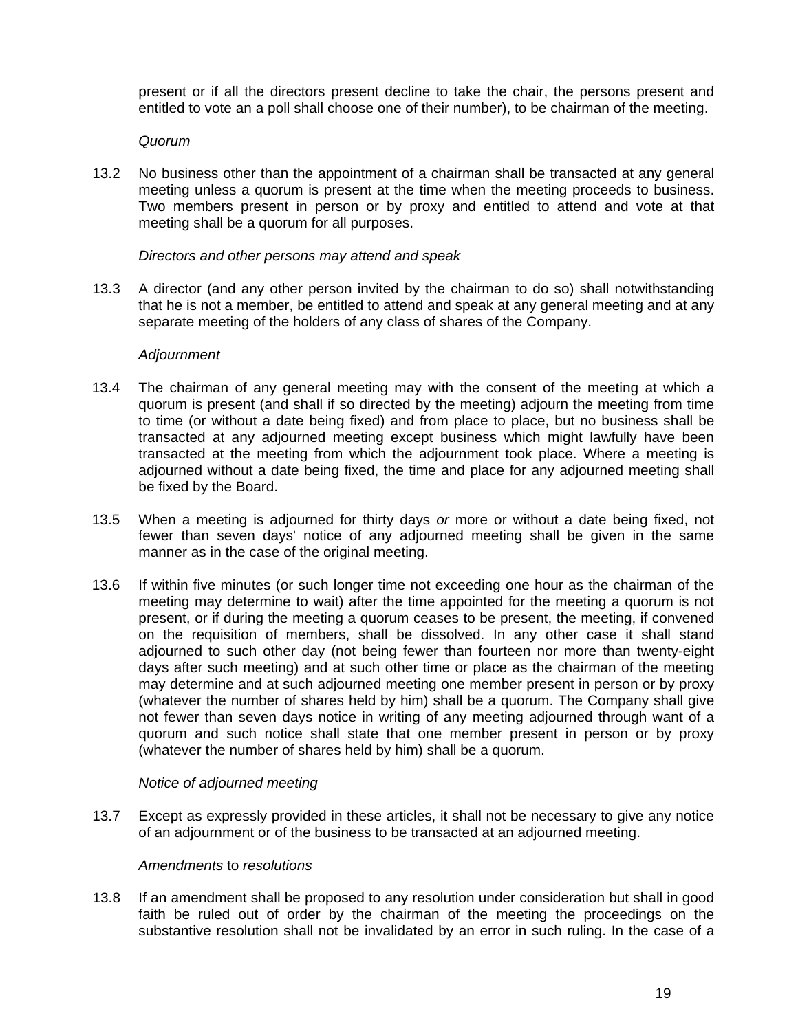present or if all the directors present decline to take the chair, the persons present and entitled to vote an a poll shall choose one of their number), to be chairman of the meeting.

*Quorum*

13.2 No business other than the appointment of a chairman shall be transacted at any general meeting unless a quorum is present at the time when the meeting proceeds to business. Two members present in person or by proxy and entitled to attend and vote at that meeting shall be a quorum for all purposes.

*Directors and other persons may attend and speak*

13.3 A director (and any other person invited by the chairman to do so) shall notwithstanding that he is not a member, be entitled to attend and speak at any general meeting and at any separate meeting of the holders of any class of shares of the Company.

*Adjournment*

13.4 The chairman of any general meeting may with the consent of the meeting at which a quorum is present (and shall if so directed by the meeting) adjourn the meeting from time to time (or without a date being fixed) and from place to place, but no business shall be transacted at any adjourned meeting except business which might lawfully have been transacted at the meeting from which the adjournment took place. Where a meeting is adjourned without a date being fixed, the time and place for any adjourned meeting shall be fixed by the Board.

13.5 When a meeting is adjourned for thirty days *or* more or without a date being fixed, not fewer than seven days' notice of any adjourned meeting shall be given in the same manner as in the case of the original meeting.

13.6 If within five minutes (or such longer time not exceeding one hour as the chairman of the meeting may determine to wait) after the time appointed for the meeting a quorum is not present, or if during the meeting a quorum ceases to be present, the meeting, if convened on the requisition of members, shall be dissolved. In any other case it shall stand adjourned to such other day (not being fewer than fourteen nor more than twenty-eight days after such meeting) and at such other time or place as the chairman of the meeting may determine and at such adjourned meeting one member present in person or by proxy (whatever the number of shares held by him) shall be a quorum. The Company shall give not fewer than seven days notice in writing of any meeting adjourned through want of a quorum and such notice shall state that one member present in person or by proxy (whatever the number of shares held by him) shall be a quorum.

*Notice of adjourned meeting*

13.7 Except as expressly provided in these articles, it shall not be necessary to give any notice of an adjournment or of the business to be transacted at an adjourned meeting.

*Amendments* to *resolutions*

13.8 If an amendment shall be proposed to any resolution under consideration but shall in good faith be ruled out of order by the chairman of the meeting the proceedings on the substantive resolution shall not be invalidated by an error in such ruling. In the case of a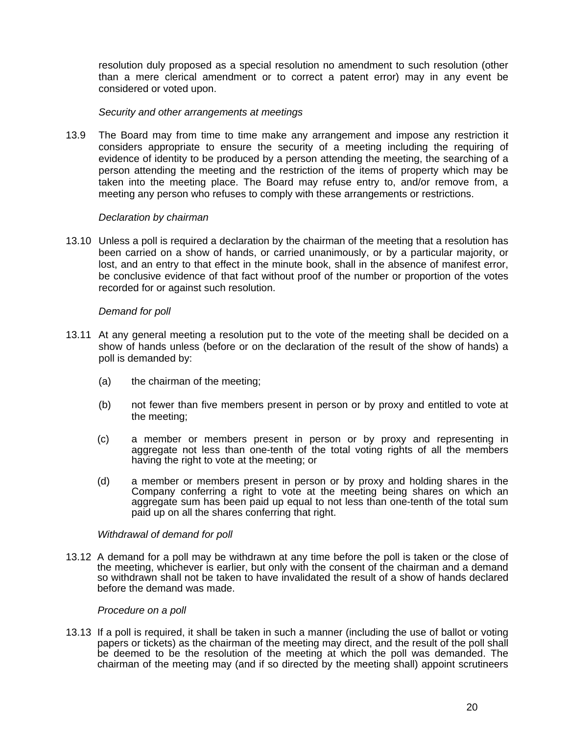resolution duly proposed as a special resolution no amendment to such resolution (other than a mere clerical amendment or to correct a patent error) may in any event be considered or voted upon.

*Security and other arrangements at meetings*

13.9 The Board may from time to time make any arrangement and impose any restriction it considers appropriate to ensure the security of a meeting including the requiring of evidence of identity to be produced by a person attending the meeting, the searching of a person attending the meeting and the restriction of the items of property which may be taken into the meeting place. The Board may refuse entry to, and/or remove from, a meeting any person who refuses to comply with these arrangements or restrictions.

*Declaration by chairman*

13.10 Unless a poll is required a declaration by the chairman of the meeting that a resolution has been carried on a show of hands, or carried unanimously, or by a particular majority, or lost, and an entry to that effect in the minute book, shall in the absence of manifest error, be conclusive evidence of that fact without proof of the number or proportion of the votes recorded for or against such resolution.

*Demand for poll*

13.11 At any general meeting a resolution put to the vote of the meeting shall be decided on a show of hands unless (before or on the declaration of the result of the show of hands) a poll is demanded by:

(a) the chairman of the meeting;

(b) not fewer than five members present in person or by proxy and entitled to vote at the meeting;

(c) a member or members present in person or by proxy and representing in aggregate not less than one-tenth of the total voting rights of all the members having the right to vote at the meeting; or

(d) a member or members present in person or by proxy and holding shares in the Company conferring a right to vote at the meeting being shares on which an aggregate sum has been paid up equal to not less than one-tenth of the total sum paid up on all the shares conferring that right.

*Withdrawal of demand for poll*

13.12 A demand for a poll may be withdrawn at any time before the poll is taken or the close of the meeting, whichever is earlier, but only with the consent of the chairman and a demand so withdrawn shall not be taken to have invalidated the result of a show of hands declared before the demand was made.

*Procedure on a poll*

13.13 If a poll is required, it shall be taken in such a manner (including the use of ballot or voting papers or tickets) as the chairman of the meeting may direct, and the result of the poll shall be deemed to be the resolution of the meeting at which the poll was demanded. The chairman of the meeting may (and if so directed by the meeting shall) appoint scrutineers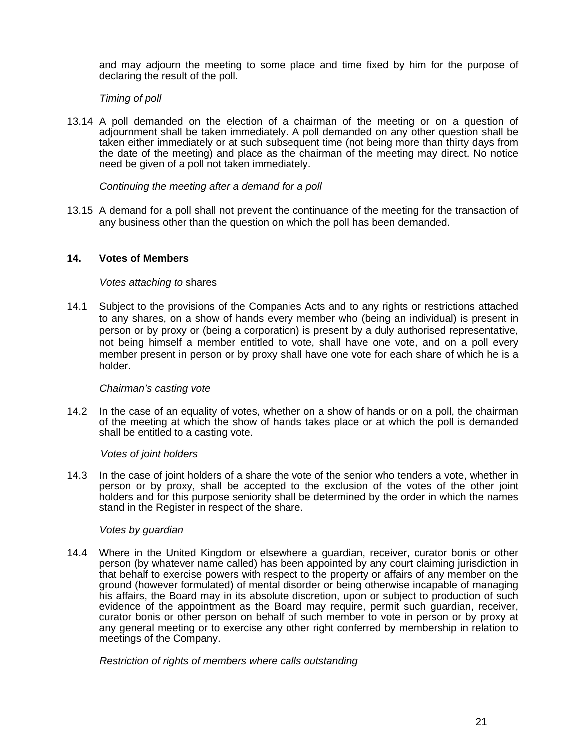and may adjourn the meeting to some place and time fixed by him for the purpose of declaring the result of the poll.

*Timing of poll*

13.14 A poll demanded on the election of a chairman of the meeting or on a question of adjournment shall be taken immediately. A poll demanded on any other question shall be taken either immediately or at such subsequent time (not being more than thirty days from the date of the meeting) and place as the chairman of the meeting may direct. No notice need be given of a poll not taken immediately.

*Continuing the meeting after a demand for a poll*

13.15 A demand for a poll shall not prevent the continuance of the meeting for the transaction of any business other than the question on which the poll has been demanded.

## 14. Votes of Members

*Votes attaching to* shares

14.1 Subject to the provisions of the Companies Acts and to any rights or restrictions attached to any shares, on a show of hands every member who (being an individual) is present in person or by proxy or (being a corporation) is present by a duly authorised representative, not being himself a member entitled to vote, shall have one vote, and on a poll every member present in person or by proxy shall have one vote for each share of which he is a holder.

*Chairman's casting vote*

14.2 In the case of an equality of votes, whether on a show of hands or on a poll, the chairman of the meeting at which the show of hands takes place or at which the poll is demanded shall be entitled to a casting vote.

*Votes of joint holders*

14.3 In the case of joint holders of a share the vote of the senior who tenders a vote, whether in person or by proxy, shall be accepted to the exclusion of the votes of the other joint holders and for this purpose seniority shall be determined by the order in which the names stand in the Register in respect of the share.

*Votes by guardian*

14.4 Where in the United Kingdom or elsewhere a guardian, receiver, curator bonis or other person (by whatever name called) has been appointed by any court claiming jurisdiction in that behalf to exercise powers with respect to the property or affairs of any member on the ground (however formulated) of mental disorder or being otherwise incapable of managing his affairs, the Board may in its absolute discretion, upon or subject to production of such evidence of the appointment as the Board may require, permit such guardian, receiver, curator bonis or other person on behalf of such member to vote in person or by proxy at any general meeting or to exercise any other right conferred by membership in relation to meetings of the Company.

*Restriction of rights of members where calls outstanding*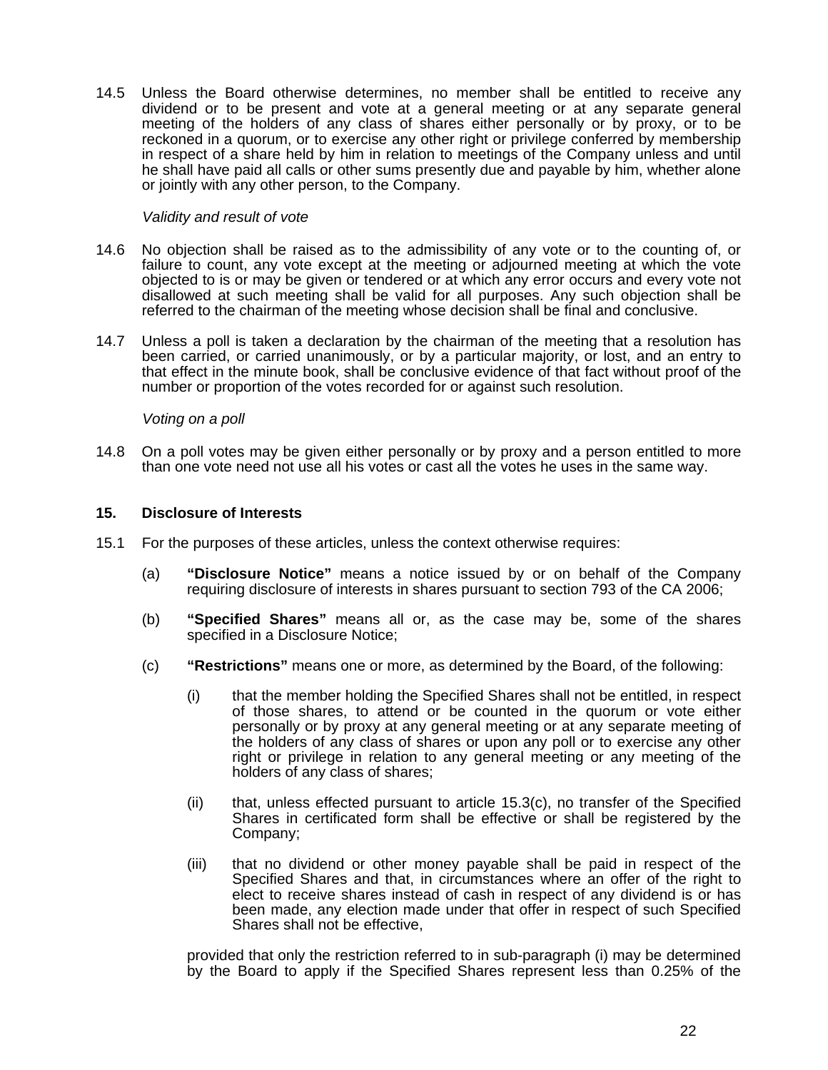14.5 Unless the Board otherwise determines, no member shall be entitled to receive any dividend or to be present and vote at a general meeting or at any separate general meeting of the holders of any class of shares either personally or by proxy, or to be reckoned in a quorum, or to exercise any other right or privilege conferred by membership in respect of a share held by him in relation to meetings of the Company unless and until he shall have paid all calls or other sums presently due and payable by him, whether alone or jointly with any other person, to the Company.

*Validity and result of vote*

14.6 No objection shall be raised as to the admissibility of any vote or to the counting of, or failure to count, any vote except at the meeting or adjourned meeting at which the vote objected to is or may be given or tendered or at which any error occurs and every vote not disallowed at such meeting shall be valid for all purposes. Any such objection shall be referred to the chairman of the meeting whose decision shall be final and conclusive.

14.7 Unless a poll is taken a declaration by the chairman of the meeting that a resolution has been carried, or carried unanimously, or by a particular majority, or lost, and an entry to that effect in the minute book, shall be conclusive evidence of that fact without proof of the number or proportion of the votes recorded for or against such resolution.

*Voting on a poll*

14.8 On a poll votes may be given either personally or by proxy and a person entitled to more than one vote need not use all his votes or cast all the votes he uses in the same way.

## 15. Disclosure of Interests

15.1 For the purposes of these articles, unless the context otherwise requires:

(a) **“Disclosure Notice”** means a notice issued by or on behalf of the Company requiring disclosure of interests in shares pursuant to section 793 of the CA 2006;

(b) **“Specified Shares”** means all or, as the case may be, some of the shares specified in a Disclosure Notice;

(c) **“Restrictions”** means one or more, as determined by the Board, of the following:

(i) that the member holding the Specified Shares shall not be entitled, in respect of those shares, to attend or be counted in the quorum or vote either personally or by proxy at any general meeting or at any separate meeting of the holders of any class of shares or upon any poll or to exercise any other right or privilege in relation to any general meeting or any meeting of the holders of any class of shares;

(ii) that, unless effected pursuant to article 15.3(c), no transfer of the Specified Shares in certificated form shall be effective or shall be registered by the Company;

(iii) that no dividend or other money payable shall be paid in respect of the Specified Shares and that, in circumstances where an offer of the right to elect to receive shares instead of cash in respect of any dividend is or has been made, any election made under that offer in respect of such Specified Shares shall not be effective,

provided that only the restriction referred to in sub-paragraph (i) may be determined by the Board to apply if the Specified Shares represent less than 0.25% of the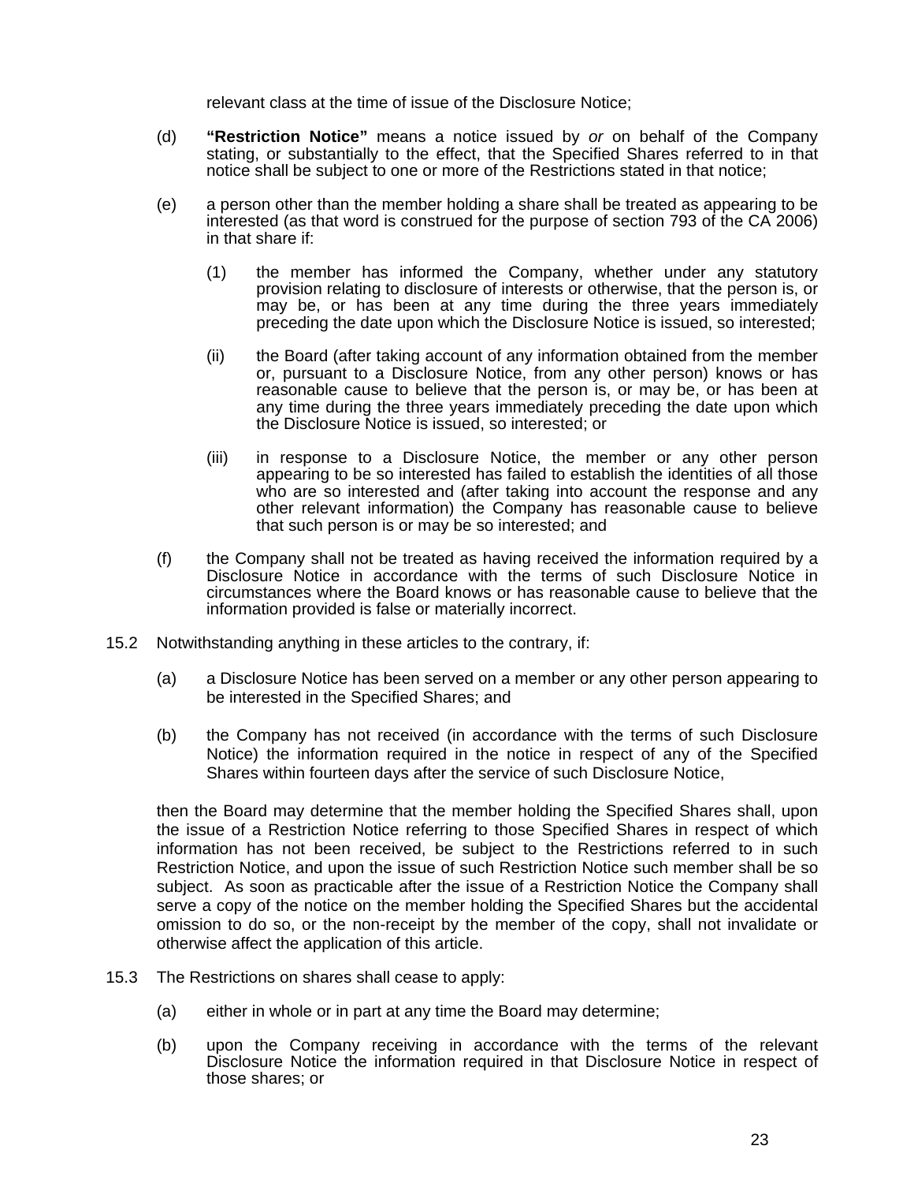relevant class at the time of issue of the Disclosure Notice;

(d) **"Restriction Notice"** means a notice issued by *or* on behalf of the Company stating, or substantially to the effect, that the Specified Shares referred to in that notice shall be subject to one or more of the Restrictions stated in that notice;

(e) a person other than the member holding a share shall be treated as appearing to be interested (as that word is construed for the purpose of section 793 of the CA 2006) in that share if:

(1) the member has informed the Company, whether under any statutory provision relating to disclosure of interests or otherwise, that the person is, or may be, or has been at any time during the three years immediately preceding the date upon which the Disclosure Notice is issued, so interested;

(ii) the Board (after taking account of any information obtained from the member or, pursuant to a Disclosure Notice, from any other person) knows or has reasonable cause to believe that the person is, or may be, or has been at any time during the three years immediately preceding the date upon which the Disclosure Notice is issued, so interested; or

(iii) in response to a Disclosure Notice, the member or any other person appearing to be so interested has failed to establish the identities of all those who are so interested and (after taking into account the response and any other relevant information) the Company has reasonable cause to believe that such person is or may be so interested; and

(f) the Company shall not be treated as having received the information required by a Disclosure Notice in accordance with the terms of such Disclosure Notice in circumstances where the Board knows or has reasonable cause to believe that the information provided is false or materially incorrect.

15.2 Notwithstanding anything in these articles to the contrary, if:

(a) a Disclosure Notice has been served on a member or any other person appearing to be interested in the Specified Shares; and

(b) the Company has not received (in accordance with the terms of such Disclosure Notice) the information required in the notice in respect of any of the Specified Shares within fourteen days after the service of such Disclosure Notice,

then the Board may determine that the member holding the Specified Shares shall, upon the issue of a Restriction Notice referring to those Specified Shares in respect of which information has not been received, be subject to the Restrictions referred to in such Restriction Notice, and upon the issue of such Restriction Notice such member shall be so subject. As soon as practicable after the issue of a Restriction Notice the Company shall serve a copy of the notice on the member holding the Specified Shares but the accidental omission to do so, or the non-receipt by the member of the copy, shall not invalidate or otherwise affect the application of this article.

15.3 The Restrictions on shares shall cease to apply:

(a) either in whole or in part at any time the Board may determine;

(b) upon the Company receiving in accordance with the terms of the relevant Disclosure Notice the information required in that Disclosure Notice in respect of those shares; or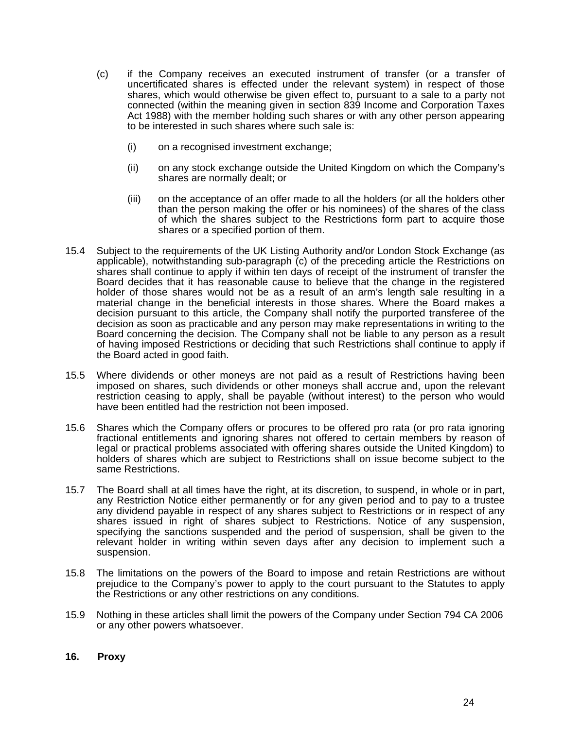(c) if the Company receives an executed instrument of transfer (or a transfer of uncertificated shares is effected under the relevant system) in respect of those shares, which would otherwise be given effect to, pursuant to a sale to a party not connected (within the meaning given in section 839 Income and Corporation Taxes Act 1988) with the member holding such shares or with any other person appearing to be interested in such shares where such sale is:

   (i) on a recognised investment exchange;

   (ii) on any stock exchange outside the United Kingdom on which the Company's shares are normally dealt; or

   (iii) on the acceptance of an offer made to all the holders (or all the holders other than the person making the offer or his nominees) of the shares of the class of which the shares subject to the Restrictions form part to acquire those shares or a specified portion of them.

15.4 Subject to the requirements of the UK Listing Authority and/or London Stock Exchange (as applicable), notwithstanding sub-paragraph (c) of the preceding article the Restrictions on shares shall continue to apply if within ten days of receipt of the instrument of transfer the Board decides that it has reasonable cause to believe that the change in the registered holder of those shares would not be as a result of an arm's length sale resulting in a material change in the beneficial interests in those shares. Where the Board makes a decision pursuant to this article, the Company shall notify the purported transferee of the decision as soon as practicable and any person may make representations in writing to the Board concerning the decision. The Company shall not be liable to any person as a result of having imposed Restrictions or deciding that such Restrictions shall continue to apply if the Board acted in good faith.

15.5 Where dividends or other moneys are not paid as a result of Restrictions having been imposed on shares, such dividends or other moneys shall accrue and, upon the relevant restriction ceasing to apply, shall be payable (without interest) to the person who would have been entitled had the restriction not been imposed.

15.6 Shares which the Company offers or procures to be offered pro rata (or pro rata ignoring fractional entitlements and ignoring shares not offered to certain members by reason of legal or practical problems associated with offering shares outside the United Kingdom) to holders of shares which are subject to Restrictions shall on issue become subject to the same Restrictions.

15.7 The Board shall at all times have the right, at its discretion, to suspend, in whole or in part, any Restriction Notice either permanently or for any given period and to pay to a trustee any dividend payable in respect of any shares subject to Restrictions or in respect of any shares issued in right of shares subject to Restrictions. Notice of any suspension, specifying the sanctions suspended and the period of suspension, shall be given to the relevant holder in writing within seven days after any decision to implement such a suspension.

15.8 The limitations on the powers of the Board to impose and retain Restrictions are without prejudice to the Company's power to apply to the court pursuant to the Statutes to apply the Restrictions or any other restrictions on any conditions.

15.9 Nothing in these articles shall limit the powers of the Company under Section 794 CA 2006 or any other powers whatsoever.

## 16. Proxy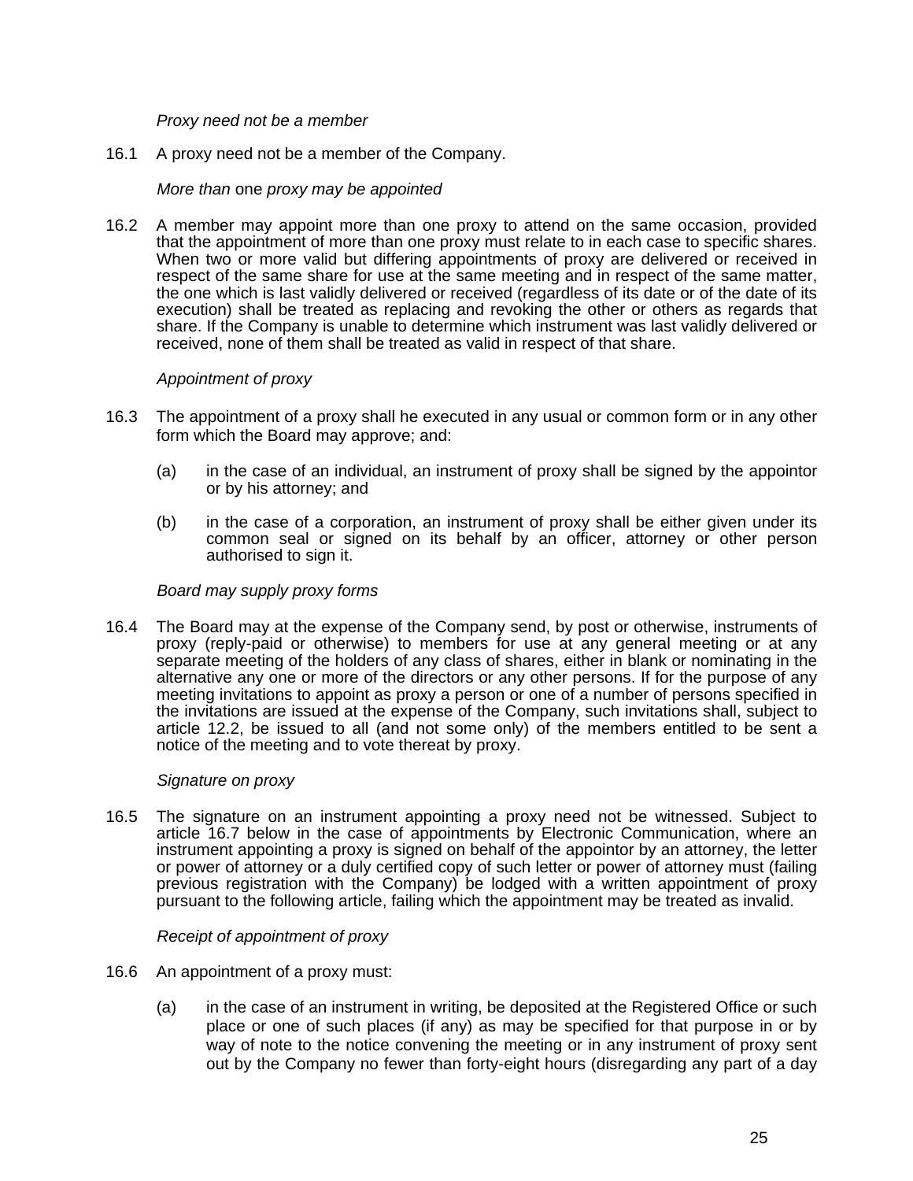*Proxy need not be a member*

16.1 A proxy need not be a member of the Company.

*More than* one *proxy may be appointed*

16.2 A member may appoint more than one proxy to attend on the same occasion, provided that the appointment of more than one proxy must relate to in each case to specific shares. When two or more valid but differing appointments of proxy are delivered or received in respect of the same share for use at the same meeting and in respect of the same matter, the one which is last validly delivered or received (regardless of its date or of the date of its execution) shall be treated as replacing and revoking the other or others as regards that share. If the Company is unable to determine which instrument was last validly delivered or received, none of them shall be treated as valid in respect of that share.

*Appointment of proxy*

16.3 The appointment of a proxy shall he executed in any usual or common form or in any other form which the Board may approve; and:

(a) in the case of an individual, an instrument of proxy shall be signed by the appointor or by his attorney; and

(b) in the case of a corporation, an instrument of proxy shall be either given under its common seal or signed on its behalf by an officer, attorney or other person authorised to sign it.

*Board may supply proxy forms*

16.4 The Board may at the expense of the Company send, by post or otherwise, instruments of proxy (reply-paid or otherwise) to members for use at any general meeting or at any separate meeting of the holders of any class of shares, either in blank or nominating in the alternative any one or more of the directors or any other persons. If for the purpose of any meeting invitations to appoint as proxy a person or one of a number of persons specified in the invitations are issued at the expense of the Company, such invitations shall, subject to article 12.2, be issued to all (and not some only) of the members entitled to be sent a notice of the meeting and to vote thereat by proxy.

*Signature on proxy*

16.5 The signature on an instrument appointing a proxy need not be witnessed. Subject to article 16.7 below in the case of appointments by Electronic Communication, where an instrument appointing a proxy is signed on behalf of the appointor by an attorney, the letter or power of attorney or a duly certified copy of such letter or power of attorney must (failing previous registration with the Company) be lodged with a written appointment of proxy pursuant to the following article, failing which the appointment may be treated as invalid.

*Receipt of appointment of proxy*

16.6 An appointment of a proxy must:

(a) in the case of an instrument in writing, be deposited at the Registered Office or such place or one of such places (if any) as may be specified for that purpose in or by way of note to the notice convening the meeting or in any instrument of proxy sent out by the Company no fewer than forty-eight hours (disregarding any part of a day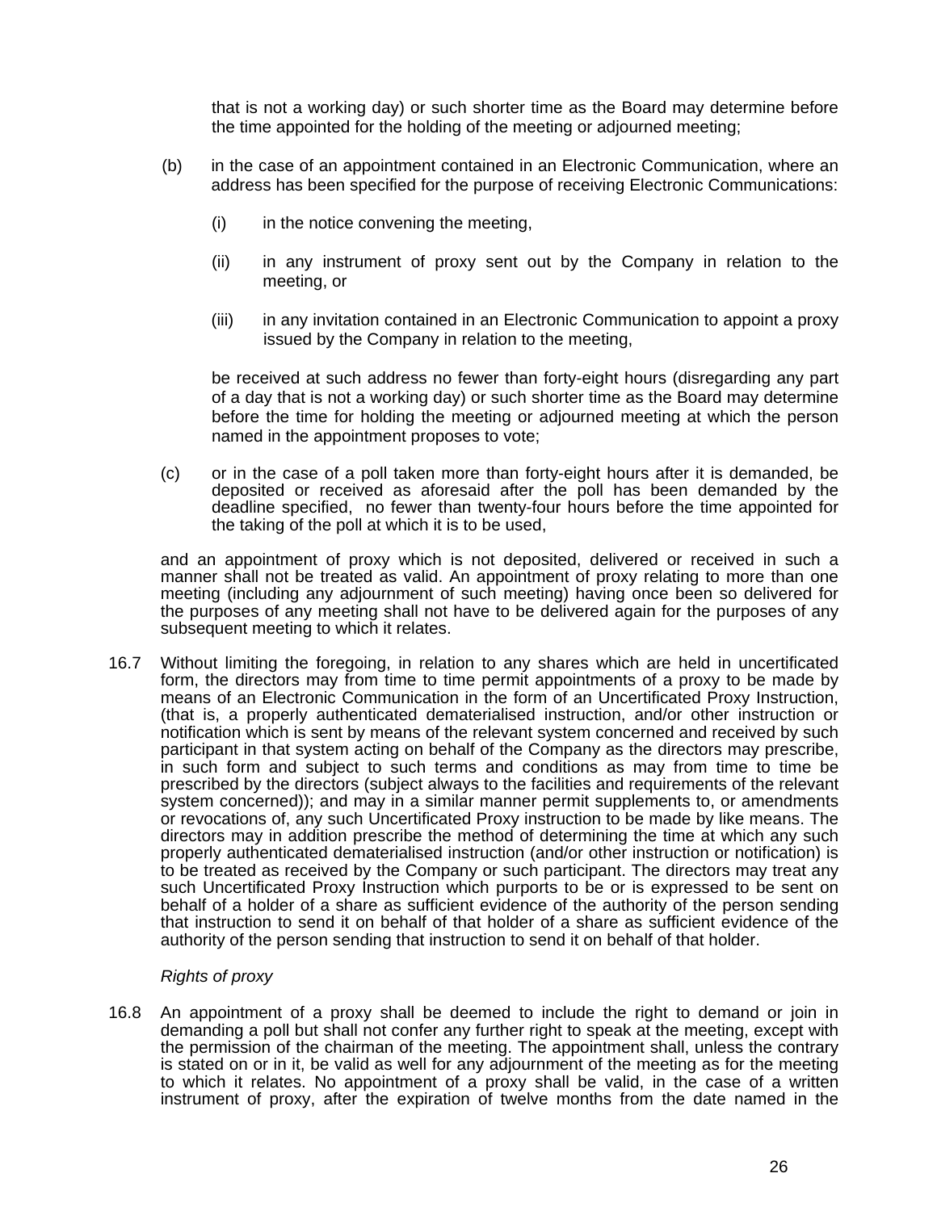that is not a working day) or such shorter time as the Board may determine before the time appointed for the holding of the meeting or adjourned meeting;

(b) in the case of an appointment contained in an Electronic Communication, where an address has been specified for the purpose of receiving Electronic Communications:

(i) in the notice convening the meeting,

(ii) in any instrument of proxy sent out by the Company in relation to the meeting, or

(iii) in any invitation contained in an Electronic Communication to appoint a proxy issued by the Company in relation to the meeting,

be received at such address no fewer than forty-eight hours (disregarding any part of a day that is not a working day) or such shorter time as the Board may determine before the time for holding the meeting or adjourned meeting at which the person named in the appointment proposes to vote;

(c) or in the case of a poll taken more than forty-eight hours after it is demanded, be deposited or received as aforesaid after the poll has been demanded by the deadline specified, no fewer than twenty-four hours before the time appointed for the taking of the poll at which it is to be used,

and an appointment of proxy which is not deposited, delivered or received in such a manner shall not be treated as valid. An appointment of proxy relating to more than one meeting (including any adjournment of such meeting) having once been so delivered for the purposes of any meeting shall not have to be delivered again for the purposes of any subsequent meeting to which it relates.

16.7 Without limiting the foregoing, in relation to any shares which are held in uncertificated form, the directors may from time to time permit appointments of a proxy to be made by means of an Electronic Communication in the form of an Uncertificated Proxy Instruction, (that is, a properly authenticated dematerialised instruction, and/or other instruction or notification which is sent by means of the relevant system concerned and received by such participant in that system acting on behalf of the Company as the directors may prescribe, in such form and subject to such terms and conditions as may from time to time be prescribed by the directors (subject always to the facilities and requirements of the relevant system concerned)); and may in a similar manner permit supplements to, or amendments or revocations of, any such Uncertificated Proxy instruction to be made by like means. The directors may in addition prescribe the method of determining the time at which any such properly authenticated dematerialised instruction (and/or other instruction or notification) is to be treated as received by the Company or such participant. The directors may treat any such Uncertificated Proxy Instruction which purports to be or is expressed to be sent on behalf of a holder of a share as sufficient evidence of the authority of the person sending that instruction to send it on behalf of that holder of a share as sufficient evidence of the authority of the person sending that instruction to send it on behalf of that holder.

*Rights of proxy*

16.8 An appointment of a proxy shall be deemed to include the right to demand or join in demanding a poll but shall not confer any further right to speak at the meeting, except with the permission of the chairman of the meeting. The appointment shall, unless the contrary is stated on or in it, be valid as well for any adjournment of the meeting as for the meeting to which it relates. No appointment of a proxy shall be valid, in the case of a written instrument of proxy, after the expiration of twelve months from the date named in the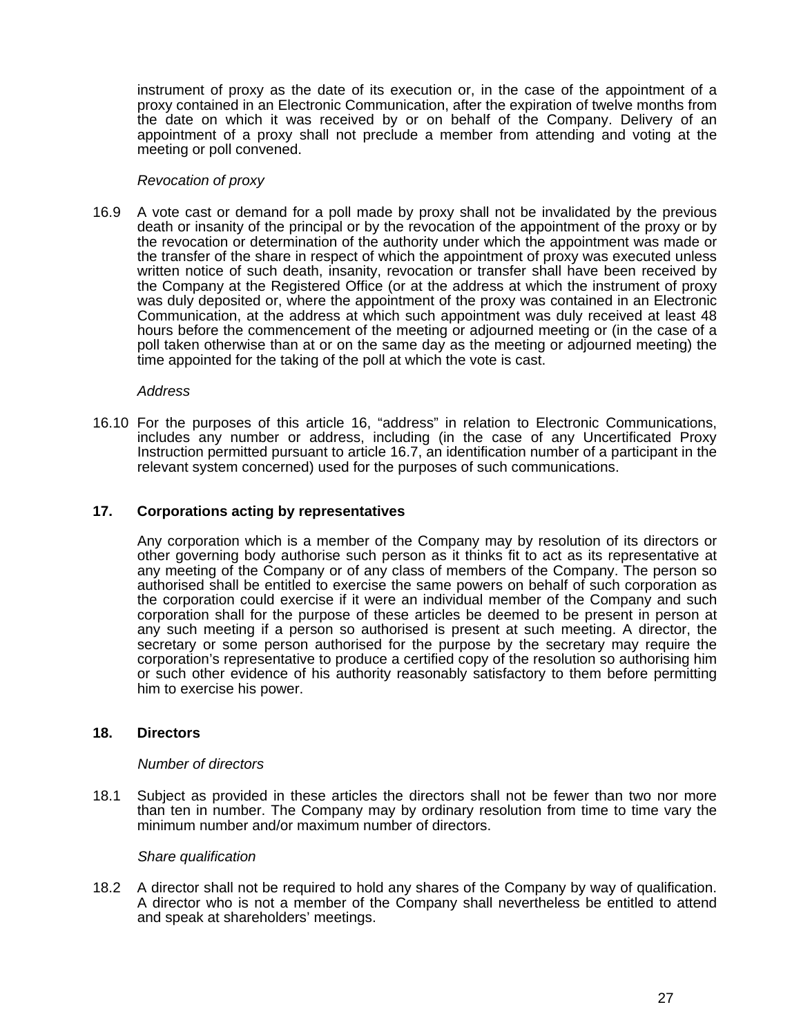instrument of proxy as the date of its execution or, in the case of the appointment of a proxy contained in an Electronic Communication, after the expiration of twelve months from the date on which it was received by or on behalf of the Company. Delivery of an appointment of a proxy shall not preclude a member from attending and voting at the meeting or poll convened.

*Revocation of proxy*

16.9 A vote cast or demand for a poll made by proxy shall not be invalidated by the previous death or insanity of the principal or by the revocation of the appointment of the proxy or by the revocation or determination of the authority under which the appointment was made or the transfer of the share in respect of which the appointment of proxy was executed unless written notice of such death, insanity, revocation or transfer shall have been received by the Company at the Registered Office (or at the address at which the instrument of proxy was duly deposited or, where the appointment of the proxy was contained in an Electronic Communication, at the address at which such appointment was duly received at least 48 hours before the commencement of the meeting or adjourned meeting or (in the case of a poll taken otherwise than at or on the same day as the meeting or adjourned meeting) the time appointed for the taking of the poll at which the vote is cast.

*Address*

16.10 For the purposes of this article 16, "address" in relation to Electronic Communications, includes any number or address, including (in the case of any Uncertificated Proxy Instruction permitted pursuant to article 16.7, an identification number of a participant in the relevant system concerned) used for the purposes of such communications.

## 17. Corporations acting by representatives

Any corporation which is a member of the Company may by resolution of its directors or other governing body authorise such person as it thinks fit to act as its representative at any meeting of the Company or of any class of members of the Company. The person so authorised shall be entitled to exercise the same powers on behalf of such corporation as the corporation could exercise if it were an individual member of the Company and such corporation shall for the purpose of these articles be deemed to be present in person at any such meeting if a person so authorised is present at such meeting. A director, the secretary or some person authorised for the purpose by the secretary may require the corporation's representative to produce a certified copy of the resolution so authorising him or such other evidence of his authority reasonably satisfactory to them before permitting him to exercise his power.

## 18. Directors

*Number of directors*

18.1 Subject as provided in these articles the directors shall not be fewer than two nor more than ten in number. The Company may by ordinary resolution from time to time vary the minimum number and/or maximum number of directors.

*Share qualification*

18.2 A director shall not be required to hold any shares of the Company by way of qualification. A director who is not a member of the Company shall nevertheless be entitled to attend and speak at shareholders' meetings.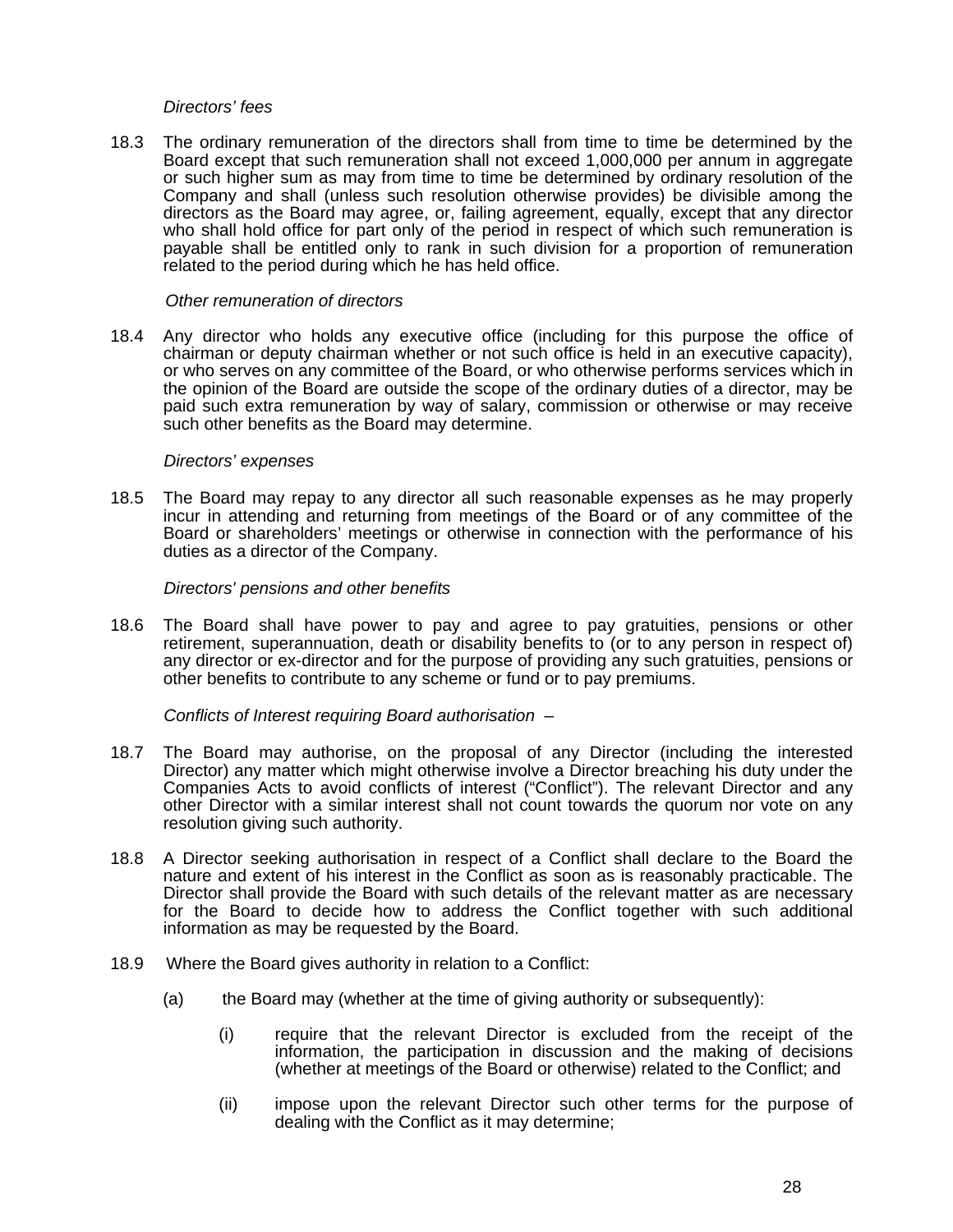*Directors' fees*

18.3 The ordinary remuneration of the directors shall from time to time be determined by the Board except that such remuneration shall not exceed 1,000,000 per annum in aggregate or such higher sum as may from time to time be determined by ordinary resolution of the Company and shall (unless such resolution otherwise provides) be divisible among the directors as the Board may agree, or, failing agreement, equally, except that any director who shall hold office for part only of the period in respect of which such remuneration is payable shall be entitled only to rank in such division for a proportion of remuneration related to the period during which he has held office.

*Other remuneration of directors*

18.4 Any director who holds any executive office (including for this purpose the office of chairman or deputy chairman whether or not such office is held in an executive capacity), or who serves on any committee of the Board, or who otherwise performs services which in the opinion of the Board are outside the scope of the ordinary duties of a director, may be paid such extra remuneration by way of salary, commission or otherwise or may receive such other benefits as the Board may determine.

*Directors' expenses*

18.5 The Board may repay to any director all such reasonable expenses as he may properly incur in attending and returning from meetings of the Board or of any committee of the Board or shareholders' meetings or otherwise in connection with the performance of his duties as a director of the Company.

*Directors' pensions and other benefits*

18.6 The Board shall have power to pay and agree to pay gratuities, pensions or other retirement, superannuation, death or disability benefits to (or to any person in respect of) any director or ex-director and for the purpose of providing any such gratuities, pensions or other benefits to contribute to any scheme or fund or to pay premiums.

*Conflicts of Interest requiring Board authorisation* –

18.7 The Board may authorise, on the proposal of any Director (including the interested Director) any matter which might otherwise involve a Director breaching his duty under the Companies Acts to avoid conflicts of interest ("Conflict"). The relevant Director and any other Director with a similar interest shall not count towards the quorum nor vote on any resolution giving such authority.

18.8 A Director seeking authorisation in respect of a Conflict shall declare to the Board the nature and extent of his interest in the Conflict as soon as is reasonably practicable. The Director shall provide the Board with such details of the relevant matter as are necessary for the Board to decide how to address the Conflict together with such additional information as may be requested by the Board.

18.9 Where the Board gives authority in relation to a Conflict:

(a) the Board may (whether at the time of giving authority or subsequently):

(i) require that the relevant Director is excluded from the receipt of the information, the participation in discussion and the making of decisions (whether at meetings of the Board or otherwise) related to the Conflict; and

(ii) impose upon the relevant Director such other terms for the purpose of dealing with the Conflict as it may determine;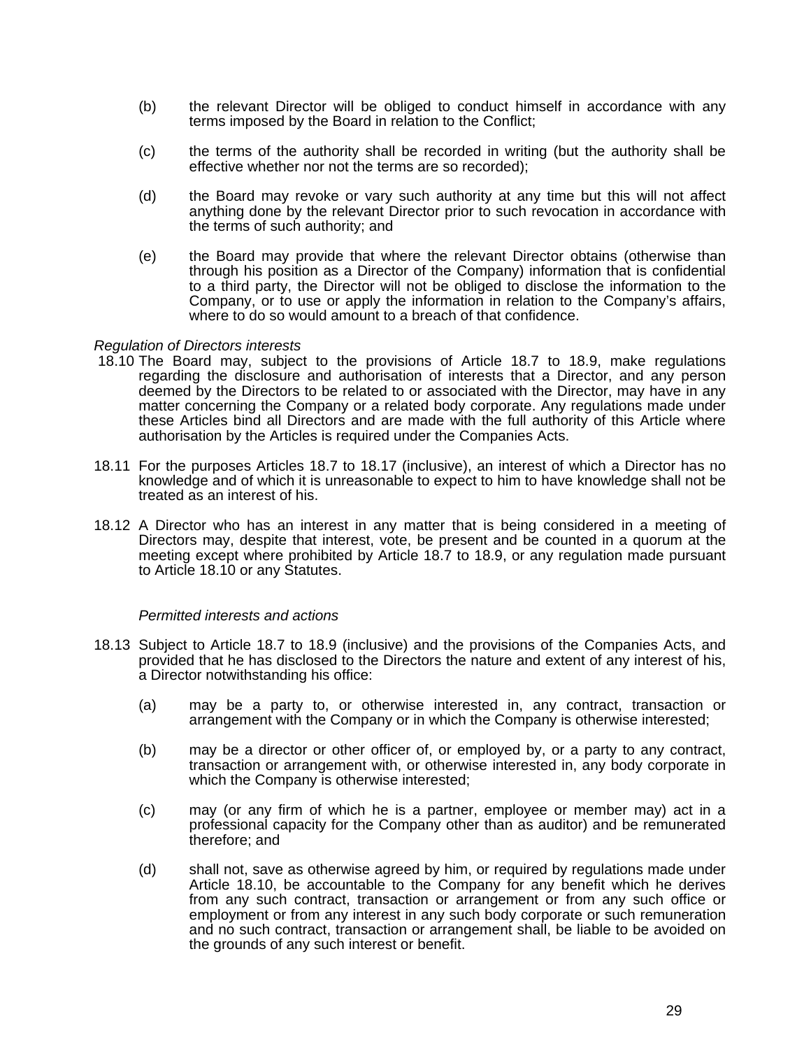(b) the relevant Director will be obliged to conduct himself in accordance with any terms imposed by the Board in relation to the Conflict;

(c) the terms of the authority shall be recorded in writing (but the authority shall be effective whether nor not the terms are so recorded);

(d) the Board may revoke or vary such authority at any time but this will not affect anything done by the relevant Director prior to such revocation in accordance with the terms of such authority; and

(e) the Board may provide that where the relevant Director obtains (otherwise than through his position as a Director of the Company) information that is confidential to a third party, the Director will not be obliged to disclose the information to the Company, or to use or apply the information in relation to the Company's affairs, where to do so would amount to a breach of that confidence.

*Regulation of Directors interests*

18.10 The Board may, subject to the provisions of Article 18.7 to 18.9, make regulations regarding the disclosure and authorisation of interests that a Director, and any person deemed by the Directors to be related to or associated with the Director, may have in any matter concerning the Company or a related body corporate. Any regulations made under these Articles bind all Directors and are made with the full authority of this Article where authorisation by the Articles is required under the Companies Acts.

18.11 For the purposes Articles 18.7 to 18.17 (inclusive), an interest of which a Director has no knowledge and of which it is unreasonable to expect to him to have knowledge shall not be treated as an interest of his.

18.12 A Director who has an interest in any matter that is being considered in a meeting of Directors may, despite that interest, vote, be present and be counted in a quorum at the meeting except where prohibited by Article 18.7 to 18.9, or any regulation made pursuant to Article 18.10 or any Statutes.

*Permitted interests and actions*

18.13 Subject to Article 18.7 to 18.9 (inclusive) and the provisions of the Companies Acts, and provided that he has disclosed to the Directors the nature and extent of any interest of his, a Director notwithstanding his office:

(a) may be a party to, or otherwise interested in, any contract, transaction or arrangement with the Company or in which the Company is otherwise interested;

(b) may be a director or other officer of, or employed by, or a party to any contract, transaction or arrangement with, or otherwise interested in, any body corporate in which the Company is otherwise interested;

(c) may (or any firm of which he is a partner, employee or member may) act in a professional capacity for the Company other than as auditor) and be remunerated therefore; and

(d) shall not, save as otherwise agreed by him, or required by regulations made under Article 18.10, be accountable to the Company for any benefit which he derives from any such contract, transaction or arrangement or from any such office or employment or from any interest in any such body corporate or such remuneration and no such contract, transaction or arrangement shall, be liable to be avoided on the grounds of any such interest or benefit.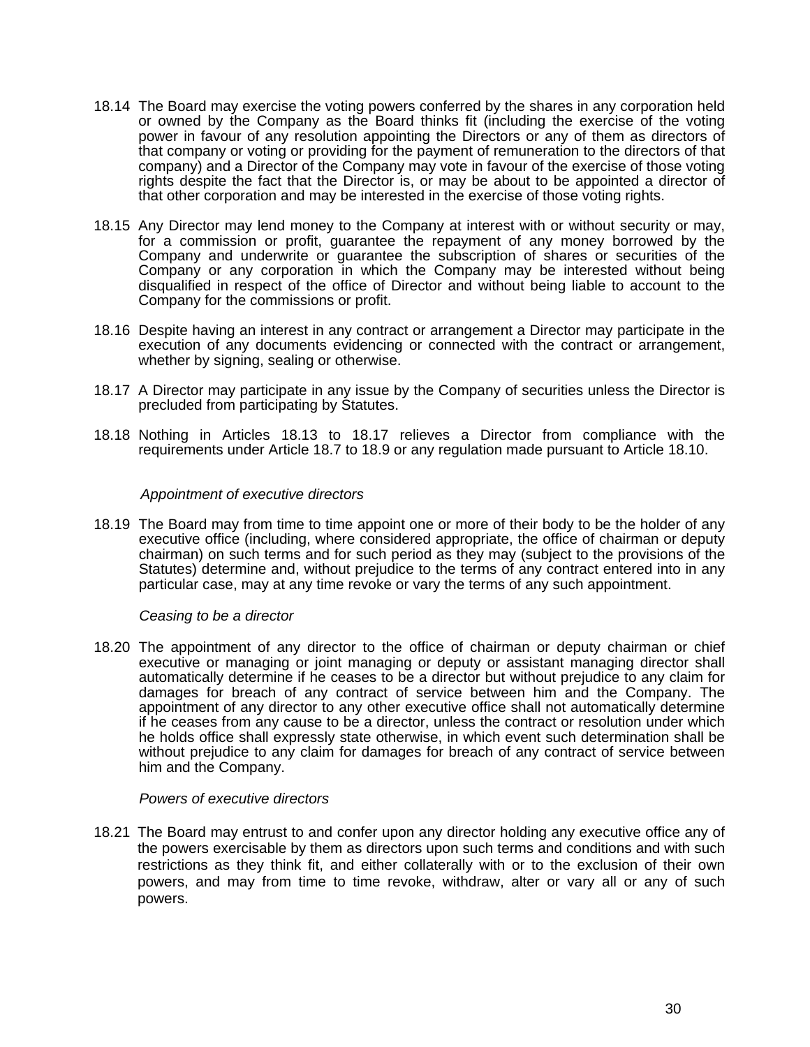18.14 The Board may exercise the voting powers conferred by the shares in any corporation held or owned by the Company as the Board thinks fit (including the exercise of the voting power in favour of any resolution appointing the Directors or any of them as directors of that company or voting or providing for the payment of remuneration to the directors of that company) and a Director of the Company may vote in favour of the exercise of those voting rights despite the fact that the Director is, or may be about to be appointed a director of that other corporation and may be interested in the exercise of those voting rights.

18.15 Any Director may lend money to the Company at interest with or without security or may, for a commission or profit, guarantee the repayment of any money borrowed by the Company and underwrite or guarantee the subscription of shares or securities of the Company or any corporation in which the Company may be interested without being disqualified in respect of the office of Director and without being liable to account to the Company for the commissions or profit.

18.16 Despite having an interest in any contract or arrangement a Director may participate in the execution of any documents evidencing or connected with the contract or arrangement, whether by signing, sealing or otherwise.

18.17 A Director may participate in any issue by the Company of securities unless the Director is precluded from participating by Statutes.

18.18 Nothing in Articles 18.13 to 18.17 relieves a Director from compliance with the requirements under Article 18.7 to 18.9 or any regulation made pursuant to Article 18.10.

*Appointment of executive directors*

18.19 The Board may from time to time appoint one or more of their body to be the holder of any executive office (including, where considered appropriate, the office of chairman or deputy chairman) on such terms and for such period as they may (subject to the provisions of the Statutes) determine and, without prejudice to the terms of any contract entered into in any particular case, may at any time revoke or vary the terms of any such appointment.

*Ceasing to be a director*

18.20 The appointment of any director to the office of chairman or deputy chairman or chief executive or managing or joint managing or deputy or assistant managing director shall automatically determine if he ceases to be a director but without prejudice to any claim for damages for breach of any contract of service between him and the Company. The appointment of any director to any other executive office shall not automatically determine if he ceases from any cause to be a director, unless the contract or resolution under which he holds office shall expressly state otherwise, in which event such determination shall be without prejudice to any claim for damages for breach of any contract of service between him and the Company.

*Powers of executive directors*

18.21 The Board may entrust to and confer upon any director holding any executive office any of the powers exercisable by them as directors upon such terms and conditions and with such restrictions as they think fit, and either collaterally with or to the exclusion of their own powers, and may from time to time revoke, withdraw, alter or vary all or any of such powers.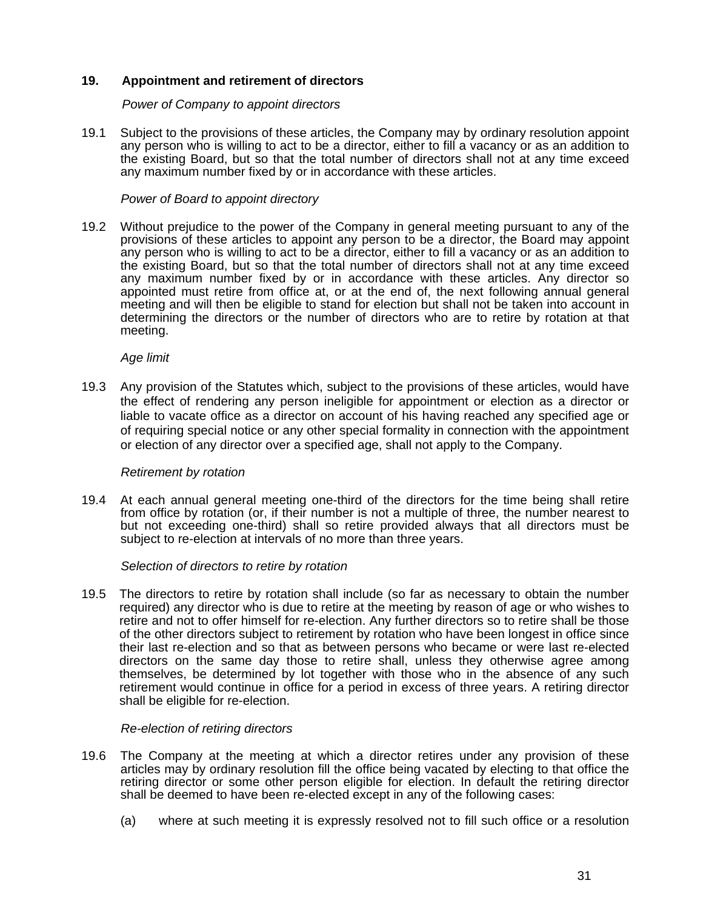## 19. Appointment and retirement of directors

*Power of Company to appoint directors*

19.1 Subject to the provisions of these articles, the Company may by ordinary resolution appoint any person who is willing to act to be a director, either to fill a vacancy or as an addition to the existing Board, but so that the total number of directors shall not at any time exceed any maximum number fixed by or in accordance with these articles.

*Power of Board to appoint directory*

19.2 Without prejudice to the power of the Company in general meeting pursuant to any of the provisions of these articles to appoint any person to be a director, the Board may appoint any person who is willing to act to be a director, either to fill a vacancy or as an addition to the existing Board, but so that the total number of directors shall not at any time exceed any maximum number fixed by or in accordance with these articles. Any director so appointed must retire from office at, or at the end of, the next following annual general meeting and will then be eligible to stand for election but shall not be taken into account in determining the directors or the number of directors who are to retire by rotation at that meeting.

*Age limit*

19.3 Any provision of the Statutes which, subject to the provisions of these articles, would have the effect of rendering any person ineligible for appointment or election as a director or liable to vacate office as a director on account of his having reached any specified age or of requiring special notice or any other special formality in connection with the appointment or election of any director over a specified age, shall not apply to the Company.

*Retirement by rotation*

19.4 At each annual general meeting one-third of the directors for the time being shall retire from office by rotation (or, if their number is not a multiple of three, the number nearest to but not exceeding one-third) shall so retire provided always that all directors must be subject to re-election at intervals of no more than three years.

*Selection of directors to retire by rotation*

19.5 The directors to retire by rotation shall include (so far as necessary to obtain the number required) any director who is due to retire at the meeting by reason of age or who wishes to retire and not to offer himself for re-election. Any further directors so to retire shall be those of the other directors subject to retirement by rotation who have been longest in office since their last re-election and so that as between persons who became or were last re-elected directors on the same day those to retire shall, unless they otherwise agree among themselves, be determined by lot together with those who in the absence of any such retirement would continue in office for a period in excess of three years. A retiring director shall be eligible for re-election.

*Re-election of retiring directors*

19.6 The Company at the meeting at which a director retires under any provision of these articles may by ordinary resolution fill the office being vacated by electing to that office the retiring director or some other person eligible for election. In default the retiring director shall be deemed to have been re-elected except in any of the following cases:

(a) where at such meeting it is expressly resolved not to fill such office or a resolution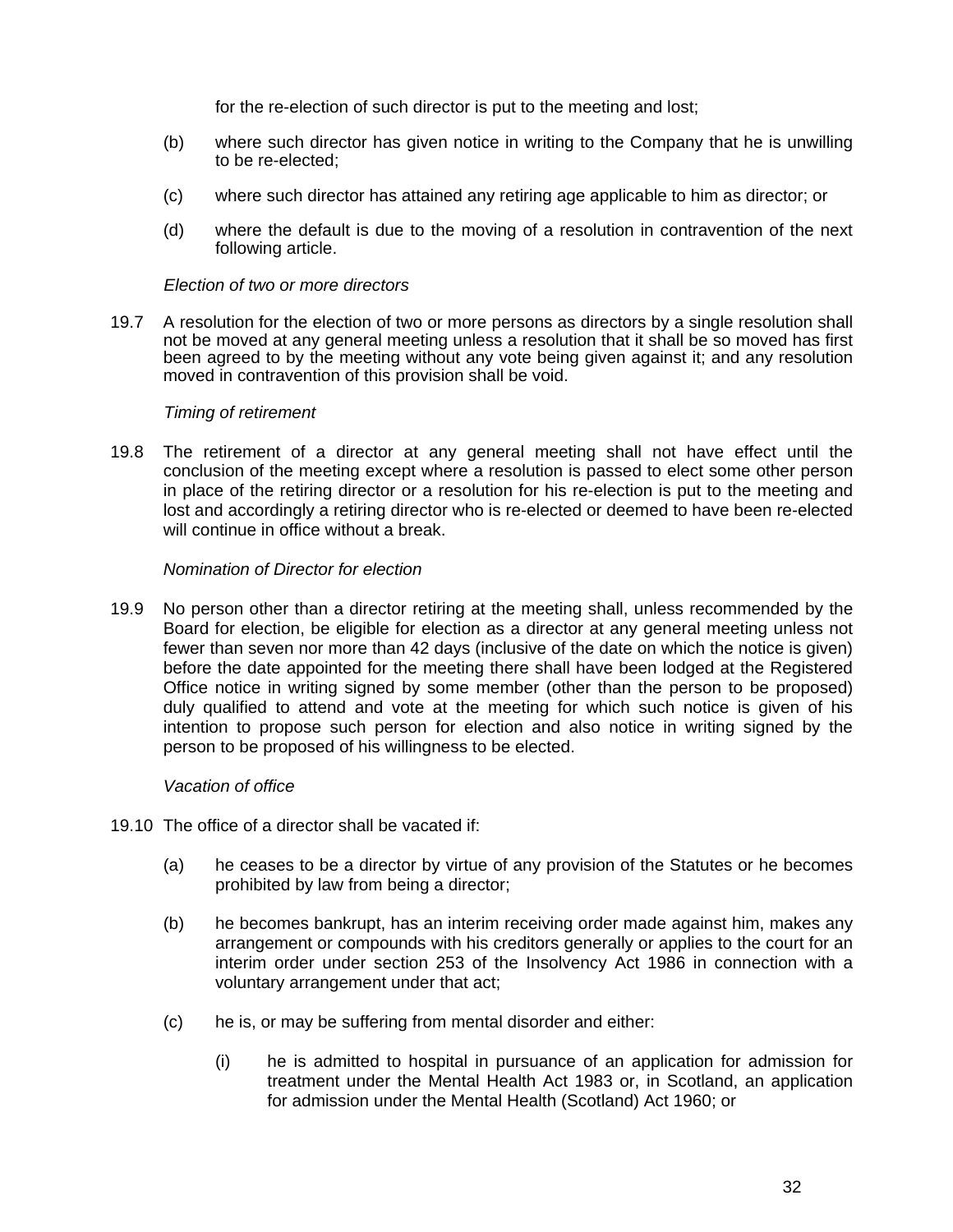for the re-election of such director is put to the meeting and lost;

(b) where such director has given notice in writing to the Company that he is unwilling to be re-elected;

(c) where such director has attained any retiring age applicable to him as director; or

(d) where the default is due to the moving of a resolution in contravention of the next following article.

*Election of two or more directors*

19.7 A resolution for the election of two or more persons as directors by a single resolution shall not be moved at any general meeting unless a resolution that it shall be so moved has first been agreed to by the meeting without any vote being given against it; and any resolution moved in contravention of this provision shall be void.

*Timing of retirement*

19.8 The retirement of a director at any general meeting shall not have effect until the conclusion of the meeting except where a resolution is passed to elect some other person in place of the retiring director or a resolution for his re-election is put to the meeting and lost and accordingly a retiring director who is re-elected or deemed to have been re-elected will continue in office without a break.

*Nomination of Director for election*

19.9 No person other than a director retiring at the meeting shall, unless recommended by the Board for election, be eligible for election as a director at any general meeting unless not fewer than seven nor more than 42 days (inclusive of the date on which the notice is given) before the date appointed for the meeting there shall have been lodged at the Registered Office notice in writing signed by some member (other than the person to be proposed) duly qualified to attend and vote at the meeting for which such notice is given of his intention to propose such person for election and also notice in writing signed by the person to be proposed of his willingness to be elected.

*Vacation of office*

19.10 The office of a director shall be vacated if:

(a) he ceases to be a director by virtue of any provision of the Statutes or he becomes prohibited by law from being a director;

(b) he becomes bankrupt, has an interim receiving order made against him, makes any arrangement or compounds with his creditors generally or applies to the court for an interim order under section 253 of the Insolvency Act 1986 in connection with a voluntary arrangement under that act;

(c) he is, or may be suffering from mental disorder and either:

(i) he is admitted to hospital in pursuance of an application for admission for treatment under the Mental Health Act 1983 or, in Scotland, an application for admission under the Mental Health (Scotland) Act 1960; or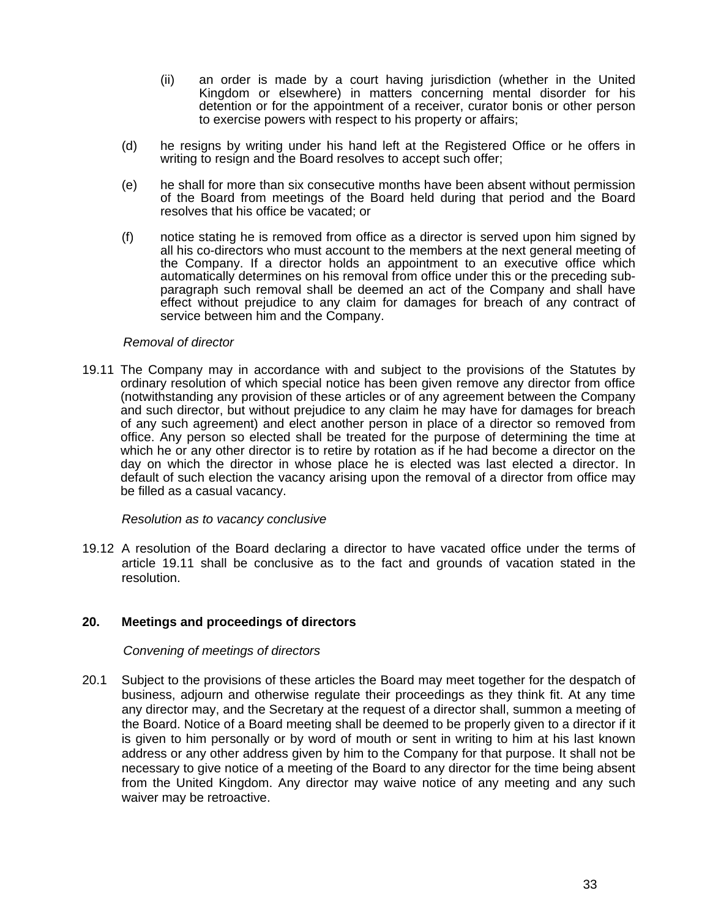(ii) an order is made by a court having jurisdiction (whether in the United Kingdom or elsewhere) in matters concerning mental disorder for his detention or for the appointment of a receiver, curator bonis or other person to exercise powers with respect to his property or affairs;

(d) he resigns by writing under his hand left at the Registered Office or he offers in writing to resign and the Board resolves to accept such offer;

(e) he shall for more than six consecutive months have been absent without permission of the Board from meetings of the Board held during that period and the Board resolves that his office be vacated; or

(f) notice stating he is removed from office as a director is served upon him signed by all his co-directors who must account to the members at the next general meeting of the Company. If a director holds an appointment to an executive office which automatically determines on his removal from office under this or the preceding sub-paragraph such removal shall be deemed an act of the Company and shall have effect without prejudice to any claim for damages for breach of any contract of service between him and the Company.

*Removal of director*

19.11 The Company may in accordance with and subject to the provisions of the Statutes by ordinary resolution of which special notice has been given remove any director from office (notwithstanding any provision of these articles or of any agreement between the Company and such director, but without prejudice to any claim he may have for damages for breach of any such agreement) and elect another person in place of a director so removed from office. Any person so elected shall be treated for the purpose of determining the time at which he or any other director is to retire by rotation as if he had become a director on the day on which the director in whose place he is elected was last elected a director. In default of such election the vacancy arising upon the removal of a director from office may be filled as a casual vacancy.

*Resolution as to vacancy conclusive*

19.12 A resolution of the Board declaring a director to have vacated office under the terms of article 19.11 shall be conclusive as to the fact and grounds of vacation stated in the resolution.

## 20. Meetings and proceedings of directors

*Convening of meetings of directors*

20.1 Subject to the provisions of these articles the Board may meet together for the despatch of business, adjourn and otherwise regulate their proceedings as they think fit. At any time any director may, and the Secretary at the request of a director shall, summon a meeting of the Board. Notice of a Board meeting shall be deemed to be properly given to a director if it is given to him personally or by word of mouth or sent in writing to him at his last known address or any other address given by him to the Company for that purpose. It shall not be necessary to give notice of a meeting of the Board to any director for the time being absent from the United Kingdom. Any director may waive notice of any meeting and any such waiver may be retroactive.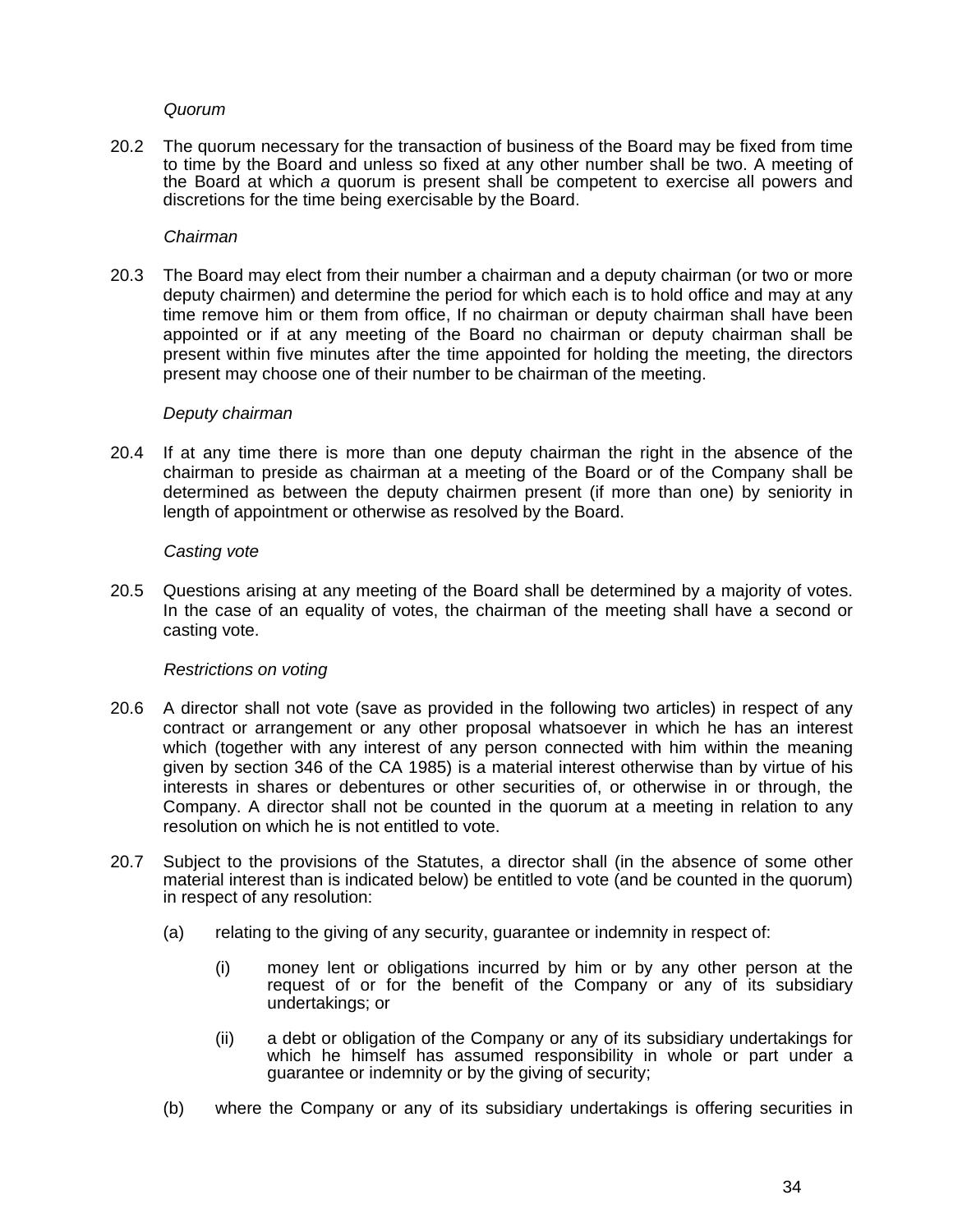*Quorum*

20.2 The quorum necessary for the transaction of business of the Board may be fixed from time to time by the Board and unless so fixed at any other number shall be two. A meeting of the Board at which *a* quorum is present shall be competent to exercise all powers and discretions for the time being exercisable by the Board.

*Chairman*

20.3 The Board may elect from their number a chairman and a deputy chairman (or two or more deputy chairmen) and determine the period for which each is to hold office and may at any time remove him or them from office, If no chairman or deputy chairman shall have been appointed or if at any meeting of the Board no chairman or deputy chairman shall be present within five minutes after the time appointed for holding the meeting, the directors present may choose one of their number to be chairman of the meeting.

*Deputy chairman*

20.4 If at any time there is more than one deputy chairman the right in the absence of the chairman to preside as chairman at a meeting of the Board or of the Company shall be determined as between the deputy chairmen present (if more than one) by seniority in length of appointment or otherwise as resolved by the Board.

*Casting vote*

20.5 Questions arising at any meeting of the Board shall be determined by a majority of votes. In the case of an equality of votes, the chairman of the meeting shall have a second or casting vote.

*Restrictions on voting*

20.6 A director shall not vote (save as provided in the following two articles) in respect of any contract or arrangement or any other proposal whatsoever in which he has an interest which (together with any interest of any person connected with him within the meaning given by section 346 of the CA 1985) is a material interest otherwise than by virtue of his interests in shares or debentures or other securities of, or otherwise in or through, the Company. A director shall not be counted in the quorum at a meeting in relation to any resolution on which he is not entitled to vote.

20.7 Subject to the provisions of the Statutes, a director shall (in the absence of some other material interest than is indicated below) be entitled to vote (and be counted in the quorum) in respect of any resolution:

(a) relating to the giving of any security, guarantee or indemnity in respect of:

(i) money lent or obligations incurred by him or by any other person at the request of or for the benefit of the Company or any of its subsidiary undertakings; or

(ii) a debt or obligation of the Company or any of its subsidiary undertakings for which he himself has assumed responsibility in whole or part under a guarantee or indemnity or by the giving of security;

(b) where the Company or any of its subsidiary undertakings is offering securities in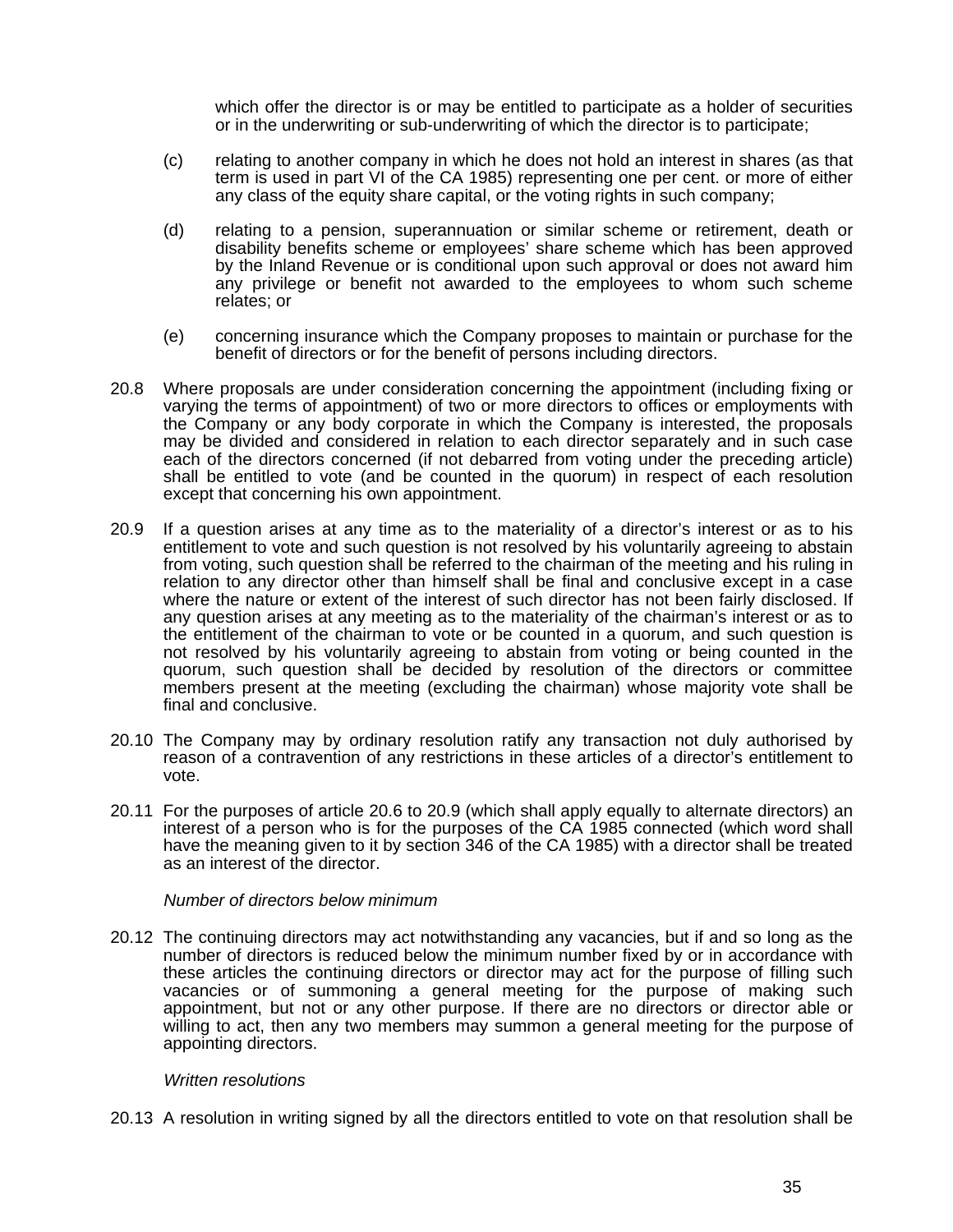which offer the director is or may be entitled to participate as a holder of securities or in the underwriting or sub-underwriting of which the director is to participate;

(c) relating to another company in which he does not hold an interest in shares (as that term is used in part VI of the CA 1985) representing one per cent. or more of either any class of the equity share capital, or the voting rights in such company;

(d) relating to a pension, superannuation or similar scheme or retirement, death or disability benefits scheme or employees' share scheme which has been approved by the Inland Revenue or is conditional upon such approval or does not award him any privilege or benefit not awarded to the employees to whom such scheme relates; or

(e) concerning insurance which the Company proposes to maintain or purchase for the benefit of directors or for the benefit of persons including directors.

20.8 Where proposals are under consideration concerning the appointment (including fixing or varying the terms of appointment) of two or more directors to offices or employments with the Company or any body corporate in which the Company is interested, the proposals may be divided and considered in relation to each director separately and in such case each of the directors concerned (if not debarred from voting under the preceding article) shall be entitled to vote (and be counted in the quorum) in respect of each resolution except that concerning his own appointment.

20.9 If a question arises at any time as to the materiality of a director's interest or as to his entitlement to vote and such question is not resolved by his voluntarily agreeing to abstain from voting, such question shall be referred to the chairman of the meeting and his ruling in relation to any director other than himself shall be final and conclusive except in a case where the nature or extent of the interest of such director has not been fairly disclosed. If any question arises at any meeting as to the materiality of the chairman's interest or as to the entitlement of the chairman to vote or be counted in a quorum, and such question is not resolved by his voluntarily agreeing to abstain from voting or being counted in the quorum, such question shall be decided by resolution of the directors or committee members present at the meeting (excluding the chairman) whose majority vote shall be final and conclusive.

20.10 The Company may by ordinary resolution ratify any transaction not duly authorised by reason of a contravention of any restrictions in these articles of a director's entitlement to vote.

20.11 For the purposes of article 20.6 to 20.9 (which shall apply equally to alternate directors) an interest of a person who is for the purposes of the CA 1985 connected (which word shall have the meaning given to it by section 346 of the CA 1985) with a director shall be treated as an interest of the director.

*Number of directors below minimum*

20.12 The continuing directors may act notwithstanding any vacancies, but if and so long as the number of directors is reduced below the minimum number fixed by or in accordance with these articles the continuing directors or director may act for the purpose of filling such vacancies or of summoning a general meeting for the purpose of making such appointment, but not or any other purpose. If there are no directors or director able or willing to act, then any two members may summon a general meeting for the purpose of appointing directors.

*Written resolutions*

20.13 A resolution in writing signed by all the directors entitled to vote on that resolution shall be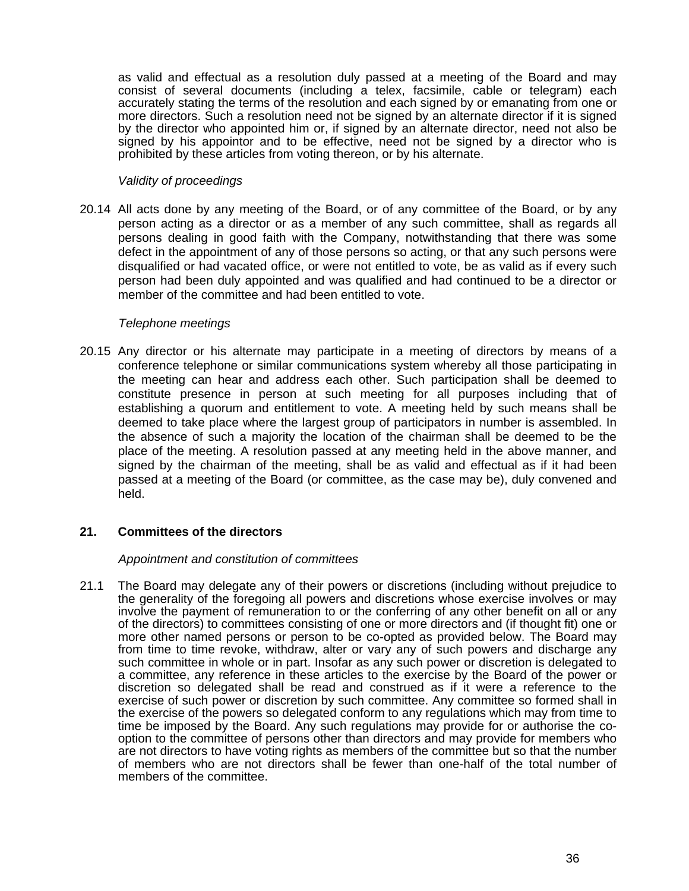as valid and effectual as a resolution duly passed at a meeting of the Board and may consist of several documents (including a telex, facsimile, cable or telegram) each accurately stating the terms of the resolution and each signed by or emanating from one or more directors. Such a resolution need not be signed by an alternate director if it is signed by the director who appointed him or, if signed by an alternate director, need not also be signed by his appointor and to be effective, need not be signed by a director who is prohibited by these articles from voting thereon, or by his alternate.

*Validity of proceedings*

20.14 All acts done by any meeting of the Board, or of any committee of the Board, or by any person acting as a director or as a member of any such committee, shall as regards all persons dealing in good faith with the Company, notwithstanding that there was some defect in the appointment of any of those persons so acting, or that any such persons were disqualified or had vacated office, or were not entitled to vote, be as valid as if every such person had been duly appointed and was qualified and had continued to be a director or member of the committee and had been entitled to vote.

*Telephone meetings*

20.15 Any director or his alternate may participate in a meeting of directors by means of a conference telephone or similar communications system whereby all those participating in the meeting can hear and address each other. Such participation shall be deemed to constitute presence in person at such meeting for all purposes including that of establishing a quorum and entitlement to vote. A meeting held by such means shall be deemed to take place where the largest group of participators in number is assembled. In the absence of such a majority the location of the chairman shall be deemed to be the place of the meeting. A resolution passed at any meeting held in the above manner, and signed by the chairman of the meeting, shall be as valid and effectual as if it had been passed at a meeting of the Board (or committee, as the case may be), duly convened and held.

## 21. Committees of the directors

*Appointment and constitution of committees*

21.1 The Board may delegate any of their powers or discretions (including without prejudice to the generality of the foregoing all powers and discretions whose exercise involves or may involve the payment of remuneration to or the conferring of any other benefit on all or any of the directors) to committees consisting of one or more directors and (if thought fit) one or more other named persons or person to be co-opted as provided below. The Board may from time to time revoke, withdraw, alter or vary any of such powers and discharge any such committee in whole or in part. Insofar as any such power or discretion is delegated to a committee, any reference in these articles to the exercise by the Board of the power or discretion so delegated shall be read and construed as if it were a reference to the exercise of such power or discretion by such committee. Any committee so formed shall in the exercise of the powers so delegated conform to any regulations which may from time to time be imposed by the Board. Any such regulations may provide for or authorise the co-option to the committee of persons other than directors and may provide for members who are not directors to have voting rights as members of the committee but so that the number of members who are not directors shall be fewer than one-half of the total number of members of the committee.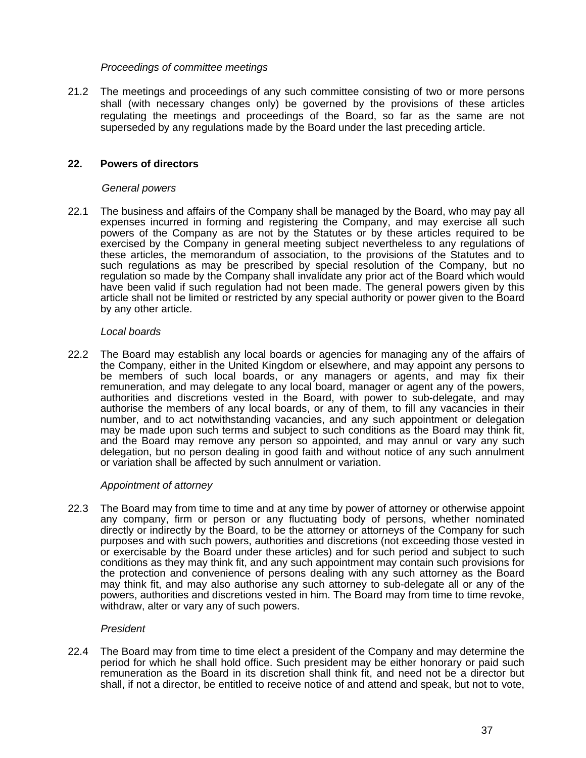*Proceedings of committee meetings*

21.2 The meetings and proceedings of any such committee consisting of two or more persons shall (with necessary changes only) be governed by the provisions of these articles regulating the meetings and proceedings of the Board, so far as the same are not superseded by any regulations made by the Board under the last preceding article.

## 22. Powers of directors

*General powers*

22.1 The business and affairs of the Company shall be managed by the Board, who may pay all expenses incurred in forming and registering the Company, and may exercise all such powers of the Company as are not by the Statutes or by these articles required to be exercised by the Company in general meeting subject nevertheless to any regulations of these articles, the memorandum of association, to the provisions of the Statutes and to such regulations as may be prescribed by special resolution of the Company, but no regulation so made by the Company shall invalidate any prior act of the Board which would have been valid if such regulation had not been made. The general powers given by this article shall not be limited or restricted by any special authority or power given to the Board by any other article.

*Local boards*

22.2 The Board may establish any local boards or agencies for managing any of the affairs of the Company, either in the United Kingdom or elsewhere, and may appoint any persons to be members of such local boards, or any managers or agents, and may fix their remuneration, and may delegate to any local board, manager or agent any of the powers, authorities and discretions vested in the Board, with power to sub-delegate, and may authorise the members of any local boards, or any of them, to fill any vacancies in their number, and to act notwithstanding vacancies, and any such appointment or delegation may be made upon such terms and subject to such conditions as the Board may think fit, and the Board may remove any person so appointed, and may annul or vary any such delegation, but no person dealing in good faith and without notice of any such annulment or variation shall be affected by such annulment or variation.

*Appointment of attorney*

22.3 The Board may from time to time and at any time by power of attorney or otherwise appoint any company, firm or person or any fluctuating body of persons, whether nominated directly or indirectly by the Board, to be the attorney or attorneys of the Company for such purposes and with such powers, authorities and discretions (not exceeding those vested in or exercisable by the Board under these articles) and for such period and subject to such conditions as they may think fit, and any such appointment may contain such provisions for the protection and convenience of persons dealing with any such attorney as the Board may think fit, and may also authorise any such attorney to sub-delegate all or any of the powers, authorities and discretions vested in him. The Board may from time to time revoke, withdraw, alter or vary any of such powers.

*President*

22.4 The Board may from time to time elect a president of the Company and may determine the period for which he shall hold office. Such president may be either honorary or paid such remuneration as the Board in its discretion shall think fit, and need not be a director but shall, if not a director, be entitled to receive notice of and attend and speak, but not to vote,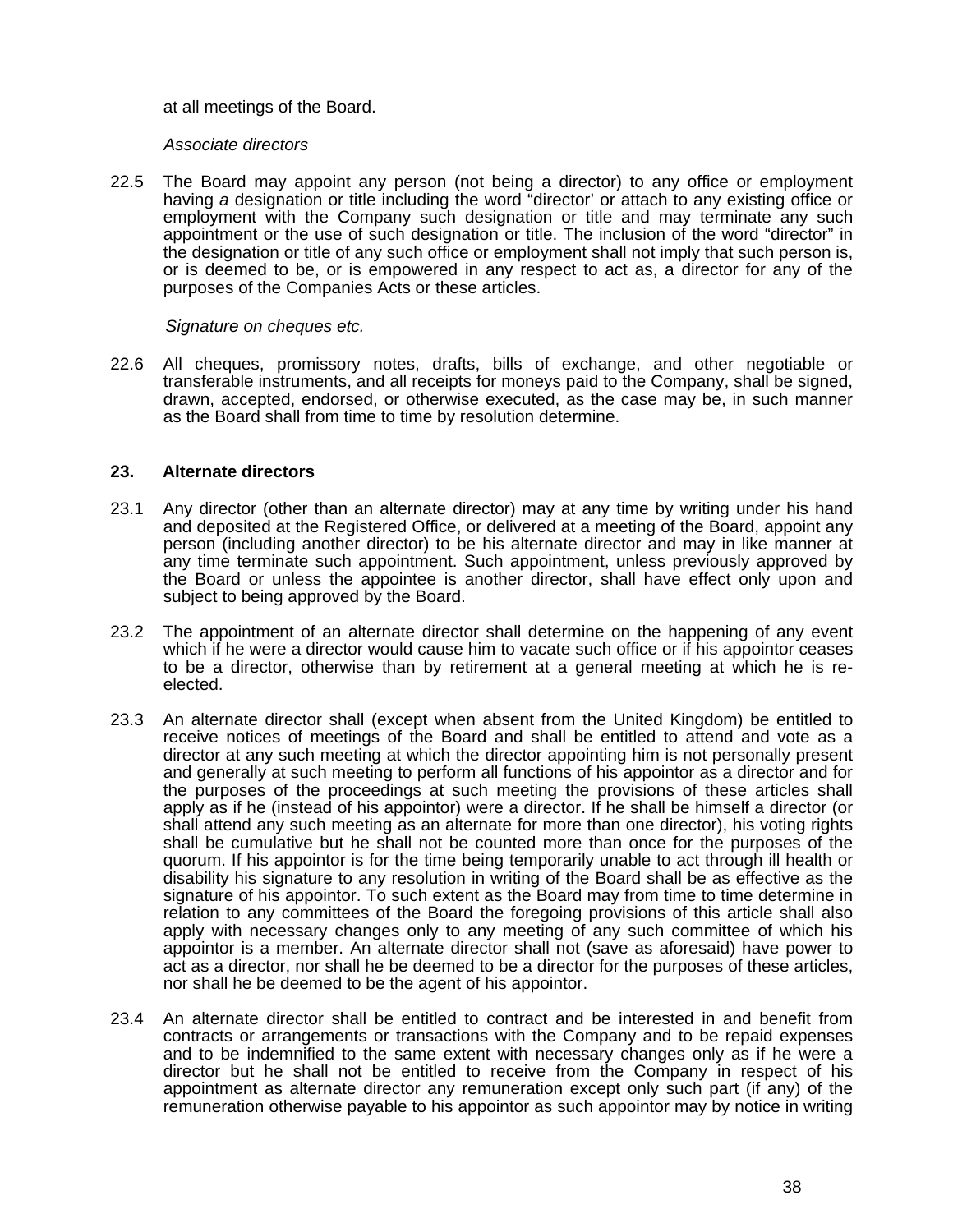at all meetings of the Board.

*Associate directors*

22.5 The Board may appoint any person (not being a director) to any office or employment having *a* designation or title including the word "director' or attach to any existing office or employment with the Company such designation or title and may terminate any such appointment or the use of such designation or title. The inclusion of the word "director" in the designation or title of any such office or employment shall not imply that such person is, or is deemed to be, or is empowered in any respect to act as, a director for any of the purposes of the Companies Acts or these articles.

*Signature on cheques etc.*

22.6 All cheques, promissory notes, drafts, bills of exchange, and other negotiable or transferable instruments, and all receipts for moneys paid to the Company, shall be signed, drawn, accepted, endorsed, or otherwise executed, as the case may be, in such manner as the Board shall from time to time by resolution determine.

## 23. Alternate directors

23.1 Any director (other than an alternate director) may at any time by writing under his hand and deposited at the Registered Office, or delivered at a meeting of the Board, appoint any person (including another director) to be his alternate director and may in like manner at any time terminate such appointment. Such appointment, unless previously approved by the Board or unless the appointee is another director, shall have effect only upon and subject to being approved by the Board.

23.2 The appointment of an alternate director shall determine on the happening of any event which if he were a director would cause him to vacate such office or if his appointor ceases to be a director, otherwise than by retirement at a general meeting at which he is re-elected.

23.3 An alternate director shall (except when absent from the United Kingdom) be entitled to receive notices of meetings of the Board and shall be entitled to attend and vote as a director at any such meeting at which the director appointing him is not personally present and generally at such meeting to perform all functions of his appointor as a director and for the purposes of the proceedings at such meeting the provisions of these articles shall apply as if he (instead of his appointor) were a director. If he shall be himself a director (or shall attend any such meeting as an alternate for more than one director), his voting rights shall be cumulative but he shall not be counted more than once for the purposes of the quorum. If his appointor is for the time being temporarily unable to act through ill health or disability his signature to any resolution in writing of the Board shall be as effective as the signature of his appointor. To such extent as the Board may from time to time determine in relation to any committees of the Board the foregoing provisions of this article shall also apply with necessary changes only to any meeting of any such committee of which his appointor is a member. An alternate director shall not (save as aforesaid) have power to act as a director, nor shall he be deemed to be a director for the purposes of these articles, nor shall he be deemed to be the agent of his appointor.

23.4 An alternate director shall be entitled to contract and be interested in and benefit from contracts or arrangements or transactions with the Company and to be repaid expenses and to be indemnified to the same extent with necessary changes only as if he were a director but he shall not be entitled to receive from the Company in respect of his appointment as alternate director any remuneration except only such part (if any) of the remuneration otherwise payable to his appointor as such appointor may by notice in writing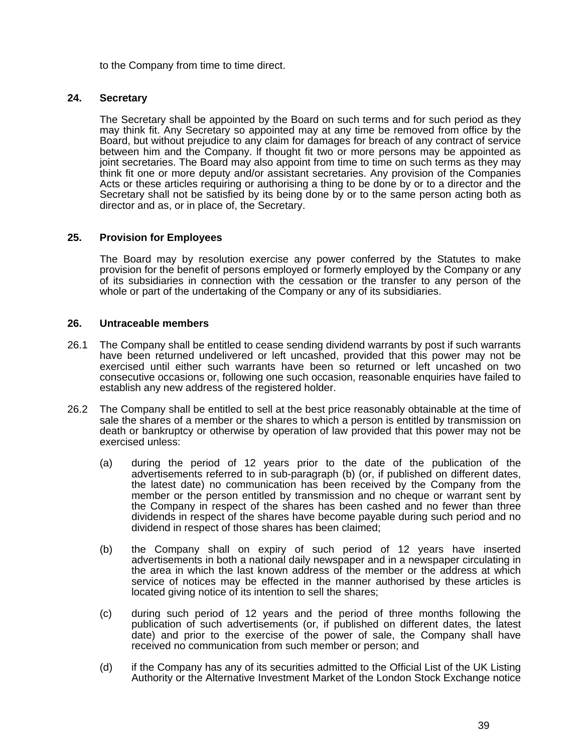to the Company from time to time direct.

## 24. Secretary

The Secretary shall be appointed by the Board on such terms and for such period as they may think fit. Any Secretary so appointed may at any time be removed from office by the Board, but without prejudice to any claim for damages for breach of any contract of service between him and the Company. If thought fit two or more persons may be appointed as joint secretaries. The Board may also appoint from time to time on such terms as they may think fit one or more deputy and/or assistant secretaries. Any provision of the Companies Acts or these articles requiring or authorising a thing to be done by or to a director and the Secretary shall not be satisfied by its being done by or to the same person acting both as director and as, or in place of, the Secretary.

## 25. Provision for Employees

The Board may by resolution exercise any power conferred by the Statutes to make provision for the benefit of persons employed or formerly employed by the Company or any of its subsidiaries in connection with the cessation or the transfer to any person of the whole or part of the undertaking of the Company or any of its subsidiaries.

## 26. Untraceable members

26.1 The Company shall be entitled to cease sending dividend warrants by post if such warrants have been returned undelivered or left uncashed, provided that this power may not be exercised until either such warrants have been so returned or left uncashed on two consecutive occasions or, following one such occasion, reasonable enquiries have failed to establish any new address of the registered holder.

26.2 The Company shall be entitled to sell at the best price reasonably obtainable at the time of sale the shares of a member or the shares to which a person is entitled by transmission on death or bankruptcy or otherwise by operation of law provided that this power may not be exercised unless:

(a) during the period of 12 years prior to the date of the publication of the advertisements referred to in sub-paragraph (b) (or, if published on different dates, the latest date) no communication has been received by the Company from the member or the person entitled by transmission and no cheque or warrant sent by the Company in respect of the shares has been cashed and no fewer than three dividends in respect of the shares have become payable during such period and no dividend in respect of those shares has been claimed;

(b) the Company shall on expiry of such period of 12 years have inserted advertisements in both a national daily newspaper and in a newspaper circulating in the area in which the last known address of the member or the address at which service of notices may be effected in the manner authorised by these articles is located giving notice of its intention to sell the shares;

(c) during such period of 12 years and the period of three months following the publication of such advertisements (or, if published on different dates, the latest date) and prior to the exercise of the power of sale, the Company shall have received no communication from such member or person; and

(d) if the Company has any of its securities admitted to the Official List of the UK Listing Authority or the Alternative Investment Market of the London Stock Exchange notice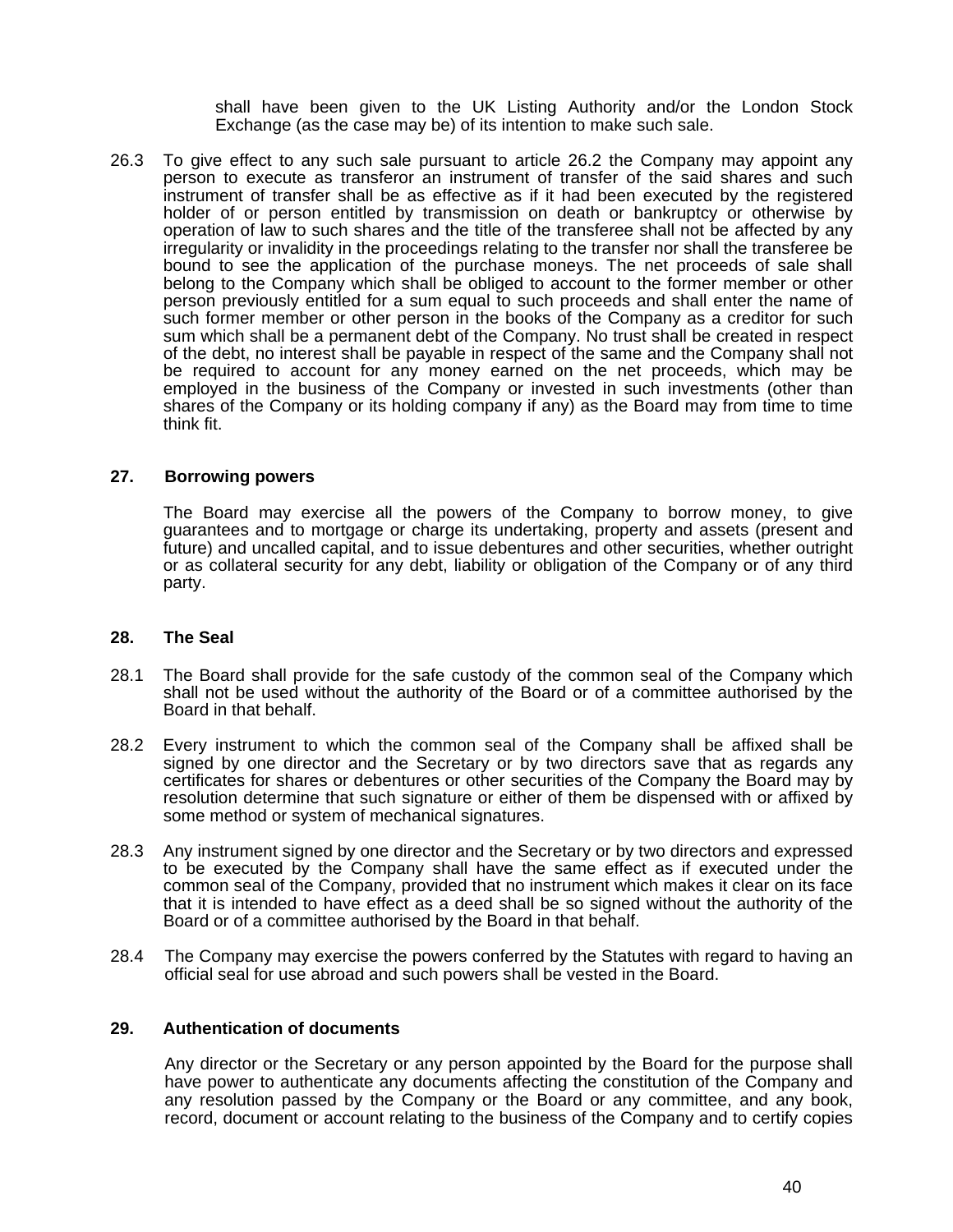shall have been given to the UK Listing Authority and/or the London Stock Exchange (as the case may be) of its intention to make such sale.

26.3 To give effect to any such sale pursuant to article 26.2 the Company may appoint any person to execute as transferor an instrument of transfer of the said shares and such instrument of transfer shall be as effective as if it had been executed by the registered holder of or person entitled by transmission on death or bankruptcy or otherwise by operation of law to such shares and the title of the transferee shall not be affected by any irregularity or invalidity in the proceedings relating to the transfer nor shall the transferee be bound to see the application of the purchase moneys. The net proceeds of sale shall belong to the Company which shall be obliged to account to the former member or other person previously entitled for a sum equal to such proceeds and shall enter the name of such former member or other person in the books of the Company as a creditor for such sum which shall be a permanent debt of the Company. No trust shall be created in respect of the debt, no interest shall be payable in respect of the same and the Company shall not be required to account for any money earned on the net proceeds, which may be employed in the business of the Company or invested in such investments (other than shares of the Company or its holding company if any) as the Board may from time to time think fit.

## 27. Borrowing powers

The Board may exercise all the powers of the Company to borrow money, to give guarantees and to mortgage or charge its undertaking, property and assets (present and future) and uncalled capital, and to issue debentures and other securities, whether outright or as collateral security for any debt, liability or obligation of the Company or of any third party.

## 28. The Seal

28.1 The Board shall provide for the safe custody of the common seal of the Company which shall not be used without the authority of the Board or of a committee authorised by the Board in that behalf.

28.2 Every instrument to which the common seal of the Company shall be affixed shall be signed by one director and the Secretary or by two directors save that as regards any certificates for shares or debentures or other securities of the Company the Board may by resolution determine that such signature or either of them be dispensed with or affixed by some method or system of mechanical signatures.

28.3 Any instrument signed by one director and the Secretary or by two directors and expressed to be executed by the Company shall have the same effect as if executed under the common seal of the Company, provided that no instrument which makes it clear on its face that it is intended to have effect as a deed shall be so signed without the authority of the Board or of a committee authorised by the Board in that behalf.

28.4 The Company may exercise the powers conferred by the Statutes with regard to having an official seal for use abroad and such powers shall be vested in the Board.

## 29. Authentication of documents

Any director or the Secretary or any person appointed by the Board for the purpose shall have power to authenticate any documents affecting the constitution of the Company and any resolution passed by the Company or the Board or any committee, and any book, record, document or account relating to the business of the Company and to certify copies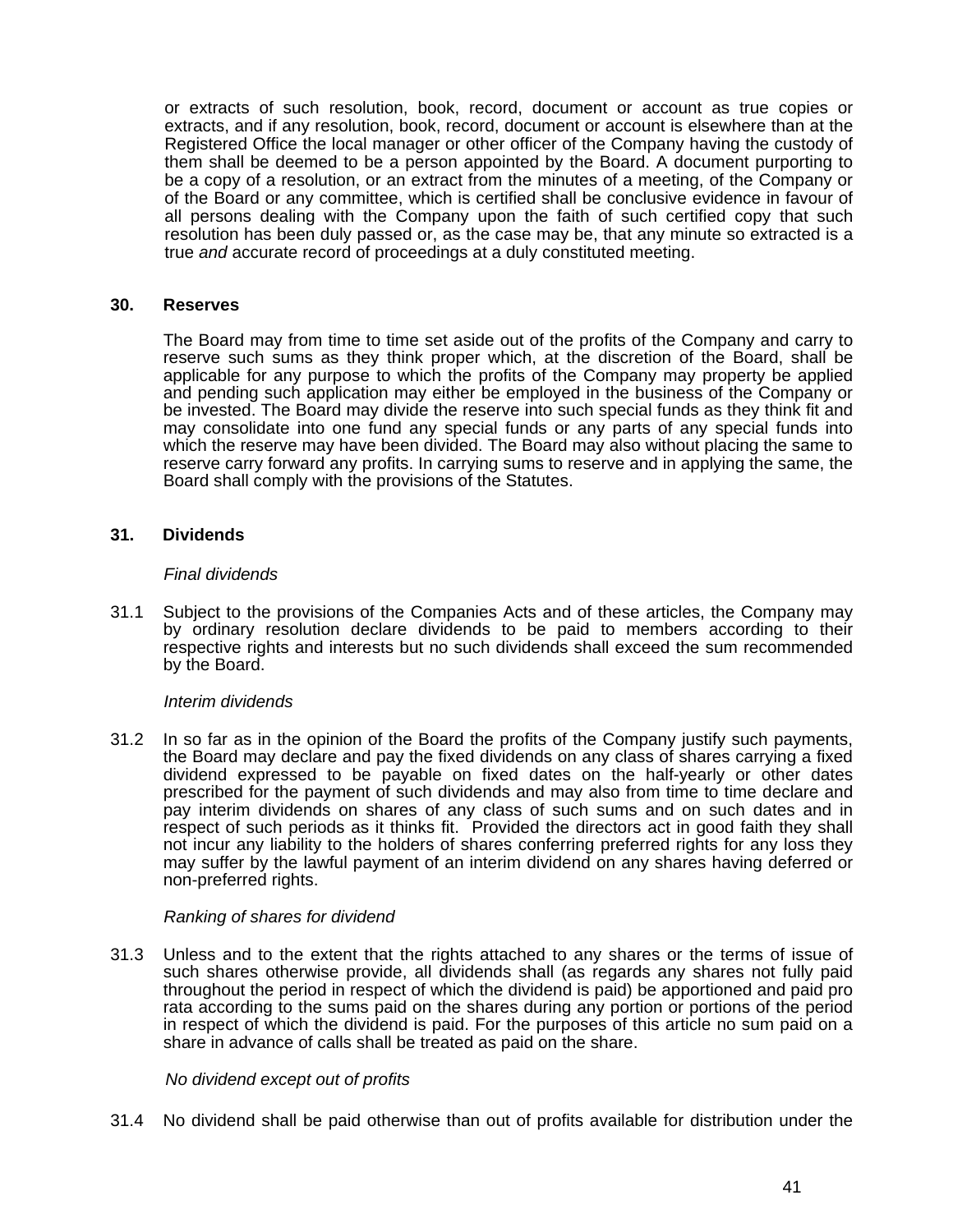or extracts of such resolution, book, record, document or account as true copies or extracts, and if any resolution, book, record, document or account is elsewhere than at the Registered Office the local manager or other officer of the Company having the custody of them shall be deemed to be a person appointed by the Board. A document purporting to be a copy of a resolution, or an extract from the minutes of a meeting, of the Company or of the Board or any committee, which is certified shall be conclusive evidence in favour of all persons dealing with the Company upon the faith of such certified copy that such resolution has been duly passed or, as the case may be, that any minute so extracted is a true *and* accurate record of proceedings at a duly constituted meeting.

## 30. Reserves

The Board may from time to time set aside out of the profits of the Company and carry to reserve such sums as they think proper which, at the discretion of the Board, shall be applicable for any purpose to which the profits of the Company may property be applied and pending such application may either be employed in the business of the Company or be invested. The Board may divide the reserve into such special funds as they think fit and may consolidate into one fund any special funds or any parts of any special funds into which the reserve may have been divided. The Board may also without placing the same to reserve carry forward any profits. In carrying sums to reserve and in applying the same, the Board shall comply with the provisions of the Statutes.

## 31. Dividends

*Final dividends*

31.1 Subject to the provisions of the Companies Acts and of these articles, the Company may by ordinary resolution declare dividends to be paid to members according to their respective rights and interests but no such dividends shall exceed the sum recommended by the Board.

*Interim dividends*

31.2 In so far as in the opinion of the Board the profits of the Company justify such payments, the Board may declare and pay the fixed dividends on any class of shares carrying a fixed dividend expressed to be payable on fixed dates on the half-yearly or other dates prescribed for the payment of such dividends and may also from time to time declare and pay interim dividends on shares of any class of such sums and on such dates and in respect of such periods as it thinks fit. Provided the directors act in good faith they shall not incur any liability to the holders of shares conferring preferred rights for any loss they may suffer by the lawful payment of an interim dividend on any shares having deferred or non-preferred rights.

*Ranking of shares for dividend*

31.3 Unless and to the extent that the rights attached to any shares or the terms of issue of such shares otherwise provide, all dividends shall (as regards any shares not fully paid throughout the period in respect of which the dividend is paid) be apportioned and paid pro rata according to the sums paid on the shares during any portion or portions of the period in respect of which the dividend is paid. For the purposes of this article no sum paid on a share in advance of calls shall be treated as paid on the share.

*No dividend except out of profits*

31.4 No dividend shall be paid otherwise than out of profits available for distribution under the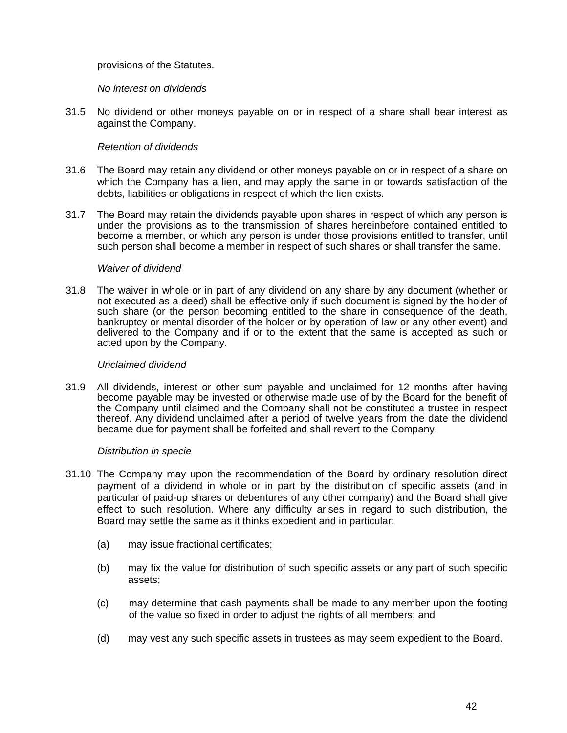provisions of the Statutes.

*No interest on dividends*

31.5 No dividend or other moneys payable on or in respect of a share shall bear interest as against the Company.

*Retention of dividends*

31.6 The Board may retain any dividend or other moneys payable on or in respect of a share on which the Company has a lien, and may apply the same in or towards satisfaction of the debts, liabilities or obligations in respect of which the lien exists.

31.7 The Board may retain the dividends payable upon shares in respect of which any person is under the provisions as to the transmission of shares hereinbefore contained entitled to become a member, or which any person is under those provisions entitled to transfer, until such person shall become a member in respect of such shares or shall transfer the same.

*Waiver of dividend*

31.8 The waiver in whole or in part of any dividend on any share by any document (whether or not executed as a deed) shall be effective only if such document is signed by the holder of such share (or the person becoming entitled to the share in consequence of the death, bankruptcy or mental disorder of the holder or by operation of law or any other event) and delivered to the Company and if or to the extent that the same is accepted as such or acted upon by the Company.

*Unclaimed dividend*

31.9 All dividends, interest or other sum payable and unclaimed for 12 months after having become payable may be invested or otherwise made use of by the Board for the benefit of the Company until claimed and the Company shall not be constituted a trustee in respect thereof. Any dividend unclaimed after a period of twelve years from the date the dividend became due for payment shall be forfeited and shall revert to the Company.

*Distribution in specie*

31.10 The Company may upon the recommendation of the Board by ordinary resolution direct payment of a dividend in whole or in part by the distribution of specific assets (and in particular of paid-up shares or debentures of any other company) and the Board shall give effect to such resolution. Where any difficulty arises in regard to such distribution, the Board may settle the same as it thinks expedient and in particular:

(a) may issue fractional certificates;

(b) may fix the value for distribution of such specific assets or any part of such specific assets;

(c) may determine that cash payments shall be made to any member upon the footing of the value so fixed in order to adjust the rights of all members; and

(d) may vest any such specific assets in trustees as may seem expedient to the Board.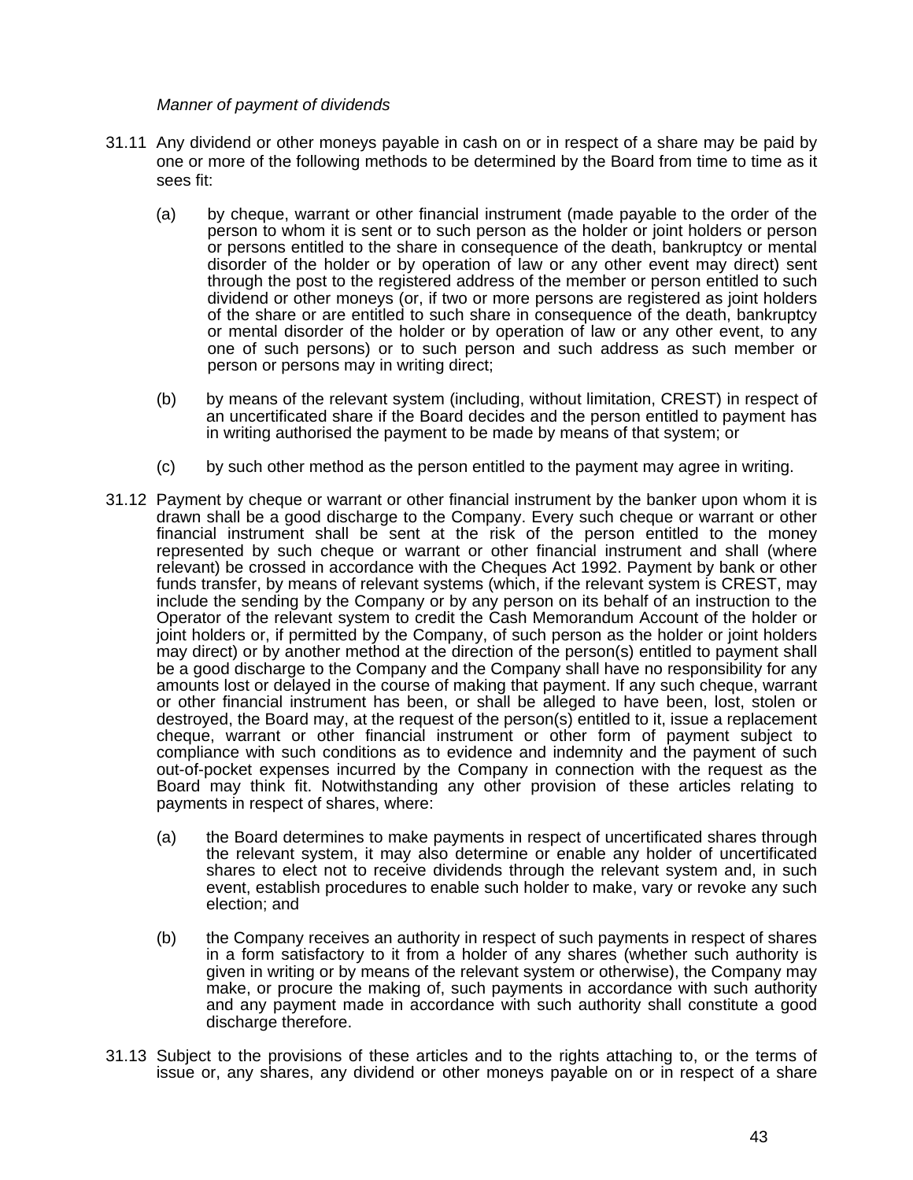*Manner of payment of dividends*

31.11 Any dividend or other moneys payable in cash on or in respect of a share may be paid by one or more of the following methods to be determined by the Board from time to time as it sees fit:

(a) by cheque, warrant or other financial instrument (made payable to the order of the person to whom it is sent or to such person as the holder or joint holders or person or persons entitled to the share in consequence of the death, bankruptcy or mental disorder of the holder or by operation of law or any other event may direct) sent through the post to the registered address of the member or person entitled to such dividend or other moneys (or, if two or more persons are registered as joint holders of the share or are entitled to such share in consequence of the death, bankruptcy or mental disorder of the holder or by operation of law or any other event, to any one of such persons) or to such person and such address as such member or person or persons may in writing direct;

(b) by means of the relevant system (including, without limitation, CREST) in respect of an uncertificated share if the Board decides and the person entitled to payment has in writing authorised the payment to be made by means of that system; or

(c) by such other method as the person entitled to the payment may agree in writing.

31.12 Payment by cheque or warrant or other financial instrument by the banker upon whom it is drawn shall be a good discharge to the Company. Every such cheque or warrant or other financial instrument shall be sent at the risk of the person entitled to the money represented by such cheque or warrant or other financial instrument and shall (where relevant) be crossed in accordance with the Cheques Act 1992. Payment by bank or other funds transfer, by means of relevant systems (which, if the relevant system is CREST, may include the sending by the Company or by any person on its behalf of an instruction to the Operator of the relevant system to credit the Cash Memorandum Account of the holder or joint holders or, if permitted by the Company, of such person as the holder or joint holders may direct) or by another method at the direction of the person(s) entitled to payment shall be a good discharge to the Company and the Company shall have no responsibility for any amounts lost or delayed in the course of making that payment. If any such cheque, warrant or other financial instrument has been, or shall be alleged to have been, lost, stolen or destroyed, the Board may, at the request of the person(s) entitled to it, issue a replacement cheque, warrant or other financial instrument or other form of payment subject to compliance with such conditions as to evidence and indemnity and the payment of such out-of-pocket expenses incurred by the Company in connection with the request as the Board may think fit. Notwithstanding any other provision of these articles relating to payments in respect of shares, where:

(a) the Board determines to make payments in respect of uncertificated shares through the relevant system, it may also determine or enable any holder of uncertificated shares to elect not to receive dividends through the relevant system and, in such event, establish procedures to enable such holder to make, vary or revoke any such election; and

(b) the Company receives an authority in respect of such payments in respect of shares in a form satisfactory to it from a holder of any shares (whether such authority is given in writing or by means of the relevant system or otherwise), the Company may make, or procure the making of, such payments in accordance with such authority and any payment made in accordance with such authority shall constitute a good discharge therefore.

31.13 Subject to the provisions of these articles and to the rights attaching to, or the terms of issue or, any shares, any dividend or other moneys payable on or in respect of a share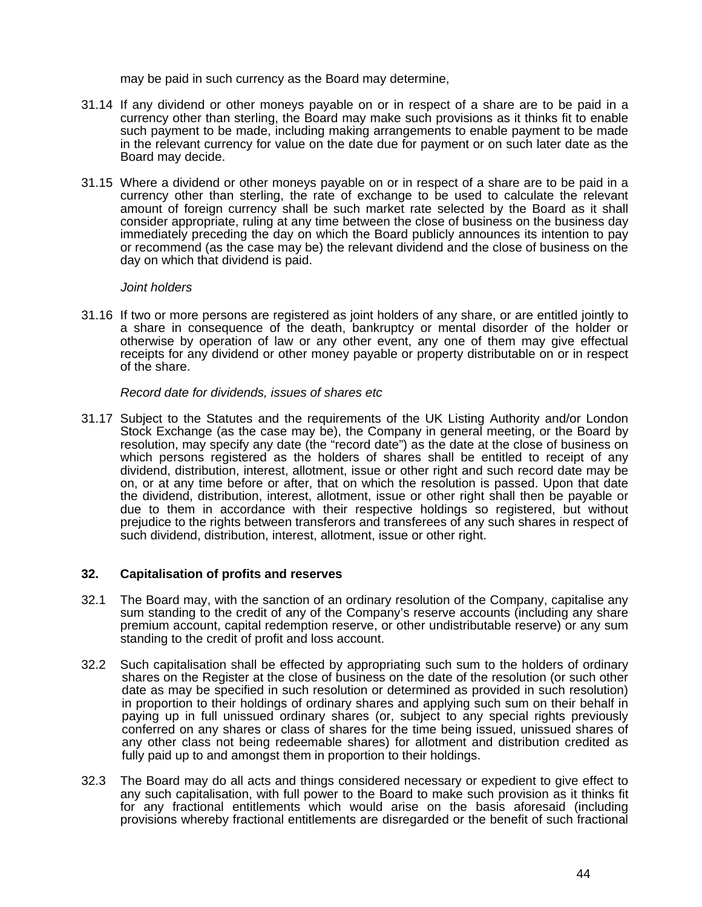may be paid in such currency as the Board may determine,

31.14 If any dividend or other moneys payable on or in respect of a share are to be paid in a currency other than sterling, the Board may make such provisions as it thinks fit to enable such payment to be made, including making arrangements to enable payment to be made in the relevant currency for value on the date due for payment or on such later date as the Board may decide.

31.15 Where a dividend or other moneys payable on or in respect of a share are to be paid in a currency other than sterling, the rate of exchange to be used to calculate the relevant amount of foreign currency shall be such market rate selected by the Board as it shall consider appropriate, ruling at any time between the close of business on the business day immediately preceding the day on which the Board publicly announces its intention to pay or recommend (as the case may be) the relevant dividend and the close of business on the day on which that dividend is paid.

*Joint holders*

31.16 If two or more persons are registered as joint holders of any share, or are entitled jointly to a share in consequence of the death, bankruptcy or mental disorder of the holder or otherwise by operation of law or any other event, any one of them may give effectual receipts for any dividend or other money payable or property distributable on or in respect of the share.

*Record date for dividends, issues of shares etc*

31.17 Subject to the Statutes and the requirements of the UK Listing Authority and/or London Stock Exchange (as the case may be), the Company in general meeting, or the Board by resolution, may specify any date (the "record date") as the date at the close of business on which persons registered as the holders of shares shall be entitled to receipt of any dividend, distribution, interest, allotment, issue or other right and such record date may be on, or at any time before or after, that on which the resolution is passed. Upon that date the dividend, distribution, interest, allotment, issue or other right shall then be payable or due to them in accordance with their respective holdings so registered, but without prejudice to the rights between transferors and transferees of any such shares in respect of such dividend, distribution, interest, allotment, issue or other right.

## 32. Capitalisation of profits and reserves

32.1 The Board may, with the sanction of an ordinary resolution of the Company, capitalise any sum standing to the credit of any of the Company's reserve accounts (including any share premium account, capital redemption reserve, or other undistributable reserve) or any sum standing to the credit of profit and loss account.

32.2 Such capitalisation shall be effected by appropriating such sum to the holders of ordinary shares on the Register at the close of business on the date of the resolution (or such other date as may be specified in such resolution or determined as provided in such resolution) in proportion to their holdings of ordinary shares and applying such sum on their behalf in paying up in full unissued ordinary shares (or, subject to any special rights previously conferred on any shares or class of shares for the time being issued, unissued shares of any other class not being redeemable shares) for allotment and distribution credited as fully paid up to and amongst them in proportion to their holdings.

32.3 The Board may do all acts and things considered necessary or expedient to give effect to any such capitalisation, with full power to the Board to make such provision as it thinks fit for any fractional entitlements which would arise on the basis aforesaid (including provisions whereby fractional entitlements are disregarded or the benefit of such fractional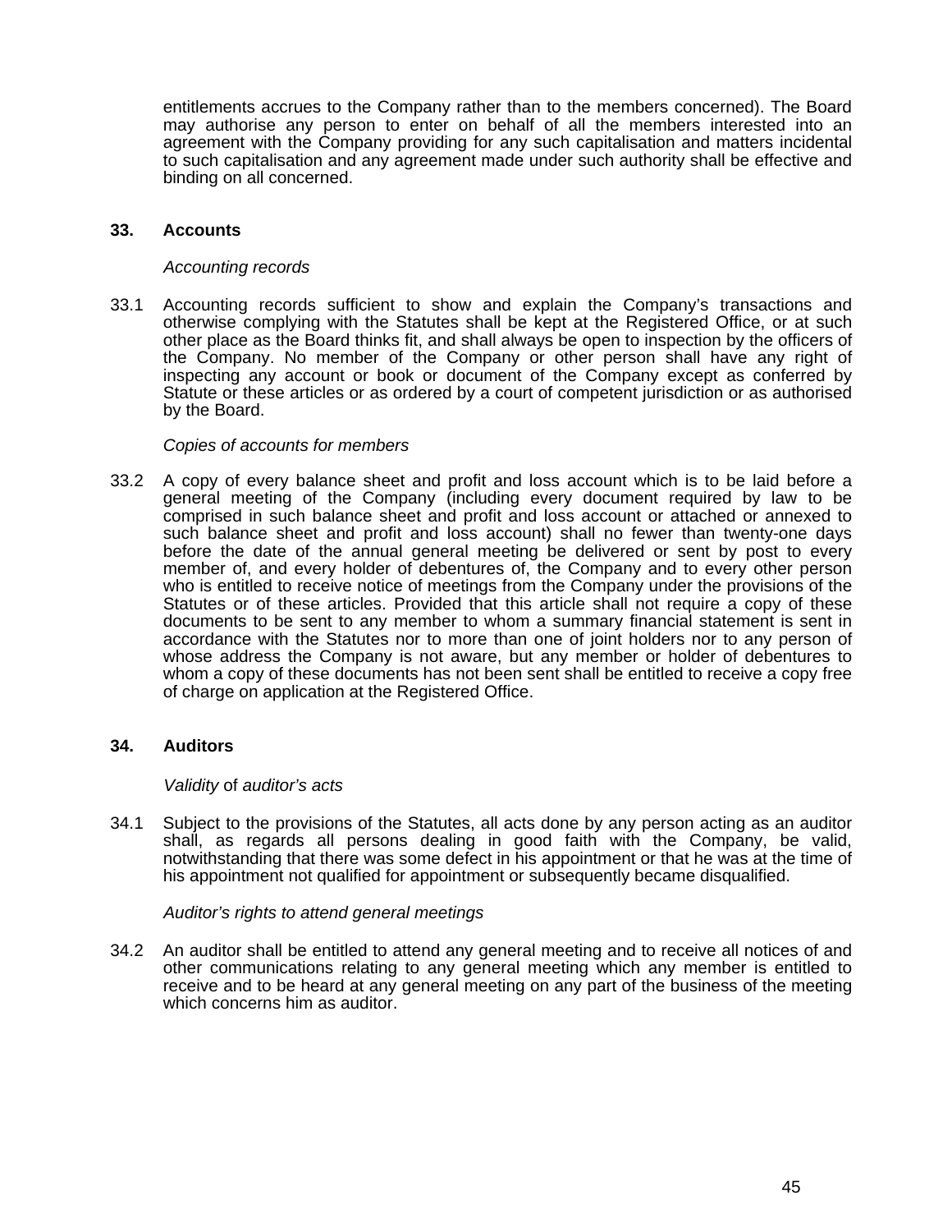entitlements accrues to the Company rather than to the members concerned). The Board may authorise any person to enter on behalf of all the members interested into an agreement with the Company providing for any such capitalisation and matters incidental to such capitalisation and any agreement made under such authority shall be effective and binding on all concerned.

## 33. Accounts

*Accounting records*

33.1 Accounting records sufficient to show and explain the Company's transactions and otherwise complying with the Statutes shall be kept at the Registered Office, or at such other place as the Board thinks fit, and shall always be open to inspection by the officers of the Company. No member of the Company or other person shall have any right of inspecting any account or book or document of the Company except as conferred by Statute or these articles or as ordered by a court of competent jurisdiction or as authorised by the Board.

*Copies of accounts for members*

33.2 A copy of every balance sheet and profit and loss account which is to be laid before a general meeting of the Company (including every document required by law to be comprised in such balance sheet and profit and loss account or attached or annexed to such balance sheet and profit and loss account) shall no fewer than twenty-one days before the date of the annual general meeting be delivered or sent by post to every member of, and every holder of debentures of, the Company and to every other person who is entitled to receive notice of meetings from the Company under the provisions of the Statutes or of these articles. Provided that this article shall not require a copy of these documents to be sent to any member to whom a summary financial statement is sent in accordance with the Statutes nor to more than one of joint holders nor to any person of whose address the Company is not aware, but any member or holder of debentures to whom a copy of these documents has not been sent shall be entitled to receive a copy free of charge on application at the Registered Office.

## 34. Auditors

*Validity* of *auditor's acts*

34.1 Subject to the provisions of the Statutes, all acts done by any person acting as an auditor shall, as regards all persons dealing in good faith with the Company, be valid, notwithstanding that there was some defect in his appointment or that he was at the time of his appointment not qualified for appointment or subsequently became disqualified.

*Auditor's rights to attend general meetings*

34.2 An auditor shall be entitled to attend any general meeting and to receive all notices of and other communications relating to any general meeting which any member is entitled to receive and to be heard at any general meeting on any part of the business of the meeting which concerns him as auditor.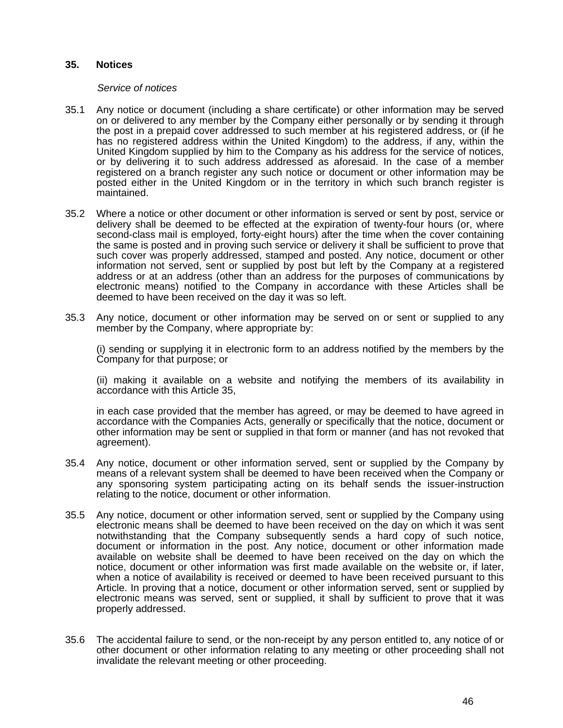## 35. Notices

*Service of notices*

35.1 Any notice or document (including a share certificate) or other information may be served on or delivered to any member by the Company either personally or by sending it through the post in a prepaid cover addressed to such member at his registered address, or (if he has no registered address within the United Kingdom) to the address, if any, within the United Kingdom supplied by him to the Company as his address for the service of notices, or by delivering it to such address addressed as aforesaid. In the case of a member registered on a branch register any such notice or document or other information may be posted either in the United Kingdom or in the territory in which such branch register is maintained.

35.2 Where a notice or other document or other information is served or sent by post, service or delivery shall be deemed to be effected at the expiration of twenty-four hours (or, where second-class mail is employed, forty-eight hours) after the time when the cover containing the same is posted and in proving such service or delivery it shall be sufficient to prove that such cover was properly addressed, stamped and posted. Any notice, document or other information not served, sent or supplied by post but left by the Company at a registered address or at an address (other than an address for the purposes of communications by electronic means) notified to the Company in accordance with these Articles shall be deemed to have been received on the day it was so left.

35.3 Any notice, document or other information may be served on or sent or supplied to any member by the Company, where appropriate by:

(i) sending or supplying it in electronic form to an address notified by the members by the Company for that purpose; or

(ii) making it available on a website and notifying the members of its availability in accordance with this Article 35,

in each case provided that the member has agreed, or may be deemed to have agreed in accordance with the Companies Acts, generally or specifically that the notice, document or other information may be sent or supplied in that form or manner (and has not revoked that agreement).

35.4 Any notice, document or other information served, sent or supplied by the Company by means of a relevant system shall be deemed to have been received when the Company or any sponsoring system participating acting on its behalf sends the issuer-instruction relating to the notice, document or other information.

35.5 Any notice, document or other information served, sent or supplied by the Company using electronic means shall be deemed to have been received on the day on which it was sent notwithstanding that the Company subsequently sends a hard copy of such notice, document or information in the post. Any notice, document or other information made available on website shall be deemed to have been received on the day on which the notice, document or other information was first made available on the website or, if later, when a notice of availability is received or deemed to have been received pursuant to this Article. In proving that a notice, document or other information served, sent or supplied by electronic means was served, sent or supplied, it shall by sufficient to prove that it was properly addressed.

35.6 The accidental failure to send, or the non-receipt by any person entitled to, any notice of or other document or other information relating to any meeting or other proceeding shall not invalidate the relevant meeting or other proceeding.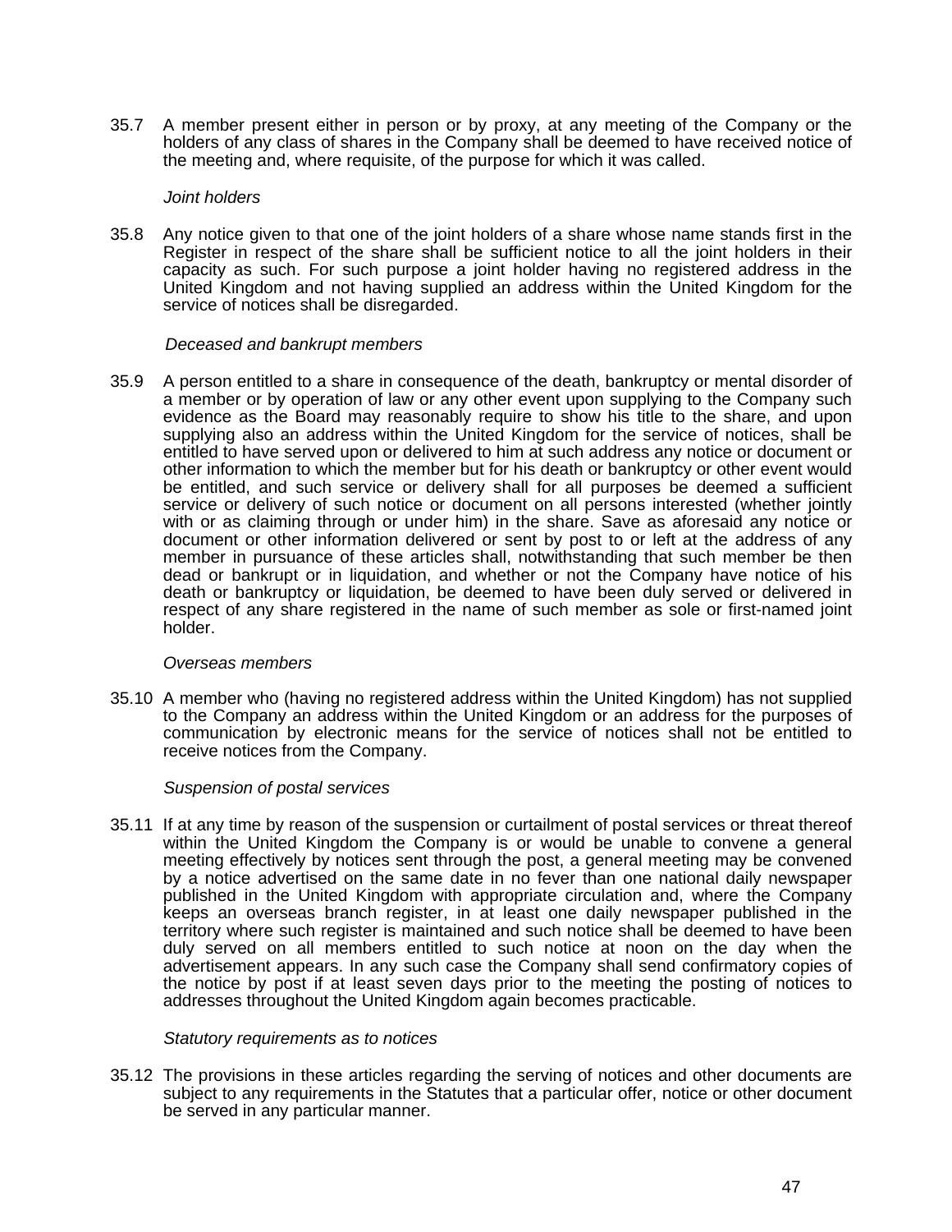35.7 A member present either in person or by proxy, at any meeting of the Company or the holders of any class of shares in the Company shall be deemed to have received notice of the meeting and, where requisite, of the purpose for which it was called.

*Joint holders*

35.8 Any notice given to that one of the joint holders of a share whose name stands first in the Register in respect of the share shall be sufficient notice to all the joint holders in their capacity as such. For such purpose a joint holder having no registered address in the United Kingdom and not having supplied an address within the United Kingdom for the service of notices shall be disregarded.

*Deceased and bankrupt members*

35.9 A person entitled to a share in consequence of the death, bankruptcy or mental disorder of a member or by operation of law or any other event upon supplying to the Company such evidence as the Board may reasonably require to show his title to the share, and upon supplying also an address within the United Kingdom for the service of notices, shall be entitled to have served upon or delivered to him at such address any notice or document or other information to which the member but for his death or bankruptcy or other event would be entitled, and such service or delivery shall for all purposes be deemed a sufficient service or delivery of such notice or document on all persons interested (whether jointly with or as claiming through or under him) in the share. Save as aforesaid any notice or document or other information delivered or sent by post to or left at the address of any member in pursuance of these articles shall, notwithstanding that such member be then dead or bankrupt or in liquidation, and whether or not the Company have notice of his death or bankruptcy or liquidation, be deemed to have been duly served or delivered in respect of any share registered in the name of such member as sole or first-named joint holder.

*Overseas members*

35.10 A member who (having no registered address within the United Kingdom) has not supplied to the Company an address within the United Kingdom or an address for the purposes of communication by electronic means for the service of notices shall not be entitled to receive notices from the Company.

*Suspension of postal services*

35.11 If at any time by reason of the suspension or curtailment of postal services or threat thereof within the United Kingdom the Company is or would be unable to convene a general meeting effectively by notices sent through the post, a general meeting may be convened by a notice advertised on the same date in no fever than one national daily newspaper published in the United Kingdom with appropriate circulation and, where the Company keeps an overseas branch register, in at least one daily newspaper published in the territory where such register is maintained and such notice shall be deemed to have been duly served on all members entitled to such notice at noon on the day when the advertisement appears. In any such case the Company shall send confirmatory copies of the notice by post if at least seven days prior to the meeting the posting of notices to addresses throughout the United Kingdom again becomes practicable.

*Statutory requirements as to notices*

35.12 The provisions in these articles regarding the serving of notices and other documents are subject to any requirements in the Statutes that a particular offer, notice or other document be served in any particular manner.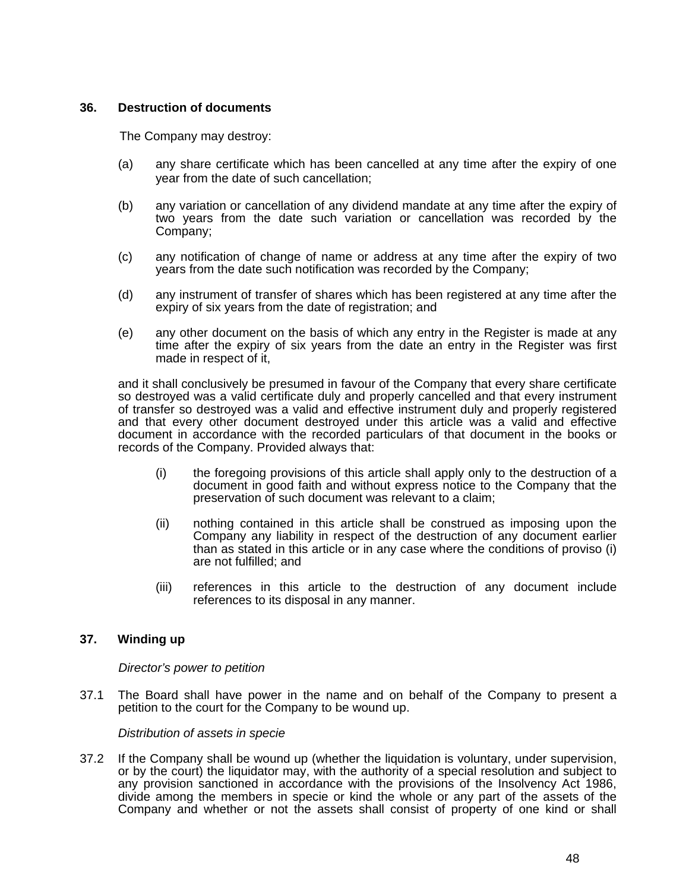## 36. Destruction of documents

The Company may destroy:

(a) any share certificate which has been cancelled at any time after the expiry of one year from the date of such cancellation;

(b) any variation or cancellation of any dividend mandate at any time after the expiry of two years from the date such variation or cancellation was recorded by the Company;

(c) any notification of change of name or address at any time after the expiry of two years from the date such notification was recorded by the Company;

(d) any instrument of transfer of shares which has been registered at any time after the expiry of six years from the date of registration; and

(e) any other document on the basis of which any entry in the Register is made at any time after the expiry of six years from the date an entry in the Register was first made in respect of it,

and it shall conclusively be presumed in favour of the Company that every share certificate so destroyed was a valid certificate duly and properly cancelled and that every instrument of transfer so destroyed was a valid and effective instrument duly and properly registered and that every other document destroyed under this article was a valid and effective document in accordance with the recorded particulars of that document in the books or records of the Company. Provided always that:

(i) the foregoing provisions of this article shall apply only to the destruction of a document in good faith and without express notice to the Company that the preservation of such document was relevant to a claim;

(ii) nothing contained in this article shall be construed as imposing upon the Company any liability in respect of the destruction of any document earlier than as stated in this article or in any case where the conditions of proviso (i) are not fulfilled; and

(iii) references in this article to the destruction of any document include references to its disposal in any manner.

## 37. Winding up

*Director's power to petition*

37.1 The Board shall have power in the name and on behalf of the Company to present a petition to the court for the Company to be wound up.

*Distribution of assets in specie*

37.2 If the Company shall be wound up (whether the liquidation is voluntary, under supervision, or by the court) the liquidator may, with the authority of a special resolution and subject to any provision sanctioned in accordance with the provisions of the Insolvency Act 1986, divide among the members in specie or kind the whole or any part of the assets of the Company and whether or not the assets shall consist of property of one kind or shall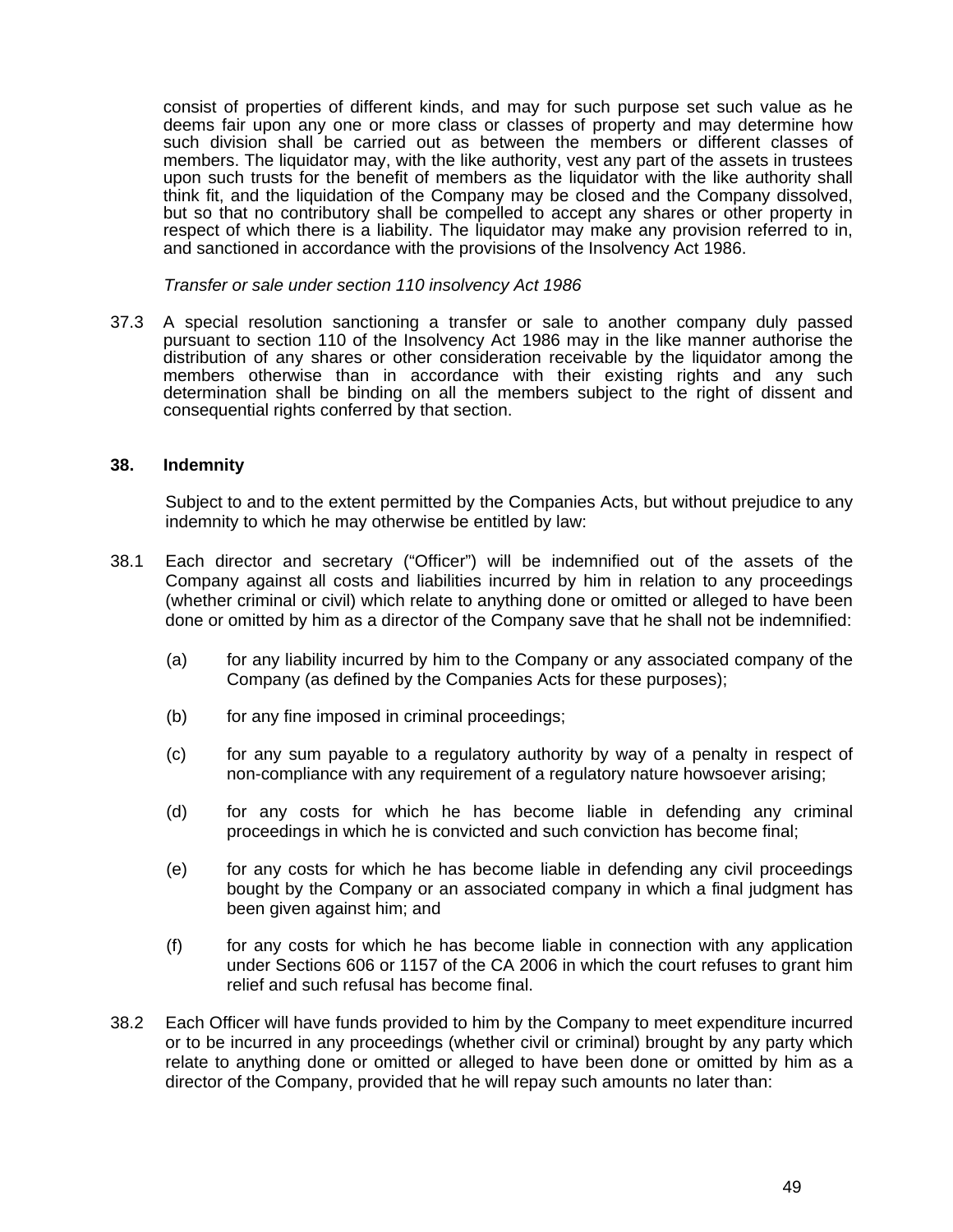consist of properties of different kinds, and may for such purpose set such value as he deems fair upon any one or more class or classes of property and may determine how such division shall be carried out as between the members or different classes of members. The liquidator may, with the like authority, vest any part of the assets in trustees upon such trusts for the benefit of members as the liquidator with the like authority shall think fit, and the liquidation of the Company may be closed and the Company dissolved, but so that no contributory shall be compelled to accept any shares or other property in respect of which there is a liability. The liquidator may make any provision referred to in, and sanctioned in accordance with the provisions of the Insolvency Act 1986.

*Transfer or sale under section 110 insolvency Act 1986*

37.3 A special resolution sanctioning a transfer or sale to another company duly passed pursuant to section 110 of the Insolvency Act 1986 may in the like manner authorise the distribution of any shares or other consideration receivable by the liquidator among the members otherwise than in accordance with their existing rights and any such determination shall be binding on all the members subject to the right of dissent and consequential rights conferred by that section.

**38. Indemnity**

Subject to and to the extent permitted by the Companies Acts, but without prejudice to any indemnity to which he may otherwise be entitled by law:

38.1 Each director and secretary ("Officer") will be indemnified out of the assets of the Company against all costs and liabilities incurred by him in relation to any proceedings (whether criminal or civil) which relate to anything done or omitted or alleged to have been done or omitted by him as a director of the Company save that he shall not be indemnified:

(a) for any liability incurred by him to the Company or any associated company of the Company (as defined by the Companies Acts for these purposes);

(b) for any fine imposed in criminal proceedings;

(c) for any sum payable to a regulatory authority by way of a penalty in respect of non-compliance with any requirement of a regulatory nature howsoever arising;

(d) for any costs for which he has become liable in defending any criminal proceedings in which he is convicted and such conviction has become final;

(e) for any costs for which he has become liable in defending any civil proceedings bought by the Company or an associated company in which a final judgment has been given against him; and

(f) for any costs for which he has become liable in connection with any application under Sections 606 or 1157 of the CA 2006 in which the court refuses to grant him relief and such refusal has become final.

38.2 Each Officer will have funds provided to him by the Company to meet expenditure incurred or to be incurred in any proceedings (whether civil or criminal) brought by any party which relate to anything done or omitted or alleged to have been done or omitted by him as a director of the Company, provided that he will repay such amounts no later than: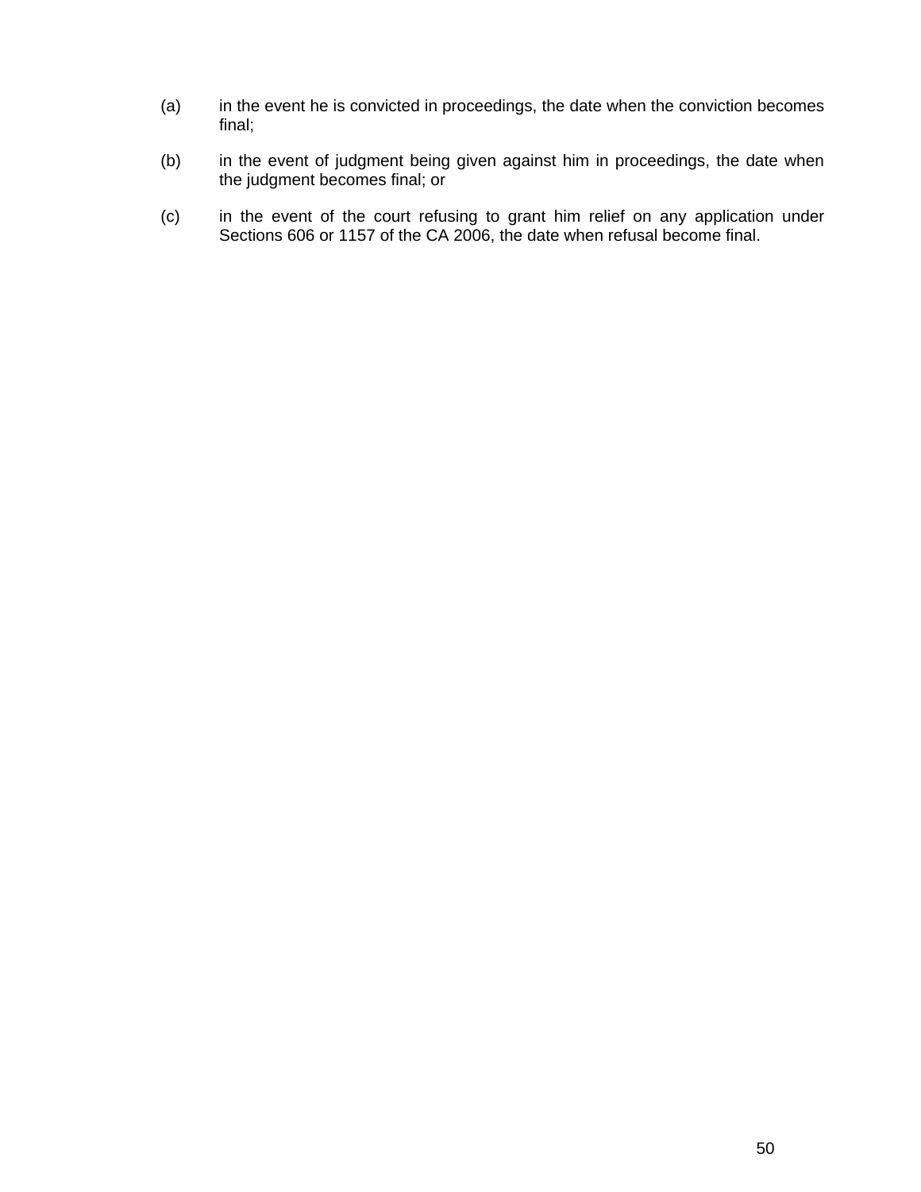(a) in the event he is convicted in proceedings, the date when the conviction becomes final;

(b) in the event of judgment being given against him in proceedings, the date when the judgment becomes final; or

(c) in the event of the court refusing to grant him relief on any application under Sections 606 or 1157 of the CA 2006, the date when refusal become final.